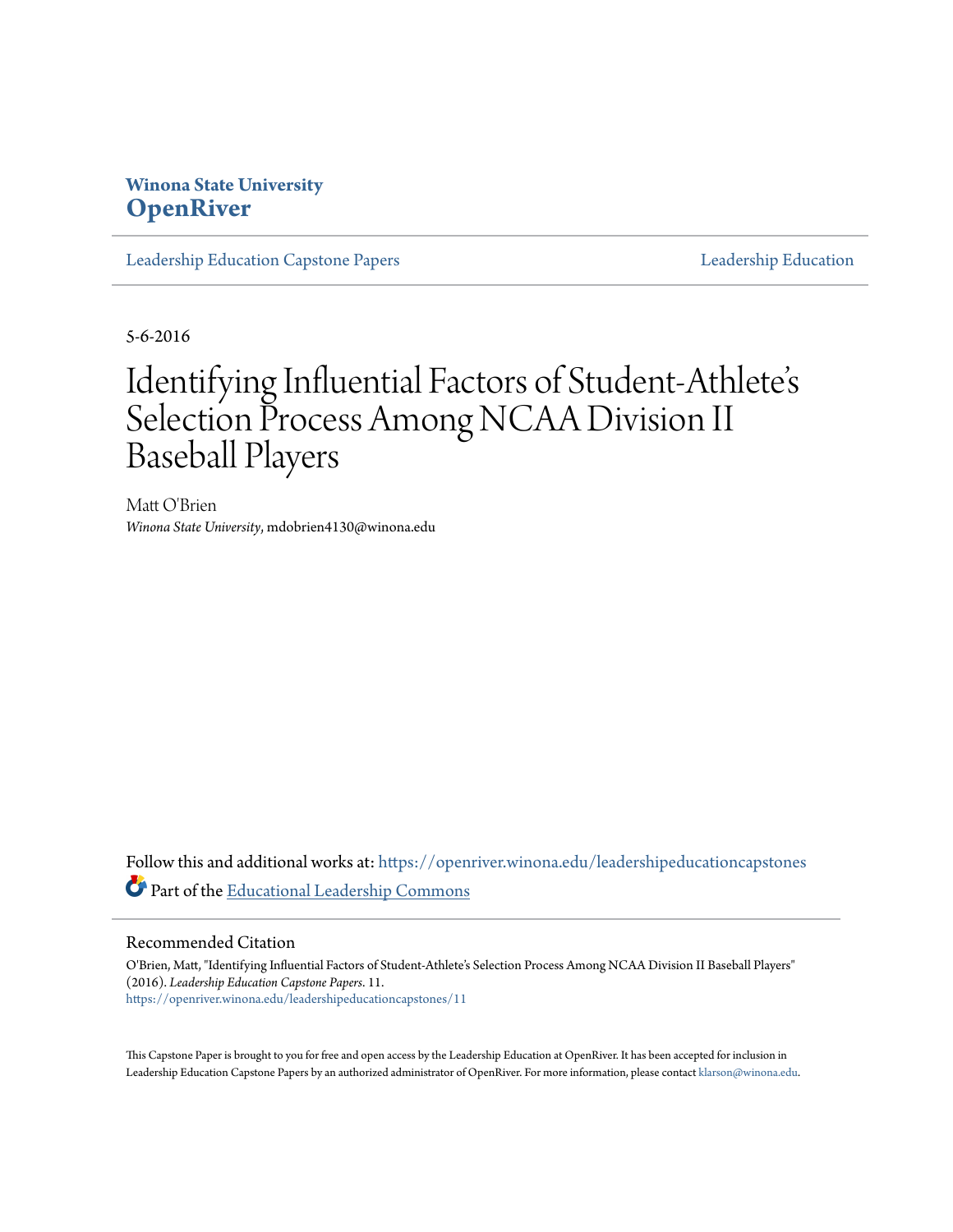Winona State University

# OpenRiver

Leadership Education Capstone Papers | Leadership Education

5-6-2016

# Identifying Influential Factors of Student-Athlete's Selection Process Among NCAA Division II Baseball Players

Matt O'Brien
*Winona State University*, mdobrien4130@winona.edu

Follow this and additional works at: https://openriver.winona.edu/leadershipeducationcapstones

Part of the Educational Leadership Commons

## Recommended Citation

O'Brien, Matt, "Identifying Influential Factors of Student-Athlete's Selection Process Among NCAA Division II Baseball Players" (2016). *Leadership Education Capstone Papers*. 11.
https://openriver.winona.edu/leadershipeducationcapstones/11

This Capstone Paper is brought to you for free and open access by the Leadership Education at OpenRiver. It has been accepted for inclusion in Leadership Education Capstone Papers by an authorized administrator of OpenRiver. For more information, please contact klarson@winona.edu.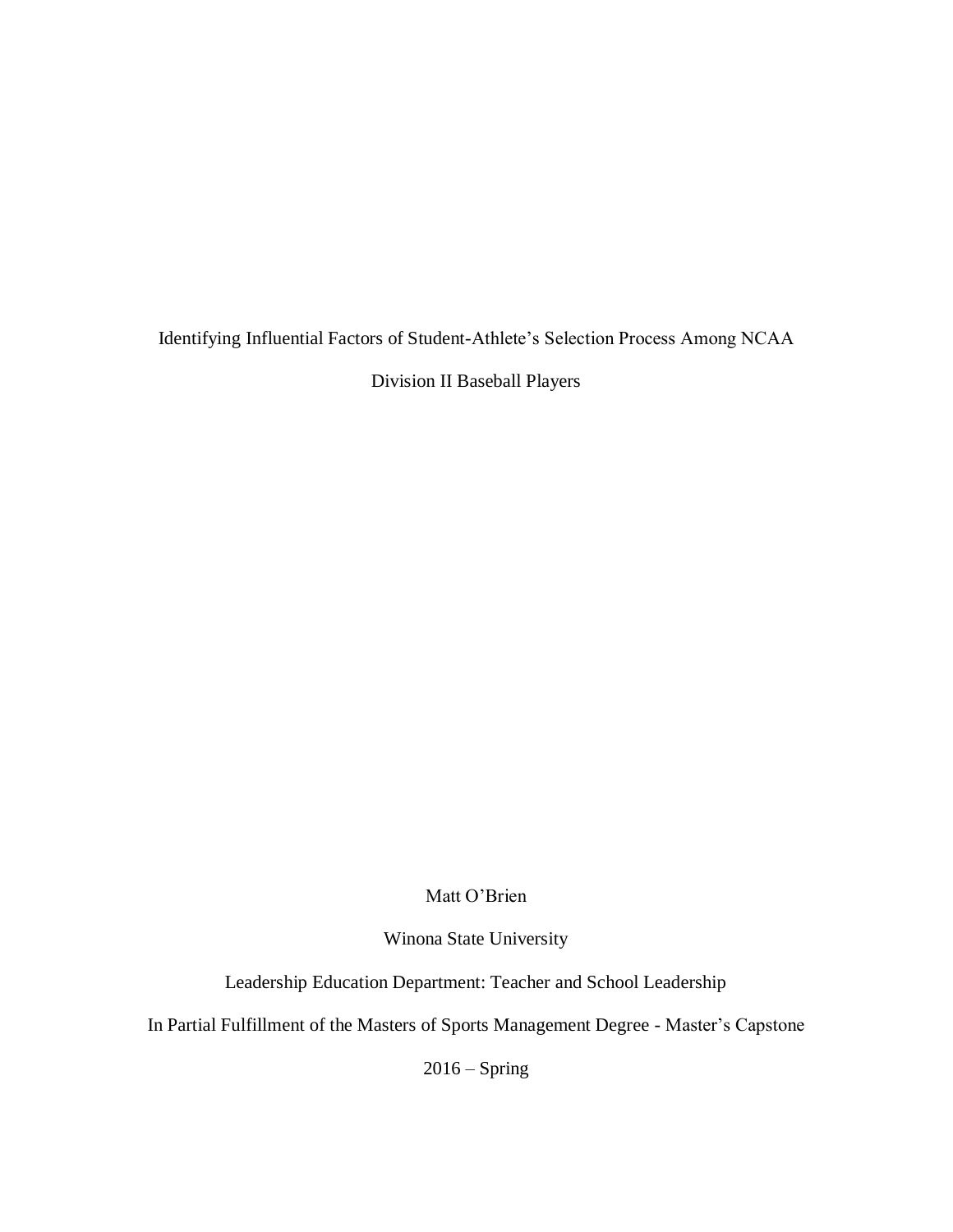# Identifying Influential Factors of Student-Athlete's Selection Process Among NCAA Division II Baseball Players

Matt O'Brien

Winona State University

Leadership Education Department: Teacher and School Leadership

In Partial Fulfillment of the Masters of Sports Management Degree - Master's Capstone

2016 – Spring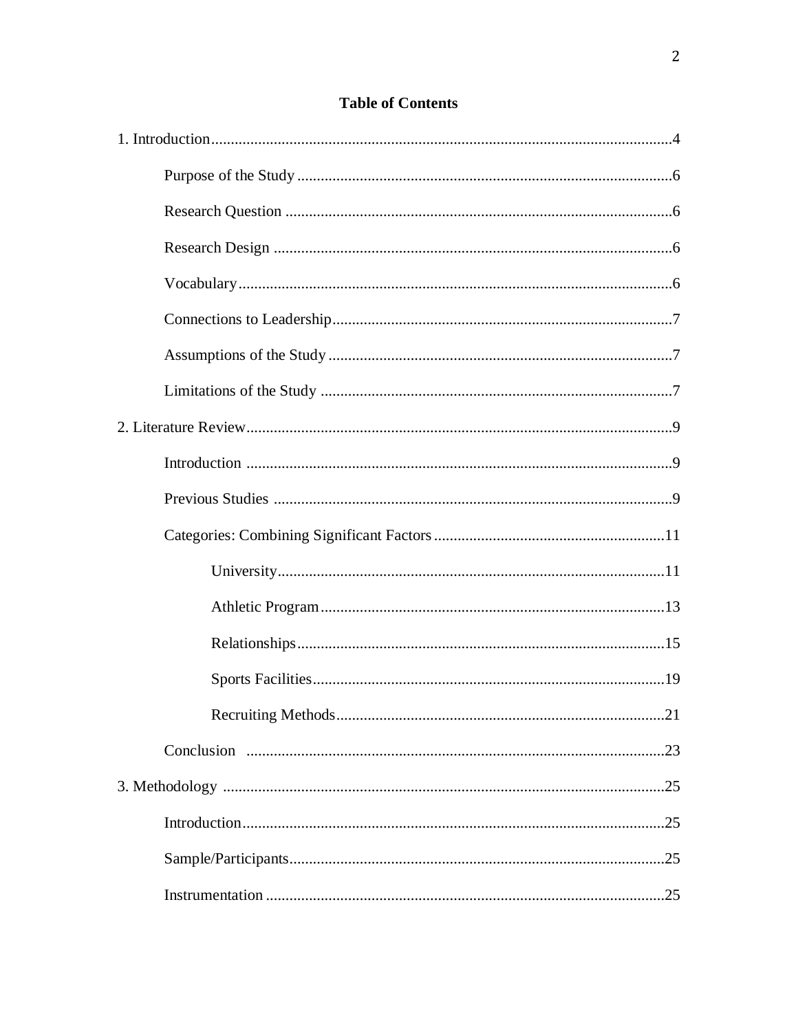**Table of Contents**

1. Introduction....................................................................................................................4
   - Purpose of the Study ...............................................................................................6
   - Research Question ...................................................................................................6
   - Research Design .......................................................................................................6
   - Vocabulary ................................................................................................................6
   - Connections to Leadership .......................................................................................7
   - Assumptions of the Study ........................................................................................7
   - Limitations of the Study ...........................................................................................7
2. Literature Review............................................................................................................9
   - Introduction ...............................................................................................................9
   - Previous Studies ........................................................................................................9
   - Categories: Combining Significant Factors ...........................................................11
     - University...................................................................................................11
     - Athletic Program .......................................................................................13
     - Relationships .............................................................................................15
     - Sports Facilities ..........................................................................................19
     - Recruiting Methods ...................................................................................21
   - Conclusion ..............................................................................................................23
3. Methodology ................................................................................................................25
   - Introduction .............................................................................................................25
   - Sample/Participants .................................................................................................25
   - Instrumentation .......................................................................................................25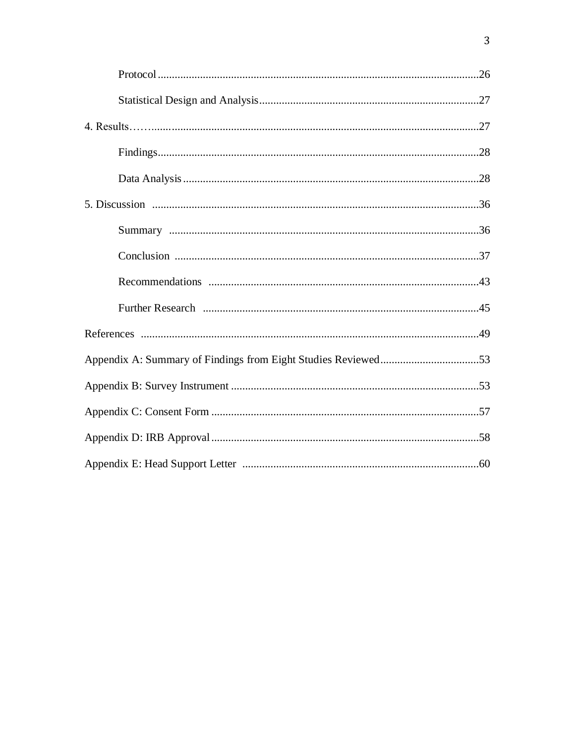Protocol .................................................................................................................26

Statistical Design and Analysis .............................................................................27

4. Results……...................................................................................................................27

Findings.................................................................................................................28

Data Analysis ........................................................................................................28

5. Discussion ...................................................................................................................36

Summary .............................................................................................................36

Conclusion ...........................................................................................................37

Recommendations ................................................................................................43

Further Research ..................................................................................................45

References .......................................................................................................................49

Appendix A: Summary of Findings from Eight Studies Reviewed...................................53

Appendix B: Survey Instrument ........................................................................................53

Appendix C: Consent Form ...............................................................................................57

Appendix D: IRB Approval...............................................................................................58

Appendix E: Head Support Letter ...................................................................................60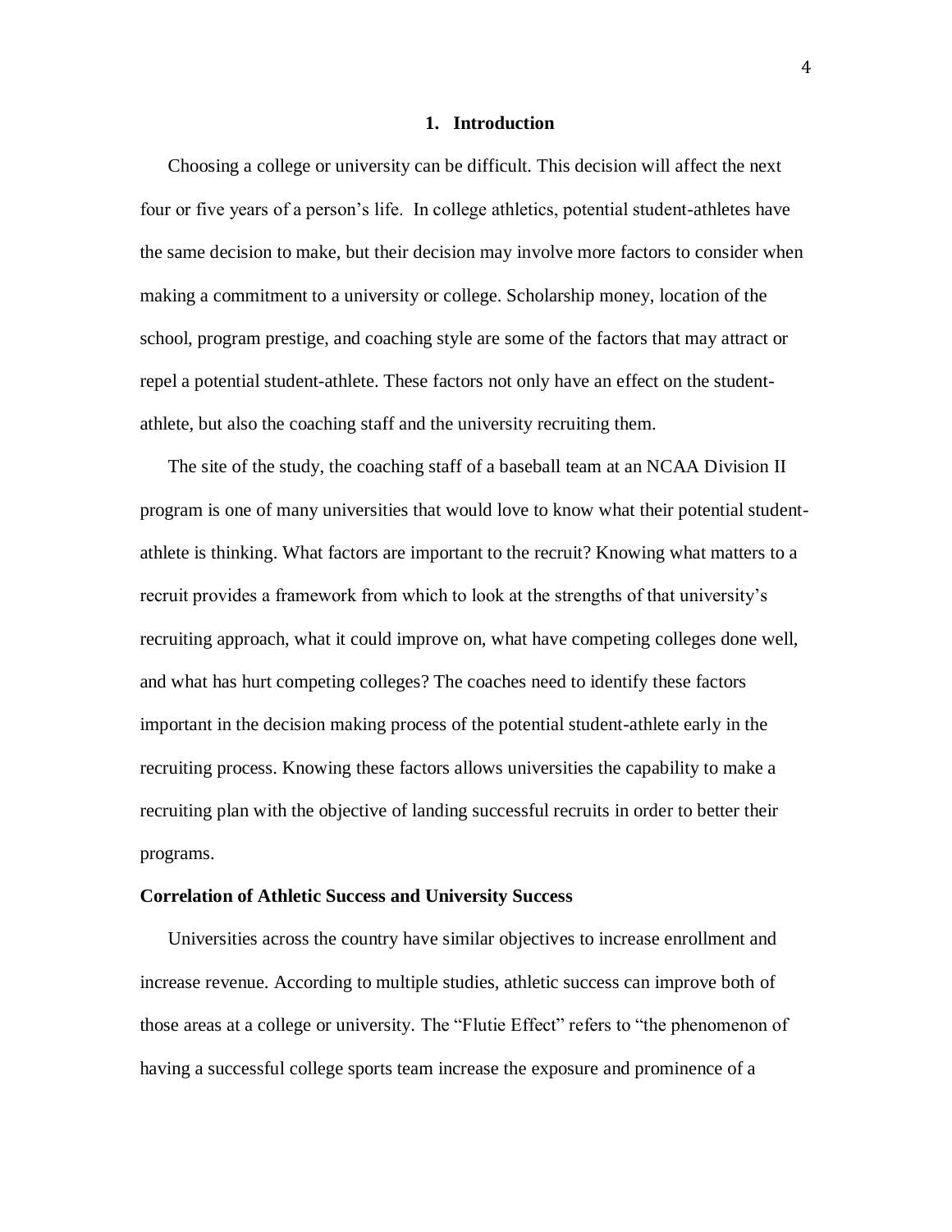# 1. Introduction

Choosing a college or university can be difficult. This decision will affect the next four or five years of a person's life. In college athletics, potential student-athletes have the same decision to make, but their decision may involve more factors to consider when making a commitment to a university or college. Scholarship money, location of the school, program prestige, and coaching style are some of the factors that may attract or repel a potential student-athlete. These factors not only have an effect on the student-athlete, but also the coaching staff and the university recruiting them.

The site of the study, the coaching staff of a baseball team at an NCAA Division II program is one of many universities that would love to know what their potential student-athlete is thinking. What factors are important to the recruit? Knowing what matters to a recruit provides a framework from which to look at the strengths of that university's recruiting approach, what it could improve on, what have competing colleges done well, and what has hurt competing colleges? The coaches need to identify these factors important in the decision making process of the potential student-athlete early in the recruiting process. Knowing these factors allows universities the capability to make a recruiting plan with the objective of landing successful recruits in order to better their programs.

**Correlation of Athletic Success and University Success**

Universities across the country have similar objectives to increase enrollment and increase revenue. According to multiple studies, athletic success can improve both of those areas at a college or university. The "Flutie Effect" refers to "the phenomenon of having a successful college sports team increase the exposure and prominence of a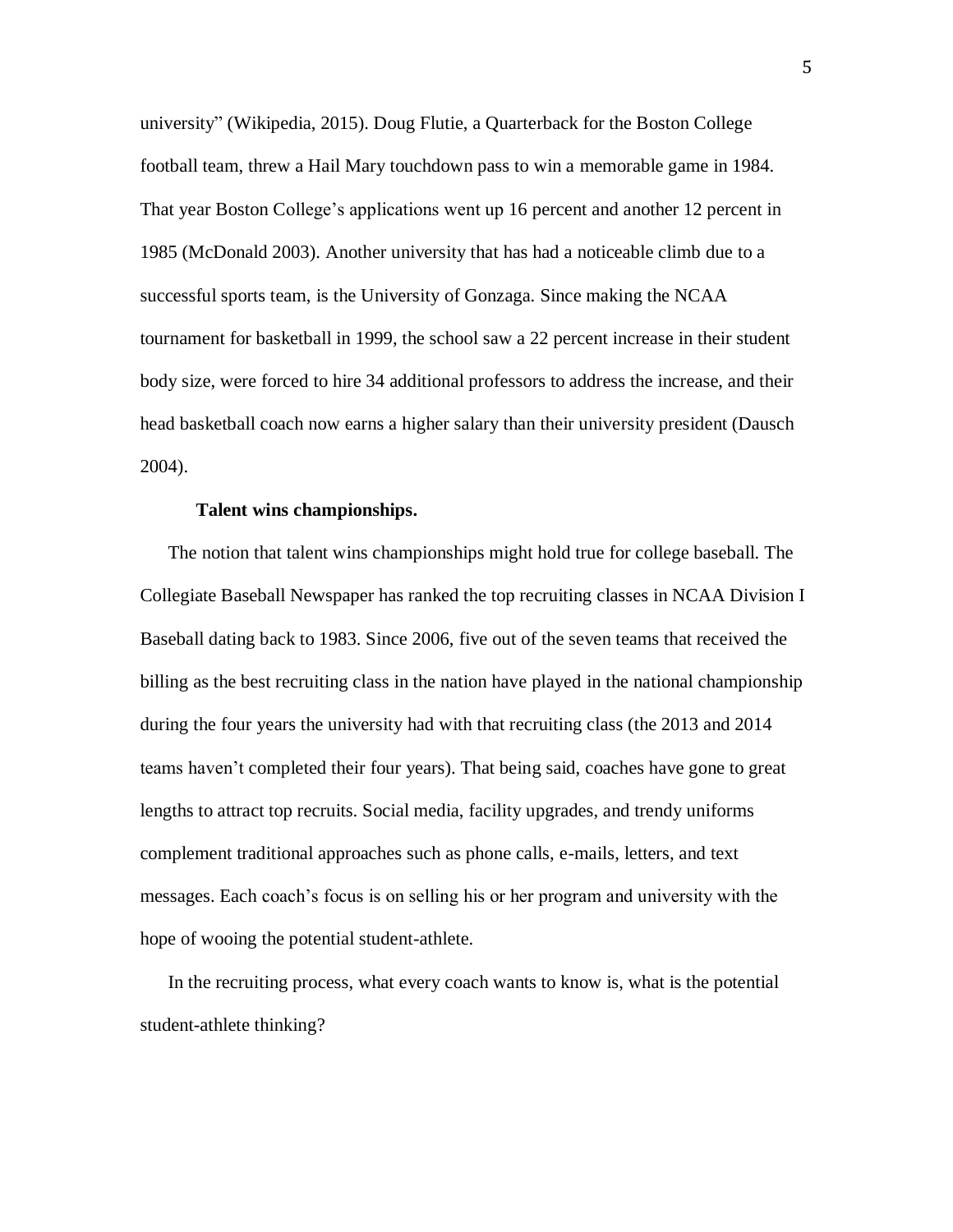university" (Wikipedia, 2015). Doug Flutie, a Quarterback for the Boston College football team, threw a Hail Mary touchdown pass to win a memorable game in 1984. That year Boston College's applications went up 16 percent and another 12 percent in 1985 (McDonald 2003). Another university that has had a noticeable climb due to a successful sports team, is the University of Gonzaga. Since making the NCAA tournament for basketball in 1999, the school saw a 22 percent increase in their student body size, were forced to hire 34 additional professors to address the increase, and their head basketball coach now earns a higher salary than their university president (Dausch 2004).

**Talent wins championships.**

The notion that talent wins championships might hold true for college baseball. The Collegiate Baseball Newspaper has ranked the top recruiting classes in NCAA Division I Baseball dating back to 1983. Since 2006, five out of the seven teams that received the billing as the best recruiting class in the nation have played in the national championship during the four years the university had with that recruiting class (the 2013 and 2014 teams haven't completed their four years). That being said, coaches have gone to great lengths to attract top recruits. Social media, facility upgrades, and trendy uniforms complement traditional approaches such as phone calls, e-mails, letters, and text messages. Each coach's focus is on selling his or her program and university with the hope of wooing the potential student-athlete.

In the recruiting process, what every coach wants to know is, what is the potential student-athlete thinking?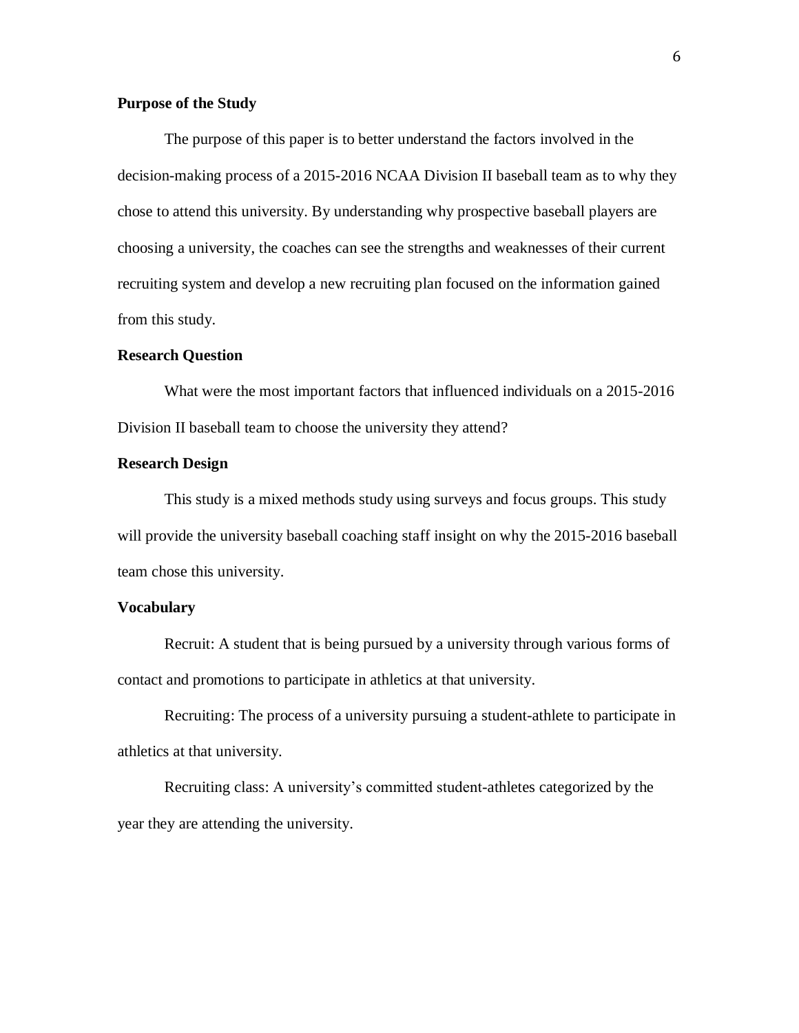## Purpose of the Study

The purpose of this paper is to better understand the factors involved in the decision-making process of a 2015-2016 NCAA Division II baseball team as to why they chose to attend this university. By understanding why prospective baseball players are choosing a university, the coaches can see the strengths and weaknesses of their current recruiting system and develop a new recruiting plan focused on the information gained from this study.

## Research Question

What were the most important factors that influenced individuals on a 2015-2016 Division II baseball team to choose the university they attend?

## Research Design

This study is a mixed methods study using surveys and focus groups. This study will provide the university baseball coaching staff insight on why the 2015-2016 baseball team chose this university.

## Vocabulary

Recruit: A student that is being pursued by a university through various forms of contact and promotions to participate in athletics at that university.

Recruiting: The process of a university pursuing a student-athlete to participate in athletics at that university.

Recruiting class: A university's committed student-athletes categorized by the year they are attending the university.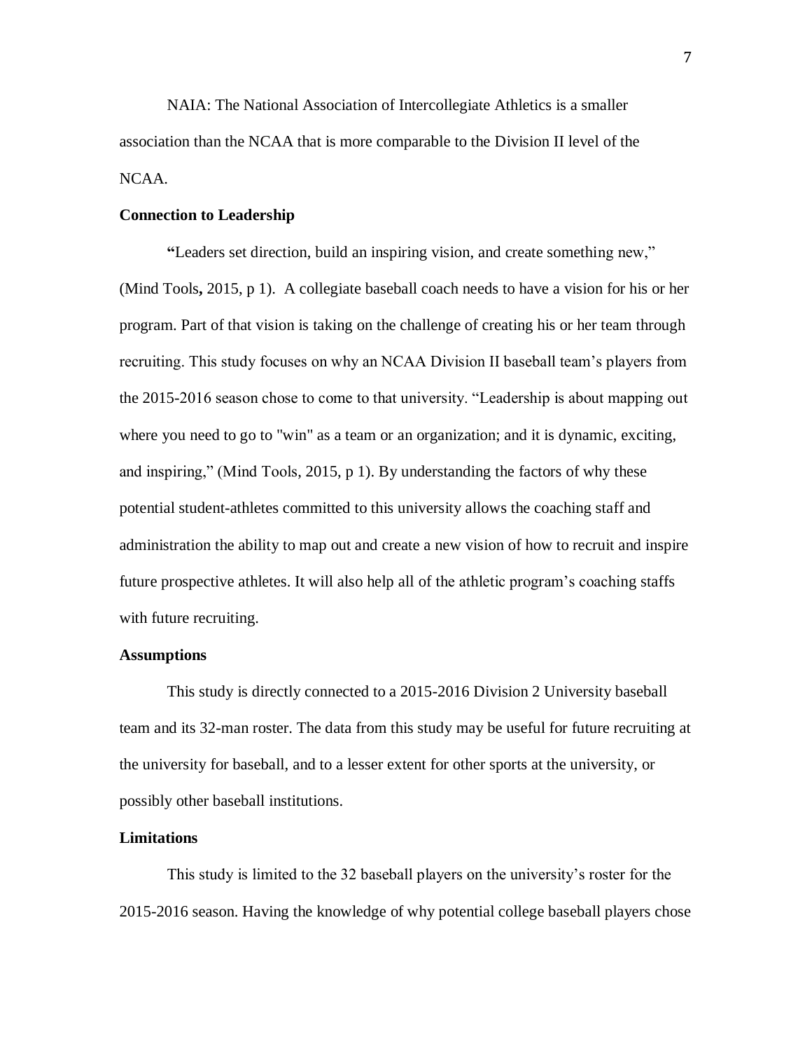NAIA: The National Association of Intercollegiate Athletics is a smaller association than the NCAA that is more comparable to the Division II level of the NCAA.

**Connection to Leadership**

"Leaders set direction, build an inspiring vision, and create something new," (Mind Tools, 2015, p 1). A collegiate baseball coach needs to have a vision for his or her program. Part of that vision is taking on the challenge of creating his or her team through recruiting. This study focuses on why an NCAA Division II baseball team's players from the 2015-2016 season chose to come to that university. "Leadership is about mapping out where you need to go to "win" as a team or an organization; and it is dynamic, exciting, and inspiring," (Mind Tools, 2015, p 1). By understanding the factors of why these potential student-athletes committed to this university allows the coaching staff and administration the ability to map out and create a new vision of how to recruit and inspire future prospective athletes. It will also help all of the athletic program's coaching staffs with future recruiting.

**Assumptions**

This study is directly connected to a 2015-2016 Division 2 University baseball team and its 32-man roster. The data from this study may be useful for future recruiting at the university for baseball, and to a lesser extent for other sports at the university, or possibly other baseball institutions.

**Limitations**

This study is limited to the 32 baseball players on the university's roster for the 2015-2016 season. Having the knowledge of why potential college baseball players chose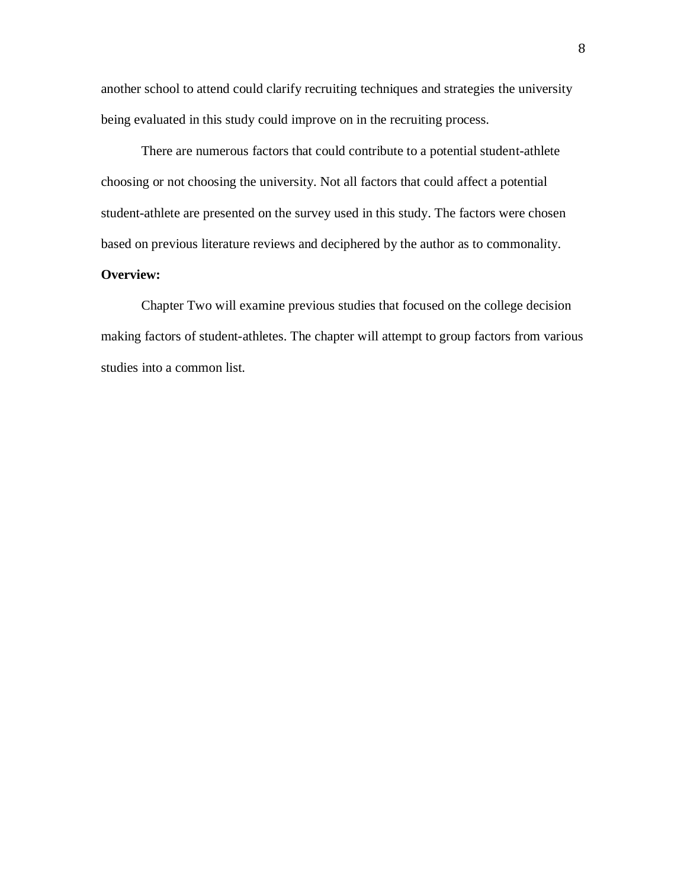another school to attend could clarify recruiting techniques and strategies the university being evaluated in this study could improve on in the recruiting process.

There are numerous factors that could contribute to a potential student-athlete choosing or not choosing the university. Not all factors that could affect a potential student-athlete are presented on the survey used in this study. The factors were chosen based on previous literature reviews and deciphered by the author as to commonality.

**Overview:**

Chapter Two will examine previous studies that focused on the college decision making factors of student-athletes. The chapter will attempt to group factors from various studies into a common list.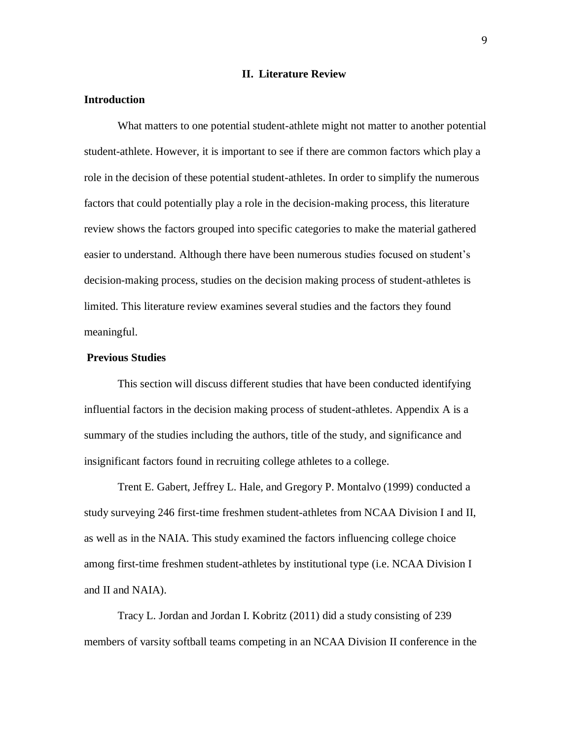## II. Literature Review

### Introduction

What matters to one potential student-athlete might not matter to another potential student-athlete. However, it is important to see if there are common factors which play a role in the decision of these potential student-athletes. In order to simplify the numerous factors that could potentially play a role in the decision-making process, this literature review shows the factors grouped into specific categories to make the material gathered easier to understand. Although there have been numerous studies focused on student's decision-making process, studies on the decision making process of student-athletes is limited. This literature review examines several studies and the factors they found meaningful.

### Previous Studies

This section will discuss different studies that have been conducted identifying influential factors in the decision making process of student-athletes. Appendix A is a summary of the studies including the authors, title of the study, and significance and insignificant factors found in recruiting college athletes to a college.

Trent E. Gabert, Jeffrey L. Hale, and Gregory P. Montalvo (1999) conducted a study surveying 246 first-time freshmen student-athletes from NCAA Division I and II, as well as in the NAIA. This study examined the factors influencing college choice among first-time freshmen student-athletes by institutional type (i.e. NCAA Division I and II and NAIA).

Tracy L. Jordan and Jordan I. Kobritz (2011) did a study consisting of 239 members of varsity softball teams competing in an NCAA Division II conference in the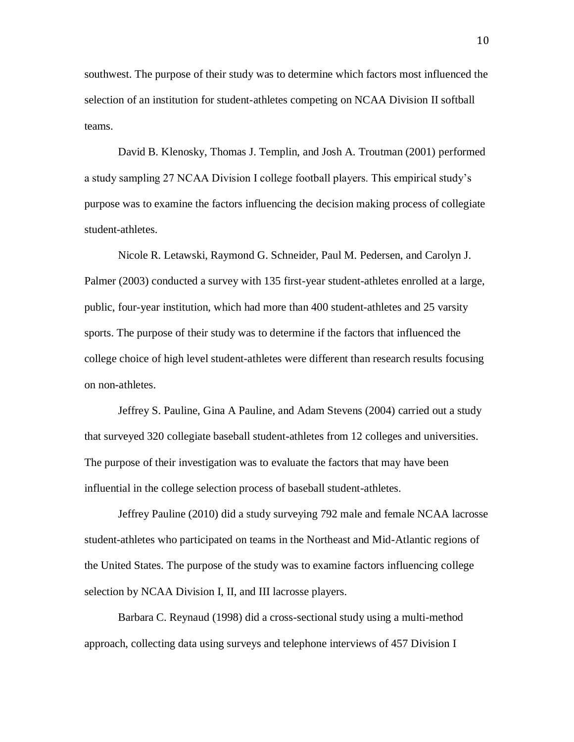southwest. The purpose of their study was to determine which factors most influenced the selection of an institution for student-athletes competing on NCAA Division II softball teams.

David B. Klenosky, Thomas J. Templin, and Josh A. Troutman (2001) performed a study sampling 27 NCAA Division I college football players. This empirical study's purpose was to examine the factors influencing the decision making process of collegiate student-athletes.

Nicole R. Letawski, Raymond G. Schneider, Paul M. Pedersen, and Carolyn J. Palmer (2003) conducted a survey with 135 first-year student-athletes enrolled at a large, public, four-year institution, which had more than 400 student-athletes and 25 varsity sports. The purpose of their study was to determine if the factors that influenced the college choice of high level student-athletes were different than research results focusing on non-athletes.

Jeffrey S. Pauline, Gina A Pauline, and Adam Stevens (2004) carried out a study that surveyed 320 collegiate baseball student-athletes from 12 colleges and universities. The purpose of their investigation was to evaluate the factors that may have been influential in the college selection process of baseball student-athletes.

Jeffrey Pauline (2010) did a study surveying 792 male and female NCAA lacrosse student-athletes who participated on teams in the Northeast and Mid-Atlantic regions of the United States. The purpose of the study was to examine factors influencing college selection by NCAA Division I, II, and III lacrosse players.

Barbara C. Reynaud (1998) did a cross-sectional study using a multi-method approach, collecting data using surveys and telephone interviews of 457 Division I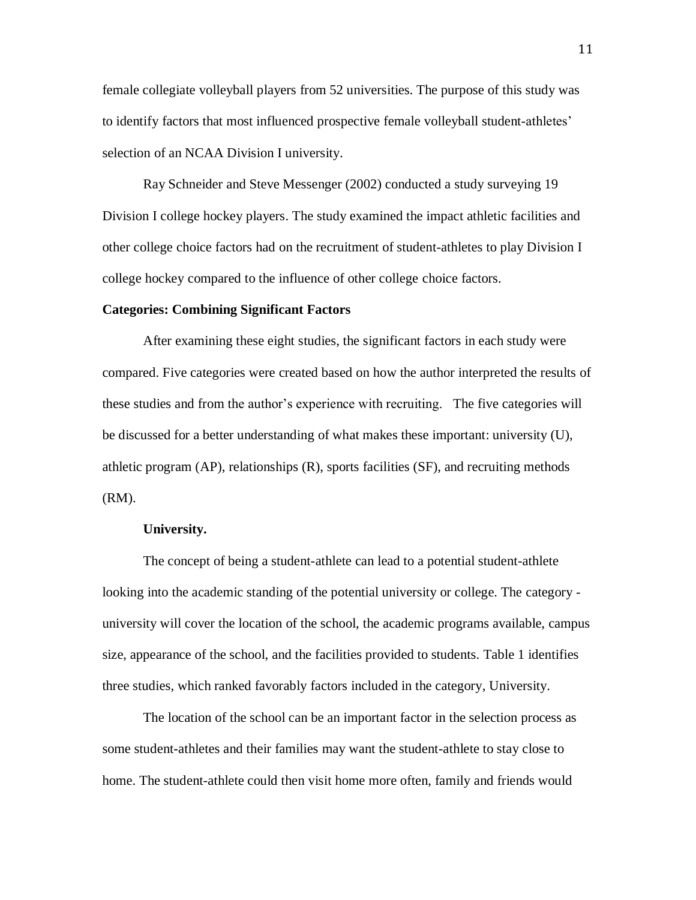female collegiate volleyball players from 52 universities. The purpose of this study was to identify factors that most influenced prospective female volleyball student-athletes' selection of an NCAA Division I university.

Ray Schneider and Steve Messenger (2002) conducted a study surveying 19 Division I college hockey players. The study examined the impact athletic facilities and other college choice factors had on the recruitment of student-athletes to play Division I college hockey compared to the influence of other college choice factors.

## Categories: Combining Significant Factors

After examining these eight studies, the significant factors in each study were compared. Five categories were created based on how the author interpreted the results of these studies and from the author's experience with recruiting. The five categories will be discussed for a better understanding of what makes these important: university (U), athletic program (AP), relationships (R), sports facilities (SF), and recruiting methods (RM).

### University.

The concept of being a student-athlete can lead to a potential student-athlete looking into the academic standing of the potential university or college. The category - university will cover the location of the school, the academic programs available, campus size, appearance of the school, and the facilities provided to students. Table 1 identifies three studies, which ranked favorably factors included in the category, University.

The location of the school can be an important factor in the selection process as some student-athletes and their families may want the student-athlete to stay close to home. The student-athlete could then visit home more often, family and friends would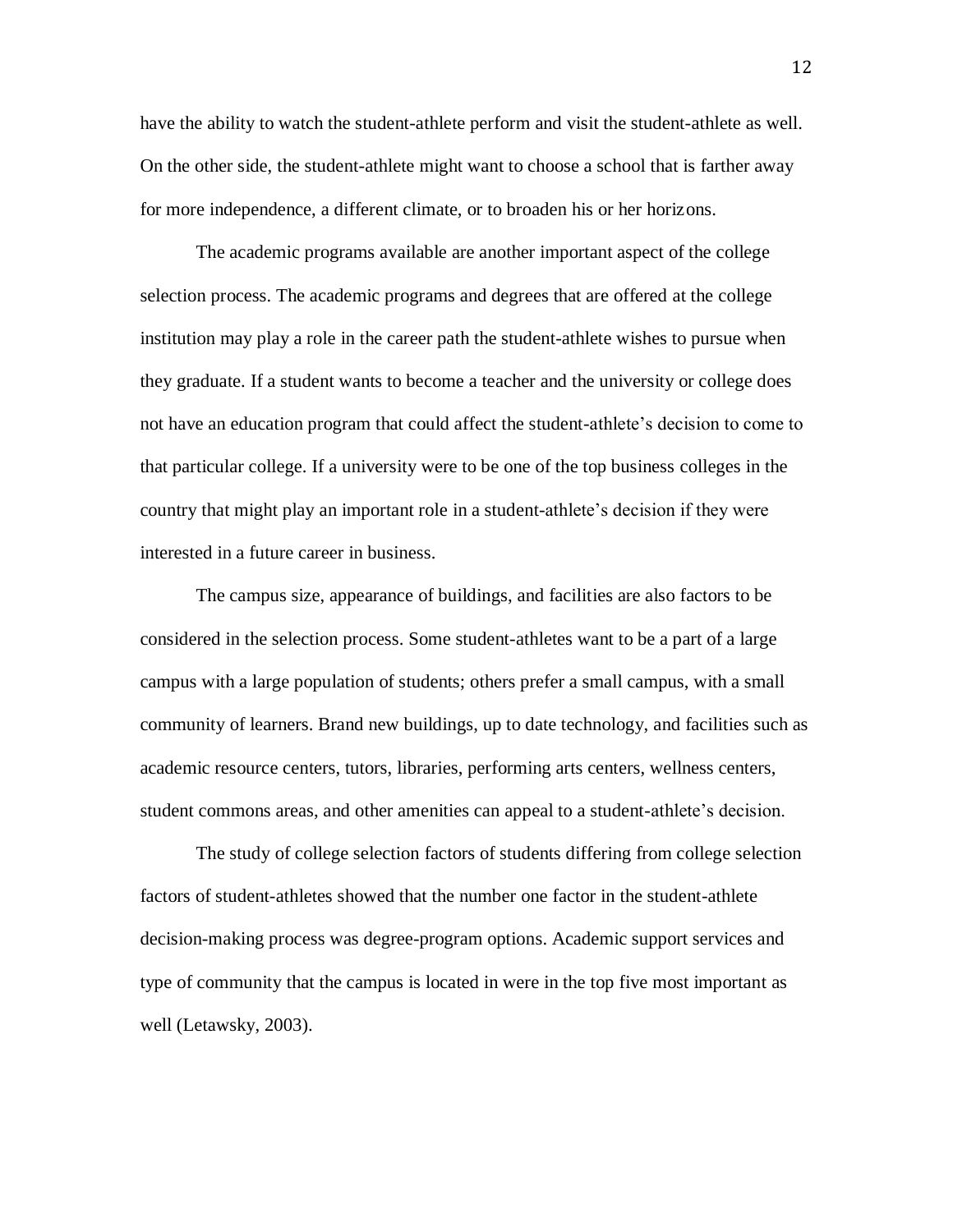have the ability to watch the student-athlete perform and visit the student-athlete as well. On the other side, the student-athlete might want to choose a school that is farther away for more independence, a different climate, or to broaden his or her horizons.

The academic programs available are another important aspect of the college selection process. The academic programs and degrees that are offered at the college institution may play a role in the career path the student-athlete wishes to pursue when they graduate. If a student wants to become a teacher and the university or college does not have an education program that could affect the student-athlete's decision to come to that particular college. If a university were to be one of the top business colleges in the country that might play an important role in a student-athlete's decision if they were interested in a future career in business.

The campus size, appearance of buildings, and facilities are also factors to be considered in the selection process. Some student-athletes want to be a part of a large campus with a large population of students; others prefer a small campus, with a small community of learners. Brand new buildings, up to date technology, and facilities such as academic resource centers, tutors, libraries, performing arts centers, wellness centers, student commons areas, and other amenities can appeal to a student-athlete's decision.

The study of college selection factors of students differing from college selection factors of student-athletes showed that the number one factor in the student-athlete decision-making process was degree-program options. Academic support services and type of community that the campus is located in were in the top five most important as well (Letawsky, 2003).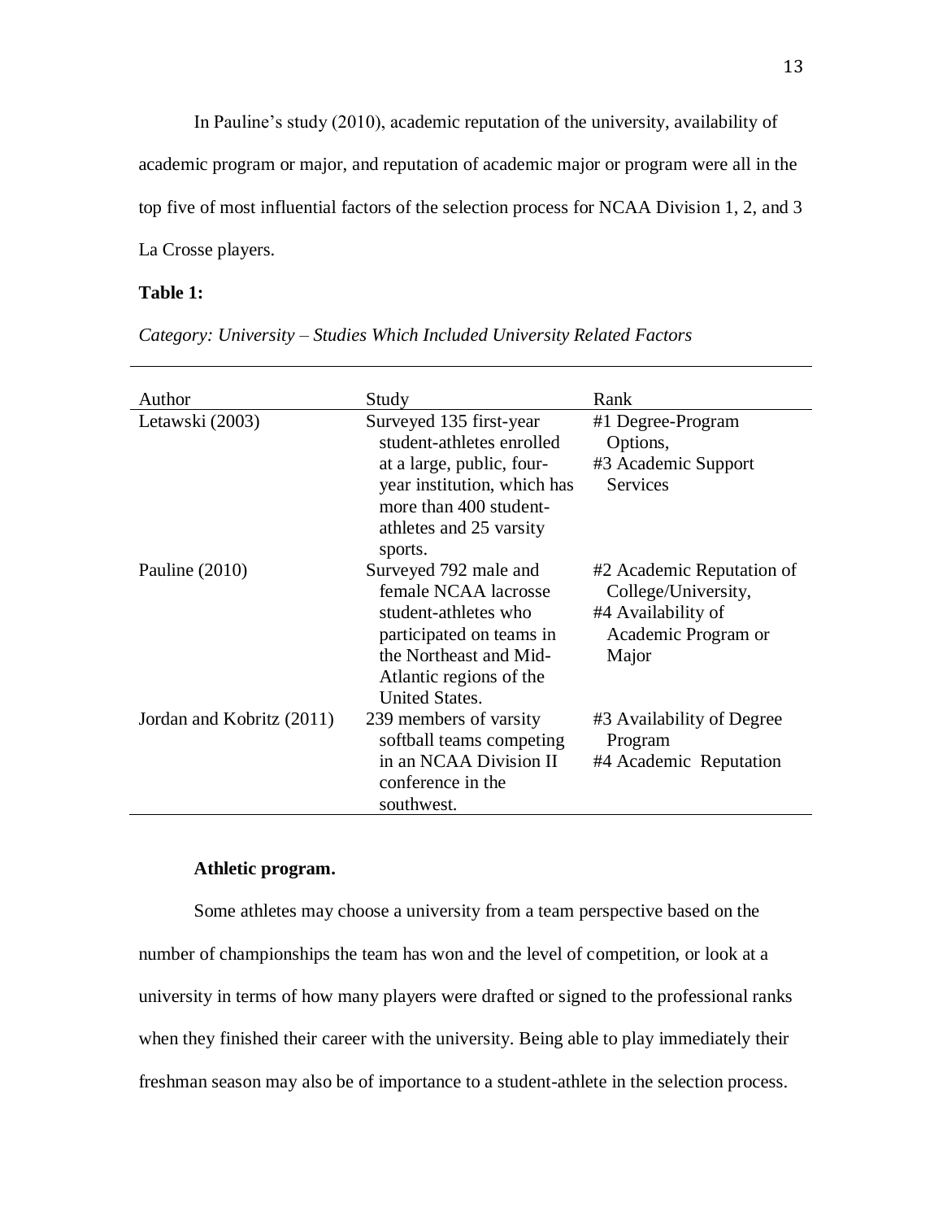In Pauline's study (2010), academic reputation of the university, availability of academic program or major, and reputation of academic major or program were all in the top five of most influential factors of the selection process for NCAA Division 1, 2, and 3 La Crosse players.

**Table 1:**

*Category: University – Studies Which Included University Related Factors*

| Author | Study | Rank |
|---|---|---|
| Letawski (2003) | Surveyed 135 first-year student-athletes enrolled at a large, public, four-year institution, which has more than 400 student-athletes and 25 varsity sports. | #1 Degree-Program Options, #3 Academic Support Services |
| Pauline (2010) | Surveyed 792 male and female NCAA lacrosse student-athletes who participated on teams in the Northeast and Mid-Atlantic regions of the United States. | #2 Academic Reputation of College/University, #4 Availability of Academic Program or Major |
| Jordan and Kobritz (2011) | 239 members of varsity softball teams competing in an NCAA Division II conference in the southwest. | #3 Availability of Degree Program #4 Academic Reputation |

**Athletic program.**

Some athletes may choose a university from a team perspective based on the number of championships the team has won and the level of competition, or look at a university in terms of how many players were drafted or signed to the professional ranks when they finished their career with the university. Being able to play immediately their freshman season may also be of importance to a student-athlete in the selection process.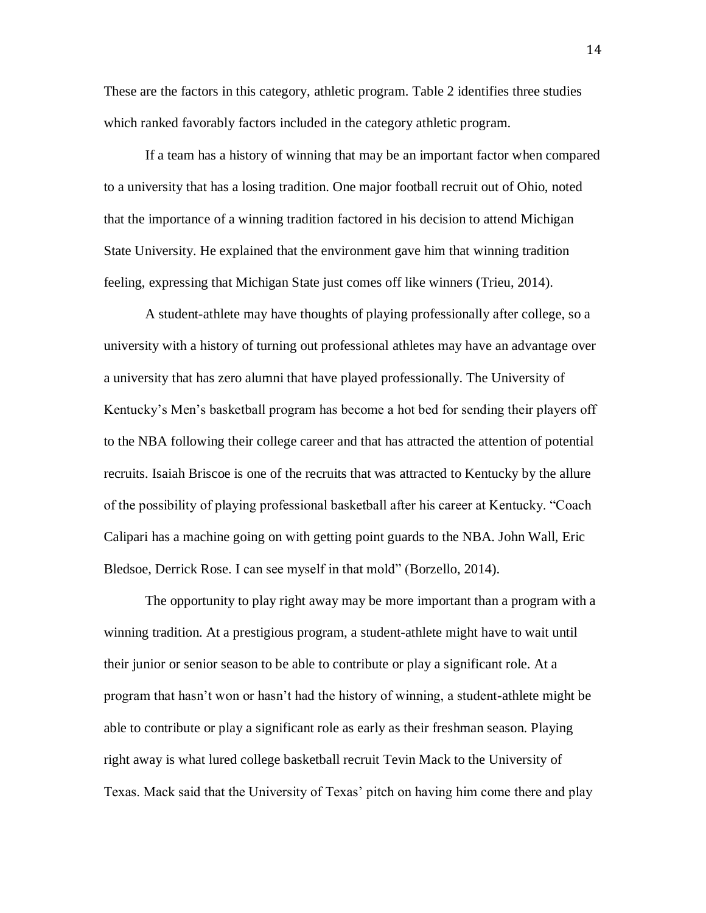These are the factors in this category, athletic program. Table 2 identifies three studies which ranked favorably factors included in the category athletic program.

If a team has a history of winning that may be an important factor when compared to a university that has a losing tradition. One major football recruit out of Ohio, noted that the importance of a winning tradition factored in his decision to attend Michigan State University. He explained that the environment gave him that winning tradition feeling, expressing that Michigan State just comes off like winners (Trieu, 2014).

A student-athlete may have thoughts of playing professionally after college, so a university with a history of turning out professional athletes may have an advantage over a university that has zero alumni that have played professionally. The University of Kentucky's Men's basketball program has become a hot bed for sending their players off to the NBA following their college career and that has attracted the attention of potential recruits. Isaiah Briscoe is one of the recruits that was attracted to Kentucky by the allure of the possibility of playing professional basketball after his career at Kentucky. "Coach Calipari has a machine going on with getting point guards to the NBA. John Wall, Eric Bledsoe, Derrick Rose. I can see myself in that mold" (Borzello, 2014).

The opportunity to play right away may be more important than a program with a winning tradition. At a prestigious program, a student-athlete might have to wait until their junior or senior season to be able to contribute or play a significant role. At a program that hasn't won or hasn't had the history of winning, a student-athlete might be able to contribute or play a significant role as early as their freshman season. Playing right away is what lured college basketball recruit Tevin Mack to the University of Texas. Mack said that the University of Texas' pitch on having him come there and play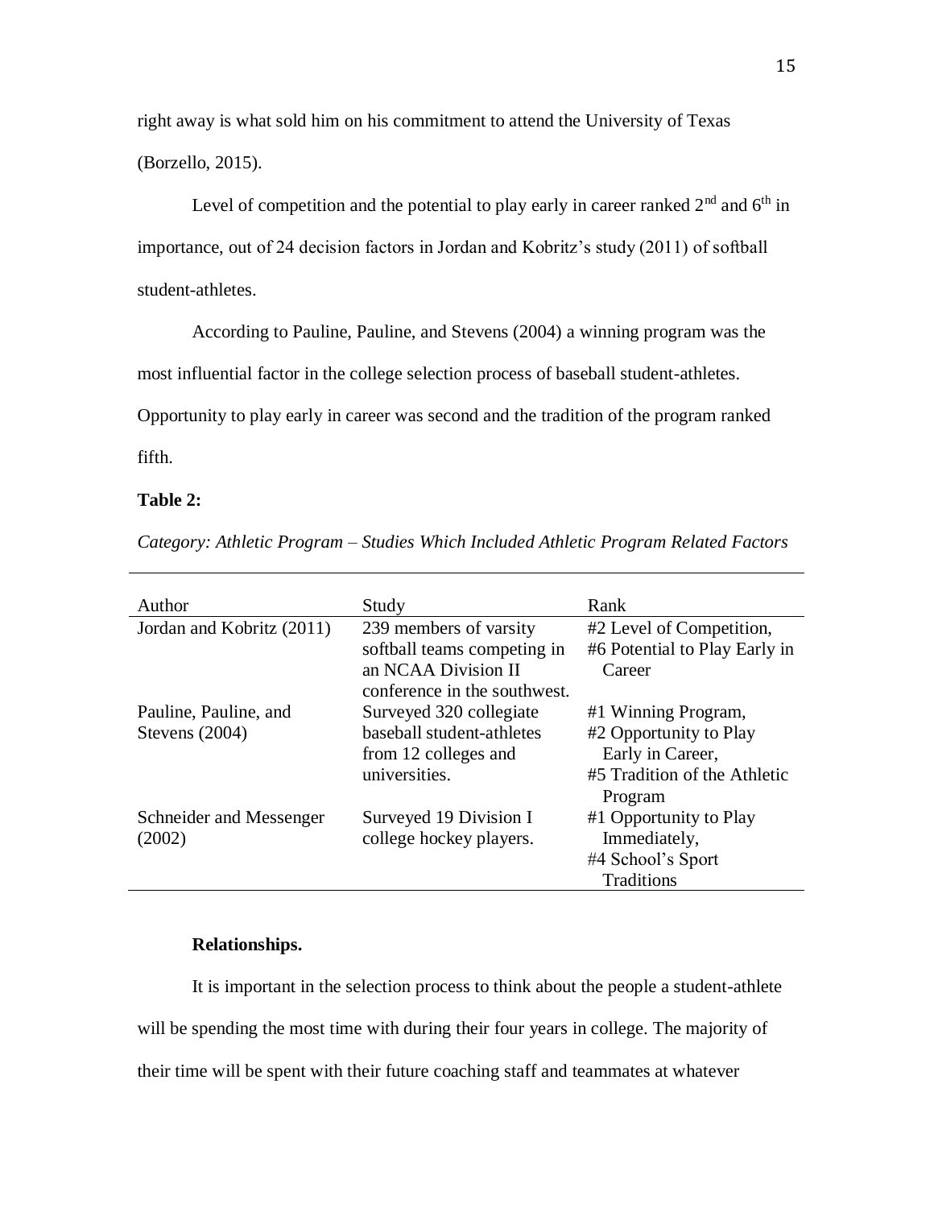right away is what sold him on his commitment to attend the University of Texas (Borzello, 2015).

Level of competition and the potential to play early in career ranked 2nd and 6th in importance, out of 24 decision factors in Jordan and Kobritz's study (2011) of softball student-athletes.

According to Pauline, Pauline, and Stevens (2004) a winning program was the most influential factor in the college selection process of baseball student-athletes. Opportunity to play early in career was second and the tradition of the program ranked fifth.

**Table 2:**

*Category: Athletic Program – Studies Which Included Athletic Program Related Factors*

| Author | Study | Rank |
|---|---|---|
| Jordan and Kobritz (2011) | 239 members of varsity softball teams competing in an NCAA Division II conference in the southwest. | #2 Level of Competition, #6 Potential to Play Early in Career |
| Pauline, Pauline, and Stevens (2004) | Surveyed 320 collegiate baseball student-athletes from 12 colleges and universities. | #1 Winning Program, #2 Opportunity to Play Early in Career, #5 Tradition of the Athletic Program |
| Schneider and Messenger (2002) | Surveyed 19 Division I college hockey players. | #1 Opportunity to Play Immediately, #4 School's Sport Traditions |

**Relationships.**

It is important in the selection process to think about the people a student-athlete will be spending the most time with during their four years in college. The majority of their time will be spent with their future coaching staff and teammates at whatever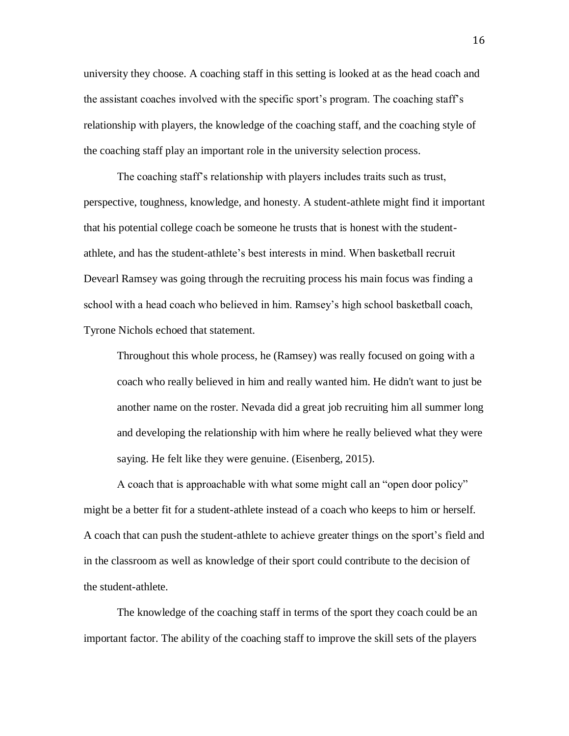university they choose. A coaching staff in this setting is looked at as the head coach and the assistant coaches involved with the specific sport's program. The coaching staff's relationship with players, the knowledge of the coaching staff, and the coaching style of the coaching staff play an important role in the university selection process.

The coaching staff's relationship with players includes traits such as trust, perspective, toughness, knowledge, and honesty. A student-athlete might find it important that his potential college coach be someone he trusts that is honest with the student-athlete, and has the student-athlete's best interests in mind. When basketball recruit Devearl Ramsey was going through the recruiting process his main focus was finding a school with a head coach who believed in him. Ramsey's high school basketball coach, Tyrone Nichols echoed that statement.

> Throughout this whole process, he (Ramsey) was really focused on going with a coach who really believed in him and really wanted him. He didn't want to just be another name on the roster. Nevada did a great job recruiting him all summer long and developing the relationship with him where he really believed what they were saying. He felt like they were genuine. (Eisenberg, 2015).

A coach that is approachable with what some might call an "open door policy" might be a better fit for a student-athlete instead of a coach who keeps to him or herself. A coach that can push the student-athlete to achieve greater things on the sport's field and in the classroom as well as knowledge of their sport could contribute to the decision of the student-athlete.

The knowledge of the coaching staff in terms of the sport they coach could be an important factor. The ability of the coaching staff to improve the skill sets of the players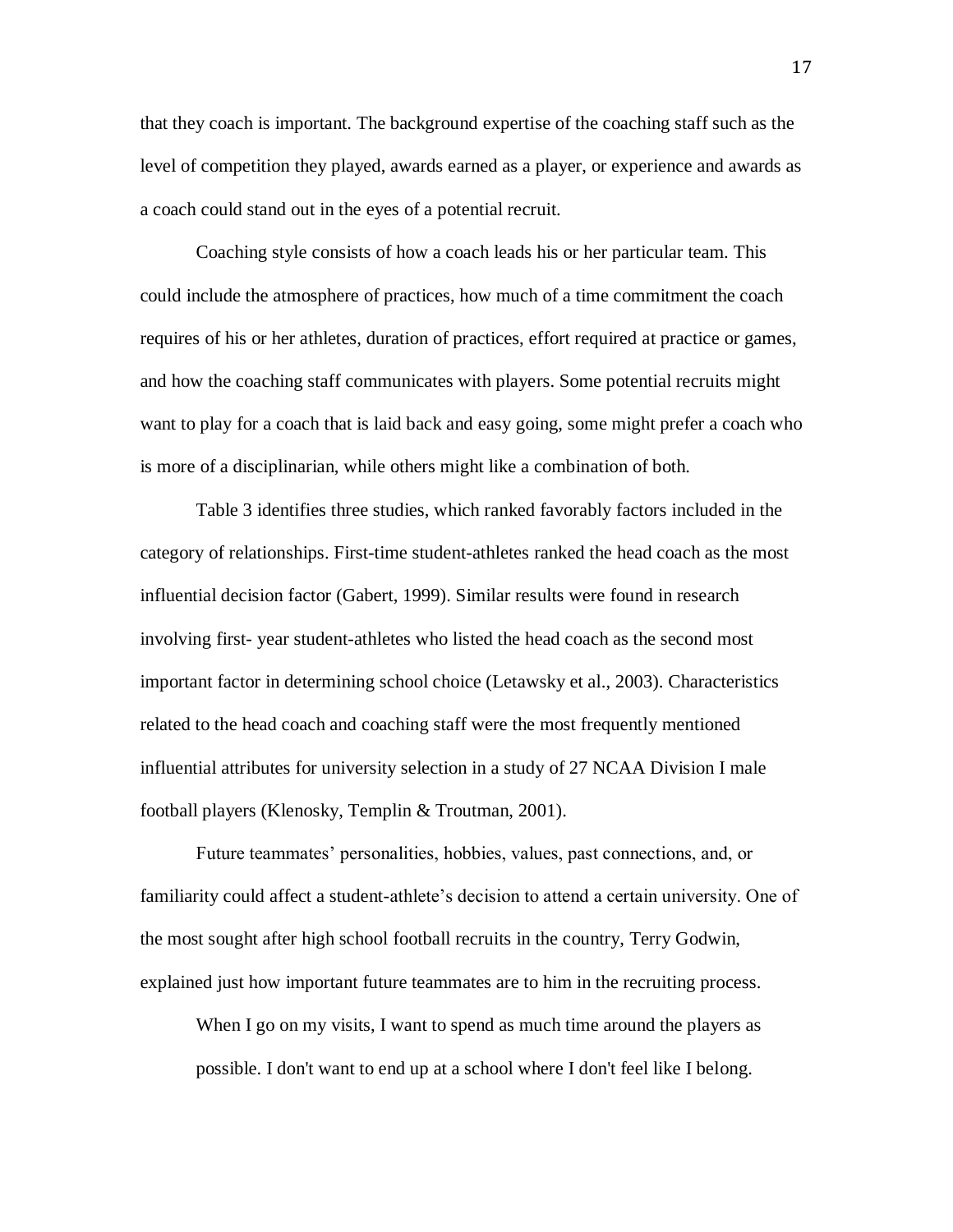that they coach is important. The background expertise of the coaching staff such as the level of competition they played, awards earned as a player, or experience and awards as a coach could stand out in the eyes of a potential recruit.

Coaching style consists of how a coach leads his or her particular team. This could include the atmosphere of practices, how much of a time commitment the coach requires of his or her athletes, duration of practices, effort required at practice or games, and how the coaching staff communicates with players. Some potential recruits might want to play for a coach that is laid back and easy going, some might prefer a coach who is more of a disciplinarian, while others might like a combination of both.

Table 3 identifies three studies, which ranked favorably factors included in the category of relationships. First-time student-athletes ranked the head coach as the most influential decision factor (Gabert, 1999). Similar results were found in research involving first- year student-athletes who listed the head coach as the second most important factor in determining school choice (Letawsky et al., 2003). Characteristics related to the head coach and coaching staff were the most frequently mentioned influential attributes for university selection in a study of 27 NCAA Division I male football players (Klenosky, Templin & Troutman, 2001).

Future teammates' personalities, hobbies, values, past connections, and, or familiarity could affect a student-athlete's decision to attend a certain university. One of the most sought after high school football recruits in the country, Terry Godwin, explained just how important future teammates are to him in the recruiting process.

> When I go on my visits, I want to spend as much time around the players as possible. I don't want to end up at a school where I don't feel like I belong.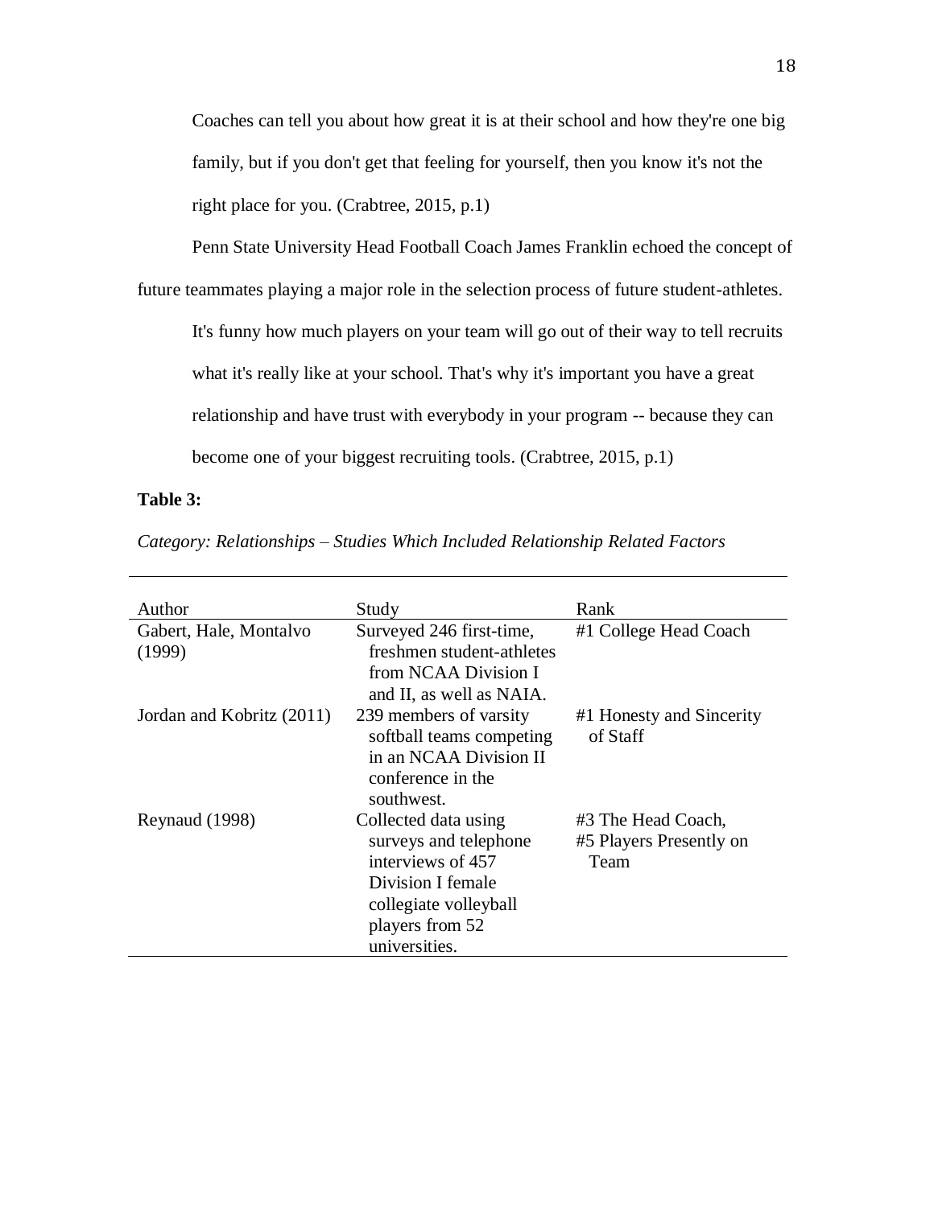> Coaches can tell you about how great it is at their school and how they're one big family, but if you don't get that feeling for yourself, then you know it's not the right place for you. (Crabtree, 2015, p.1)

Penn State University Head Football Coach James Franklin echoed the concept of future teammates playing a major role in the selection process of future student-athletes.

> It's funny how much players on your team will go out of their way to tell recruits what it's really like at your school. That's why it's important you have a great relationship and have trust with everybody in your program -- because they can become one of your biggest recruiting tools. (Crabtree, 2015, p.1)

**Table 3:**

*Category: Relationships – Studies Which Included Relationship Related Factors*

| Author | Study | Rank |
|---|---|---|
| Gabert, Hale, Montalvo (1999) | Surveyed 246 first-time, freshmen student-athletes from NCAA Division I and II, as well as NAIA. | #1 College Head Coach |
| Jordan and Kobritz (2011) | 239 members of varsity softball teams competing in an NCAA Division II conference in the southwest. | #1 Honesty and Sincerity of Staff |
| Reynaud (1998) | Collected data using surveys and telephone interviews of 457 Division I female collegiate volleyball players from 52 universities. | #3 The Head Coach, #5 Players Presently on Team |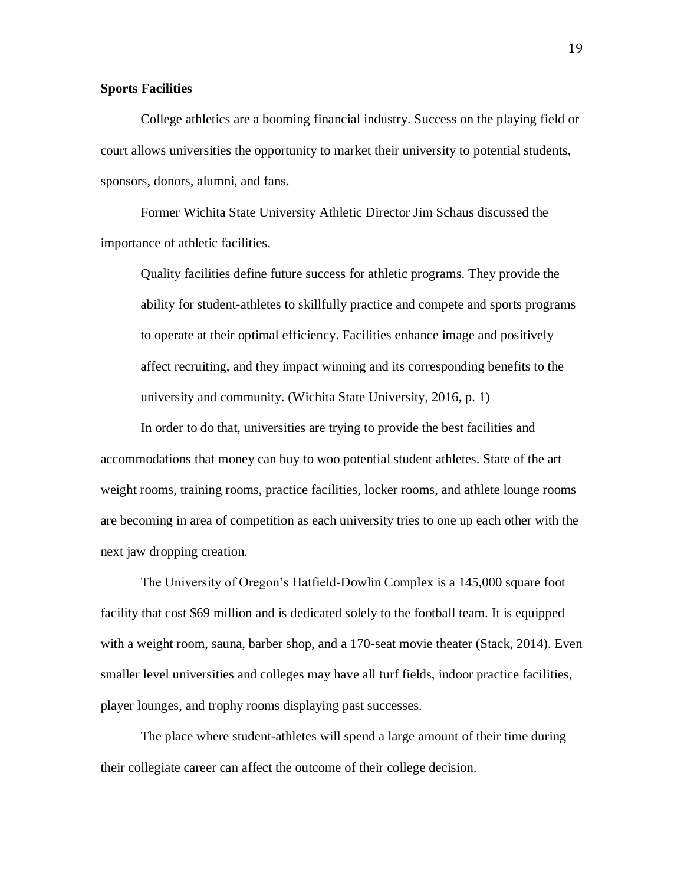**Sports Facilities**

College athletics are a booming financial industry. Success on the playing field or court allows universities the opportunity to market their university to potential students, sponsors, donors, alumni, and fans.

Former Wichita State University Athletic Director Jim Schaus discussed the importance of athletic facilities.

> Quality facilities define future success for athletic programs. They provide the ability for student-athletes to skillfully practice and compete and sports programs to operate at their optimal efficiency. Facilities enhance image and positively affect recruiting, and they impact winning and its corresponding benefits to the university and community. (Wichita State University, 2016, p. 1)

In order to do that, universities are trying to provide the best facilities and accommodations that money can buy to woo potential student athletes. State of the art weight rooms, training rooms, practice facilities, locker rooms, and athlete lounge rooms are becoming in area of competition as each university tries to one up each other with the next jaw dropping creation.

The University of Oregon's Hatfield-Dowlin Complex is a 145,000 square foot facility that cost $69 million and is dedicated solely to the football team. It is equipped with a weight room, sauna, barber shop, and a 170-seat movie theater (Stack, 2014). Even smaller level universities and colleges may have all turf fields, indoor practice facilities, player lounges, and trophy rooms displaying past successes.

The place where student-athletes will spend a large amount of their time during their collegiate career can affect the outcome of their college decision.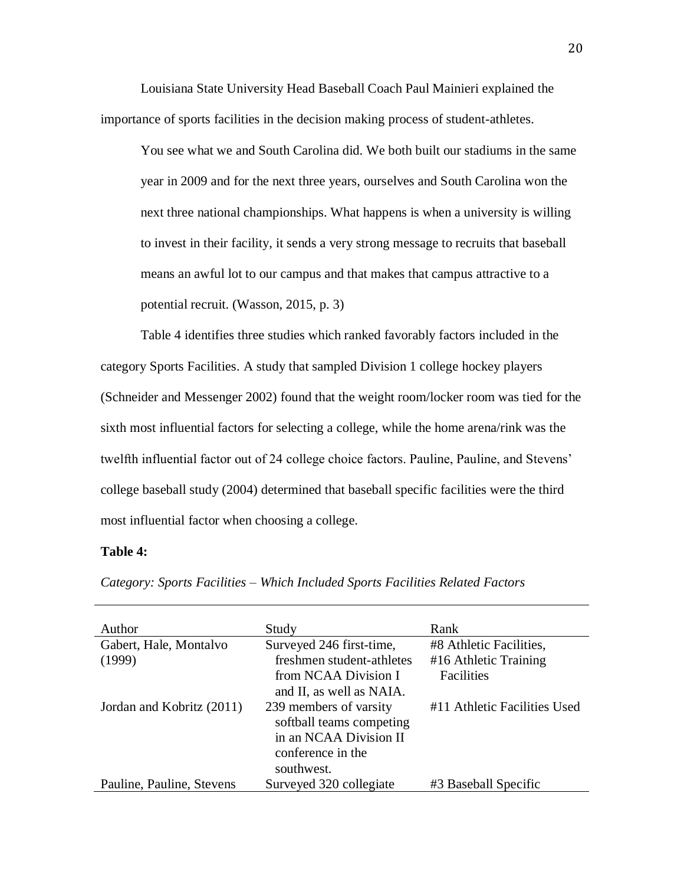Louisiana State University Head Baseball Coach Paul Mainieri explained the importance of sports facilities in the decision making process of student-athletes.

> You see what we and South Carolina did. We both built our stadiums in the same year in 2009 and for the next three years, ourselves and South Carolina won the next three national championships. What happens is when a university is willing to invest in their facility, it sends a very strong message to recruits that baseball means an awful lot to our campus and that makes that campus attractive to a potential recruit. (Wasson, 2015, p. 3)

Table 4 identifies three studies which ranked favorably factors included in the category Sports Facilities. A study that sampled Division 1 college hockey players (Schneider and Messenger 2002) found that the weight room/locker room was tied for the sixth most influential factors for selecting a college, while the home arena/rink was the twelfth influential factor out of 24 college choice factors. Pauline, Pauline, and Stevens' college baseball study (2004) determined that baseball specific facilities were the third most influential factor when choosing a college.

**Table 4:**

*Category: Sports Facilities – Which Included Sports Facilities Related Factors*

| Author | Study | Rank |
|---|---|---|
| Gabert, Hale, Montalvo (1999) | Surveyed 246 first-time, freshmen student-athletes from NCAA Division I and II, as well as NAIA. | #8 Athletic Facilities, #16 Athletic Training Facilities |
| Jordan and Kobritz (2011) | 239 members of varsity softball teams competing in an NCAA Division II conference in the southwest. | #11 Athletic Facilities Used |
| Pauline, Pauline, Stevens | Surveyed 320 collegiate | #3 Baseball Specific |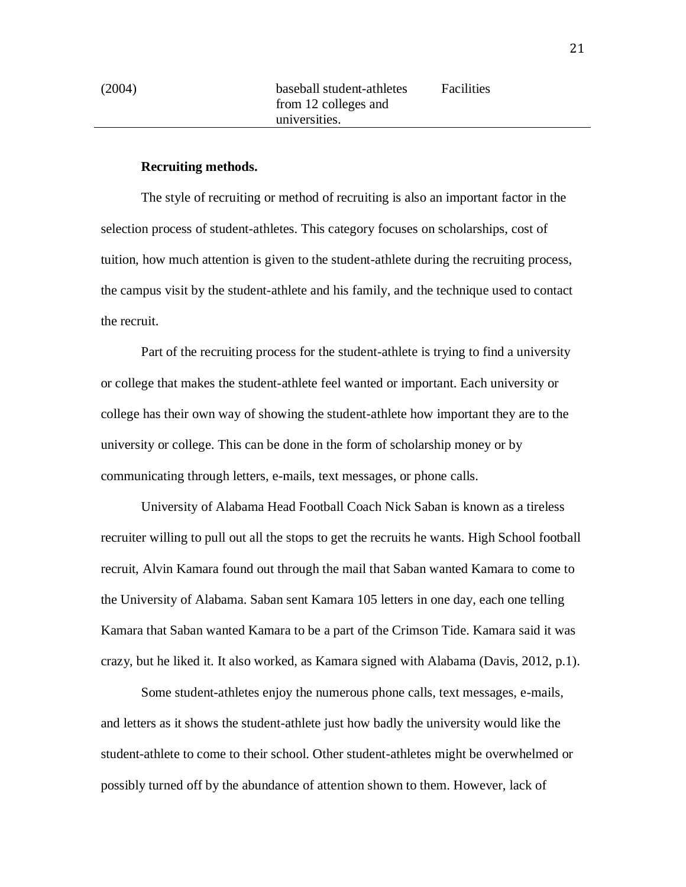| | | |
|---|---|---|
| (2004) | baseball student-athletes from 12 colleges and universities. | Facilities |

**Recruiting methods.**

The style of recruiting or method of recruiting is also an important factor in the selection process of student-athletes. This category focuses on scholarships, cost of tuition, how much attention is given to the student-athlete during the recruiting process, the campus visit by the student-athlete and his family, and the technique used to contact the recruit.

Part of the recruiting process for the student-athlete is trying to find a university or college that makes the student-athlete feel wanted or important. Each university or college has their own way of showing the student-athlete how important they are to the university or college. This can be done in the form of scholarship money or by communicating through letters, e-mails, text messages, or phone calls.

University of Alabama Head Football Coach Nick Saban is known as a tireless recruiter willing to pull out all the stops to get the recruits he wants. High School football recruit, Alvin Kamara found out through the mail that Saban wanted Kamara to come to the University of Alabama. Saban sent Kamara 105 letters in one day, each one telling Kamara that Saban wanted Kamara to be a part of the Crimson Tide. Kamara said it was crazy, but he liked it. It also worked, as Kamara signed with Alabama (Davis, 2012, p.1).

Some student-athletes enjoy the numerous phone calls, text messages, e-mails, and letters as it shows the student-athlete just how badly the university would like the student-athlete to come to their school. Other student-athletes might be overwhelmed or possibly turned off by the abundance of attention shown to them. However, lack of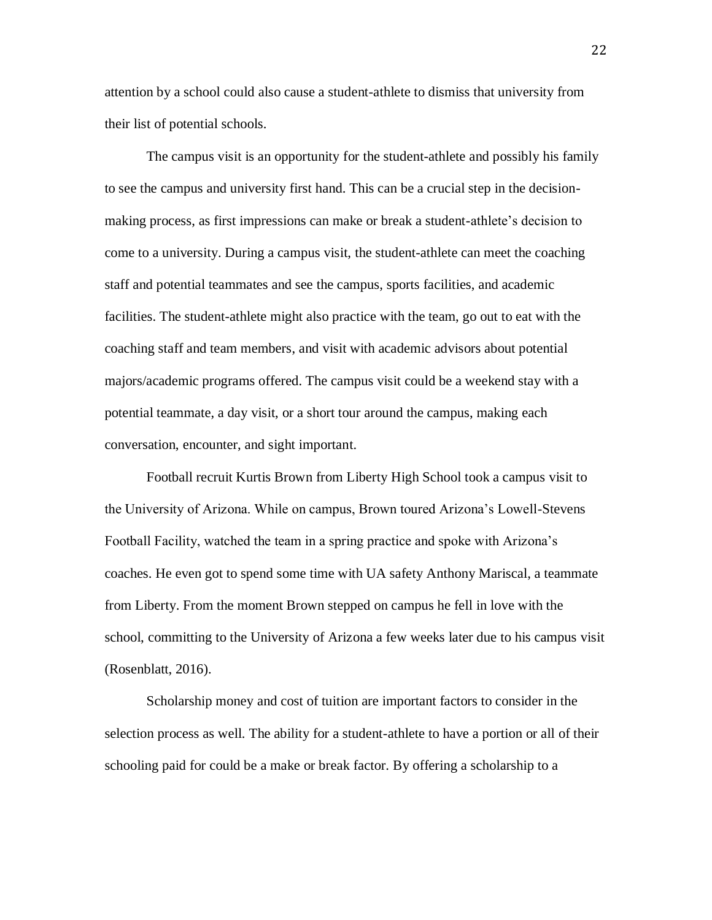attention by a school could also cause a student-athlete to dismiss that university from their list of potential schools.

The campus visit is an opportunity for the student-athlete and possibly his family to see the campus and university first hand. This can be a crucial step in the decision-making process, as first impressions can make or break a student-athlete's decision to come to a university. During a campus visit, the student-athlete can meet the coaching staff and potential teammates and see the campus, sports facilities, and academic facilities. The student-athlete might also practice with the team, go out to eat with the coaching staff and team members, and visit with academic advisors about potential majors/academic programs offered. The campus visit could be a weekend stay with a potential teammate, a day visit, or a short tour around the campus, making each conversation, encounter, and sight important.

Football recruit Kurtis Brown from Liberty High School took a campus visit to the University of Arizona. While on campus, Brown toured Arizona's Lowell-Stevens Football Facility, watched the team in a spring practice and spoke with Arizona's coaches. He even got to spend some time with UA safety Anthony Mariscal, a teammate from Liberty. From the moment Brown stepped on campus he fell in love with the school, committing to the University of Arizona a few weeks later due to his campus visit (Rosenblatt, 2016).

Scholarship money and cost of tuition are important factors to consider in the selection process as well. The ability for a student-athlete to have a portion or all of their schooling paid for could be a make or break factor. By offering a scholarship to a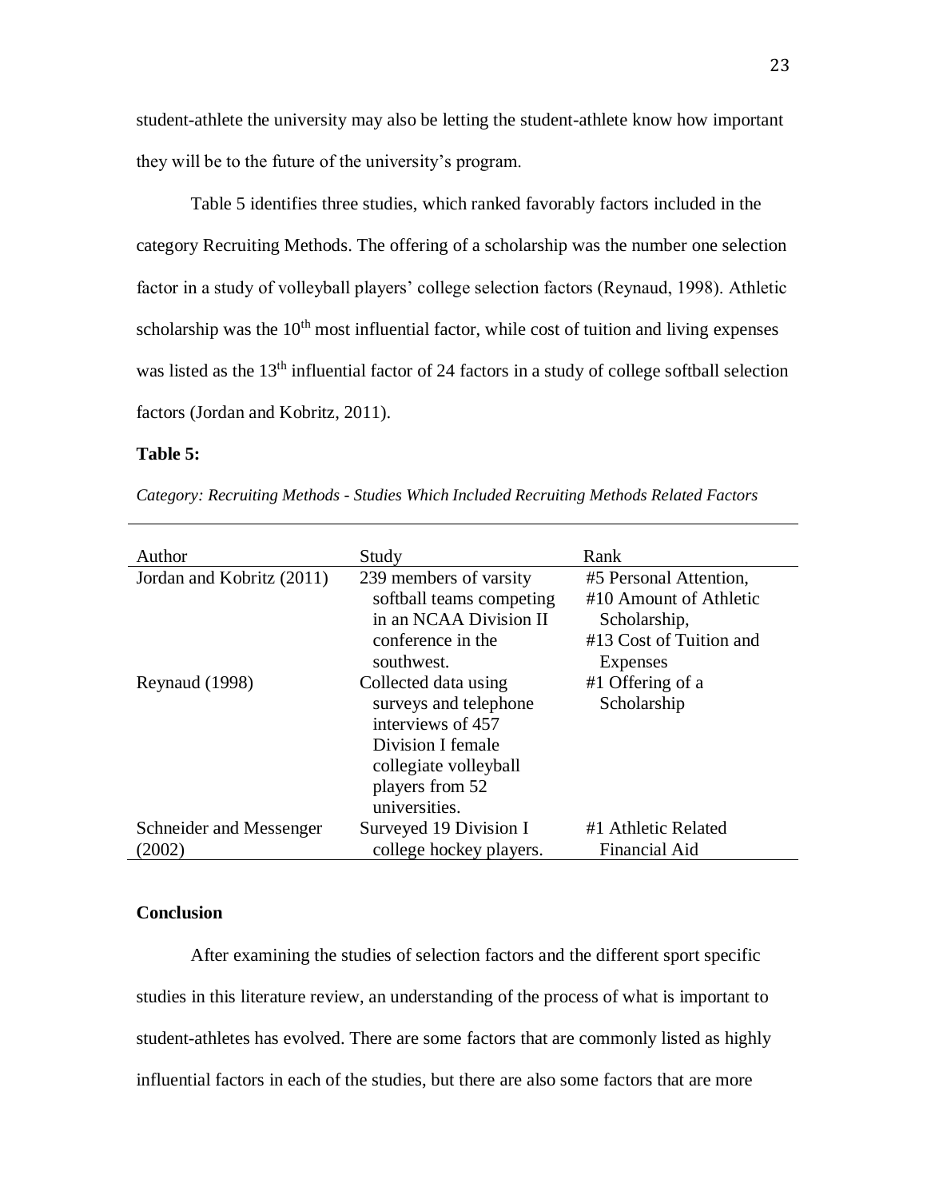student-athlete the university may also be letting the student-athlete know how important they will be to the future of the university's program.

Table 5 identifies three studies, which ranked favorably factors included in the category Recruiting Methods. The offering of a scholarship was the number one selection factor in a study of volleyball players' college selection factors (Reynaud, 1998). Athletic scholarship was the 10th most influential factor, while cost of tuition and living expenses was listed as the 13th influential factor of 24 factors in a study of college softball selection factors (Jordan and Kobritz, 2011).

**Table 5:**

*Category: Recruiting Methods - Studies Which Included Recruiting Methods Related Factors*

| Author | Study | Rank |
|---|---|---|
| Jordan and Kobritz (2011) | 239 members of varsity softball teams competing in an NCAA Division II conference in the southwest. | #5 Personal Attention, #10 Amount of Athletic Scholarship, #13 Cost of Tuition and Expenses |
| Reynaud (1998) | Collected data using surveys and telephone interviews of 457 Division I female collegiate volleyball players from 52 universities. | #1 Offering of a Scholarship |
| Schneider and Messenger (2002) | Surveyed 19 Division I college hockey players. | #1 Athletic Related Financial Aid |

## Conclusion

After examining the studies of selection factors and the different sport specific studies in this literature review, an understanding of the process of what is important to student-athletes has evolved. There are some factors that are commonly listed as highly influential factors in each of the studies, but there are also some factors that are more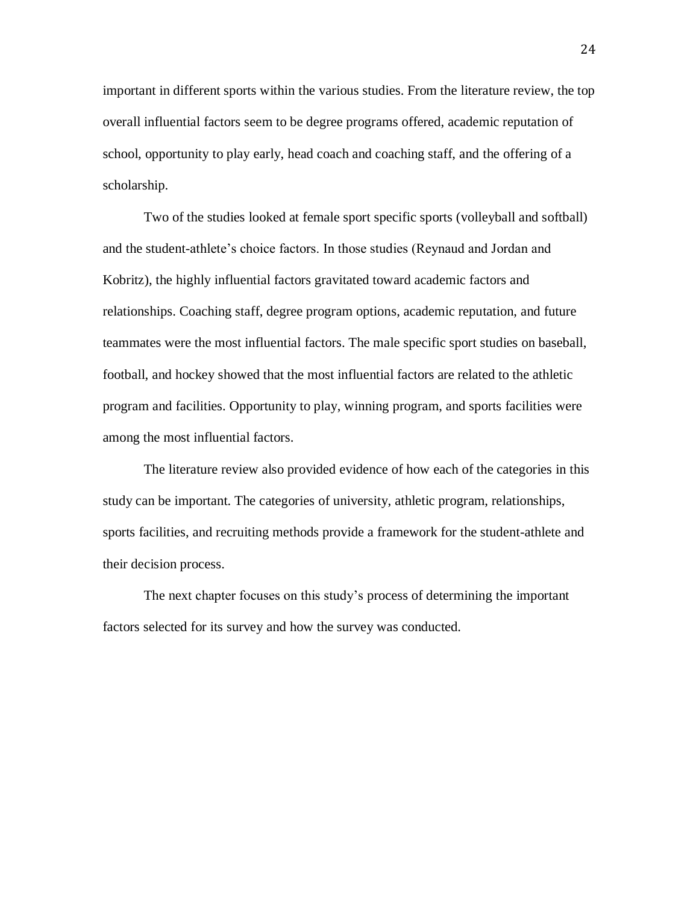important in different sports within the various studies. From the literature review, the top overall influential factors seem to be degree programs offered, academic reputation of school, opportunity to play early, head coach and coaching staff, and the offering of a scholarship.

Two of the studies looked at female sport specific sports (volleyball and softball) and the student-athlete's choice factors. In those studies (Reynaud and Jordan and Kobritz), the highly influential factors gravitated toward academic factors and relationships. Coaching staff, degree program options, academic reputation, and future teammates were the most influential factors. The male specific sport studies on baseball, football, and hockey showed that the most influential factors are related to the athletic program and facilities. Opportunity to play, winning program, and sports facilities were among the most influential factors.

The literature review also provided evidence of how each of the categories in this study can be important. The categories of university, athletic program, relationships, sports facilities, and recruiting methods provide a framework for the student-athlete and their decision process.

The next chapter focuses on this study's process of determining the important factors selected for its survey and how the survey was conducted.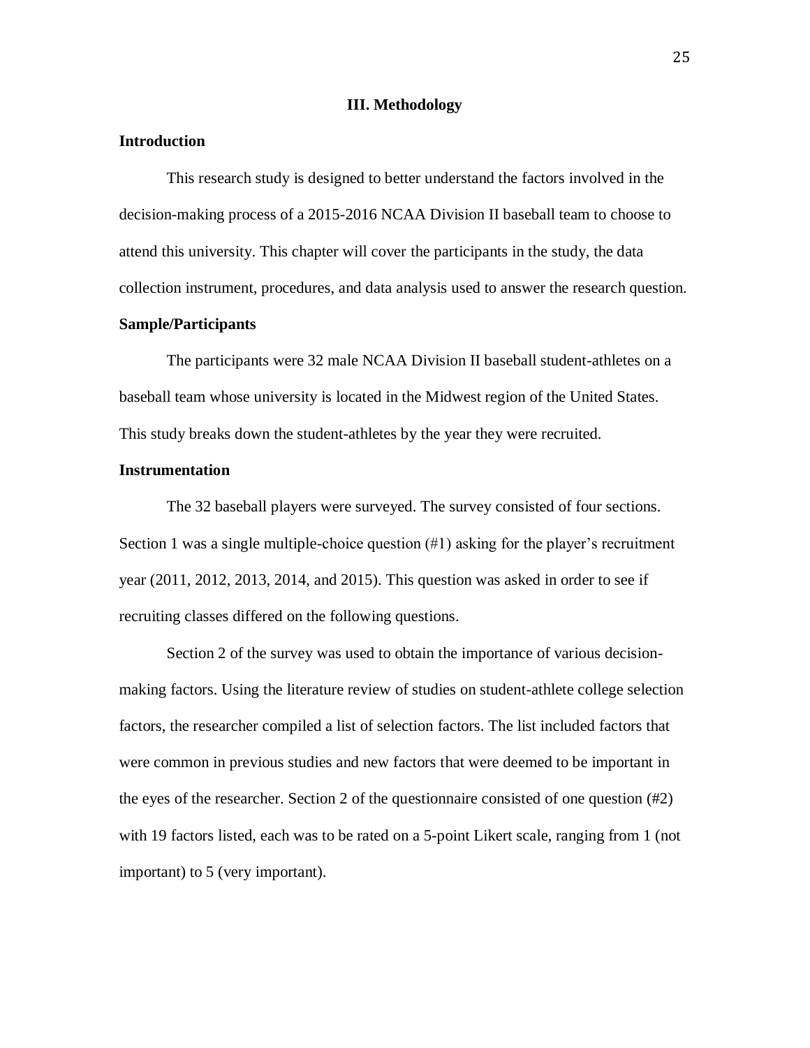# III. Methodology

## Introduction

This research study is designed to better understand the factors involved in the decision-making process of a 2015-2016 NCAA Division II baseball team to choose to attend this university. This chapter will cover the participants in the study, the data collection instrument, procedures, and data analysis used to answer the research question.

## Sample/Participants

The participants were 32 male NCAA Division II baseball student-athletes on a baseball team whose university is located in the Midwest region of the United States. This study breaks down the student-athletes by the year they were recruited.

## Instrumentation

The 32 baseball players were surveyed. The survey consisted of four sections. Section 1 was a single multiple-choice question (#1) asking for the player's recruitment year (2011, 2012, 2013, 2014, and 2015). This question was asked in order to see if recruiting classes differed on the following questions.

Section 2 of the survey was used to obtain the importance of various decision-making factors. Using the literature review of studies on student-athlete college selection factors, the researcher compiled a list of selection factors. The list included factors that were common in previous studies and new factors that were deemed to be important in the eyes of the researcher. Section 2 of the questionnaire consisted of one question (#2) with 19 factors listed, each was to be rated on a 5-point Likert scale, ranging from 1 (not important) to 5 (very important).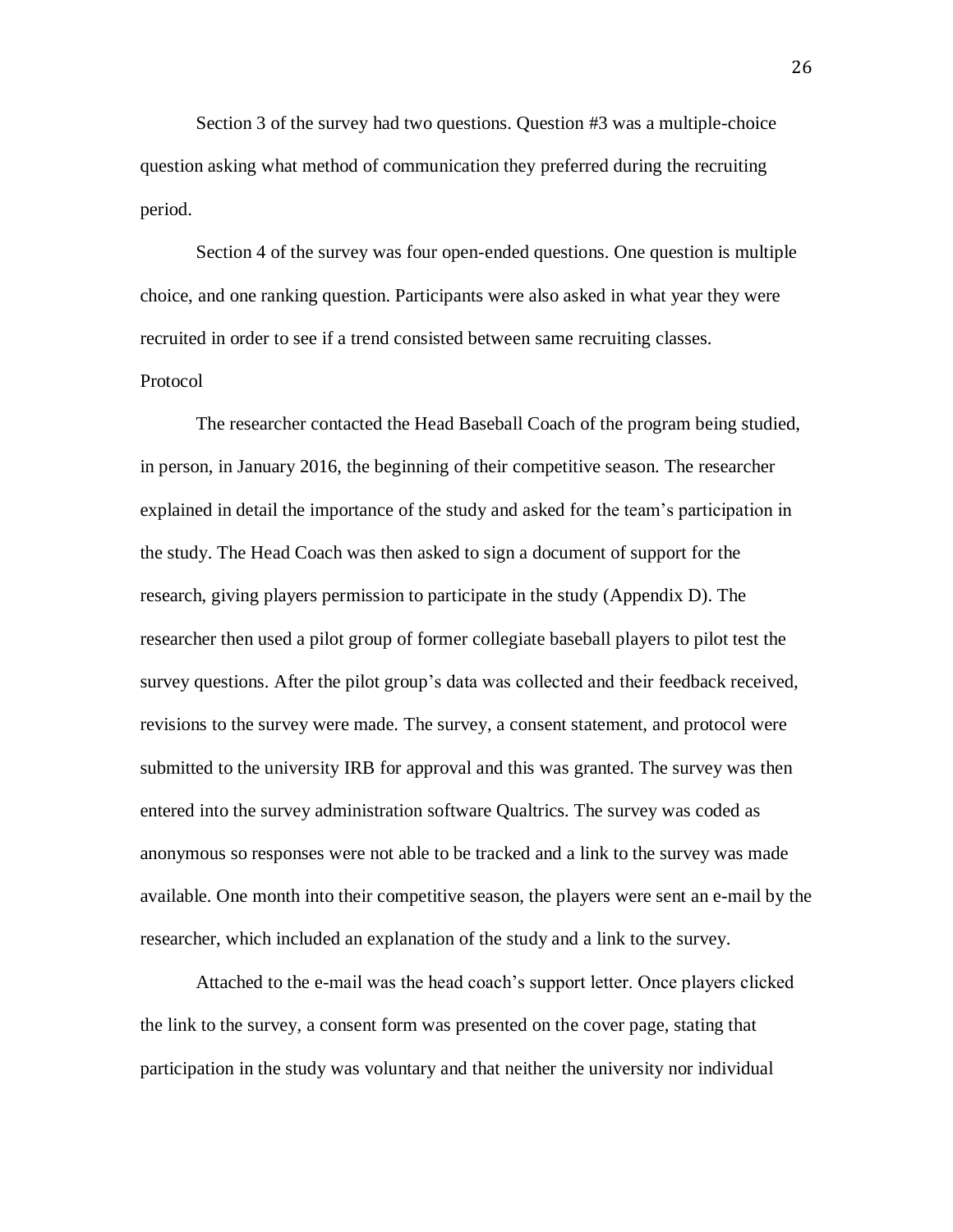Section 3 of the survey had two questions. Question #3 was a multiple-choice question asking what method of communication they preferred during the recruiting period.

Section 4 of the survey was four open-ended questions. One question is multiple choice, and one ranking question. Participants were also asked in what year they were recruited in order to see if a trend consisted between same recruiting classes.

## Protocol

The researcher contacted the Head Baseball Coach of the program being studied, in person, in January 2016, the beginning of their competitive season. The researcher explained in detail the importance of the study and asked for the team's participation in the study. The Head Coach was then asked to sign a document of support for the research, giving players permission to participate in the study (Appendix D). The researcher then used a pilot group of former collegiate baseball players to pilot test the survey questions. After the pilot group's data was collected and their feedback received, revisions to the survey were made. The survey, a consent statement, and protocol were submitted to the university IRB for approval and this was granted. The survey was then entered into the survey administration software Qualtrics. The survey was coded as anonymous so responses were not able to be tracked and a link to the survey was made available. One month into their competitive season, the players were sent an e-mail by the researcher, which included an explanation of the study and a link to the survey.

Attached to the e-mail was the head coach's support letter. Once players clicked the link to the survey, a consent form was presented on the cover page, stating that participation in the study was voluntary and that neither the university nor individual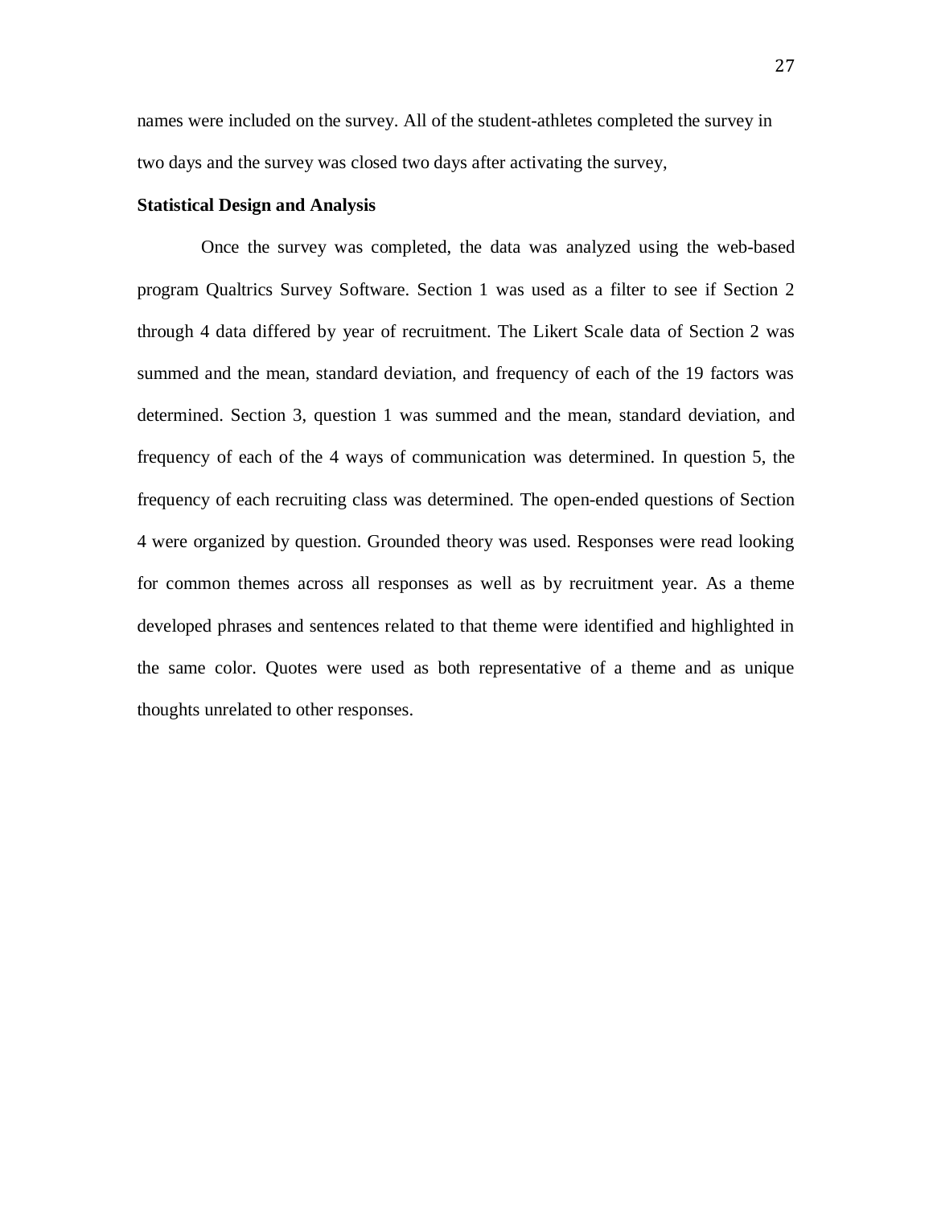names were included on the survey. All of the student-athletes completed the survey in two days and the survey was closed two days after activating the survey,

**Statistical Design and Analysis**

Once the survey was completed, the data was analyzed using the web-based program Qualtrics Survey Software. Section 1 was used as a filter to see if Section 2 through 4 data differed by year of recruitment. The Likert Scale data of Section 2 was summed and the mean, standard deviation, and frequency of each of the 19 factors was determined. Section 3, question 1 was summed and the mean, standard deviation, and frequency of each of the 4 ways of communication was determined. In question 5, the frequency of each recruiting class was determined. The open-ended questions of Section 4 were organized by question. Grounded theory was used. Responses were read looking for common themes across all responses as well as by recruitment year. As a theme developed phrases and sentences related to that theme were identified and highlighted in the same color. Quotes were used as both representative of a theme and as unique thoughts unrelated to other responses.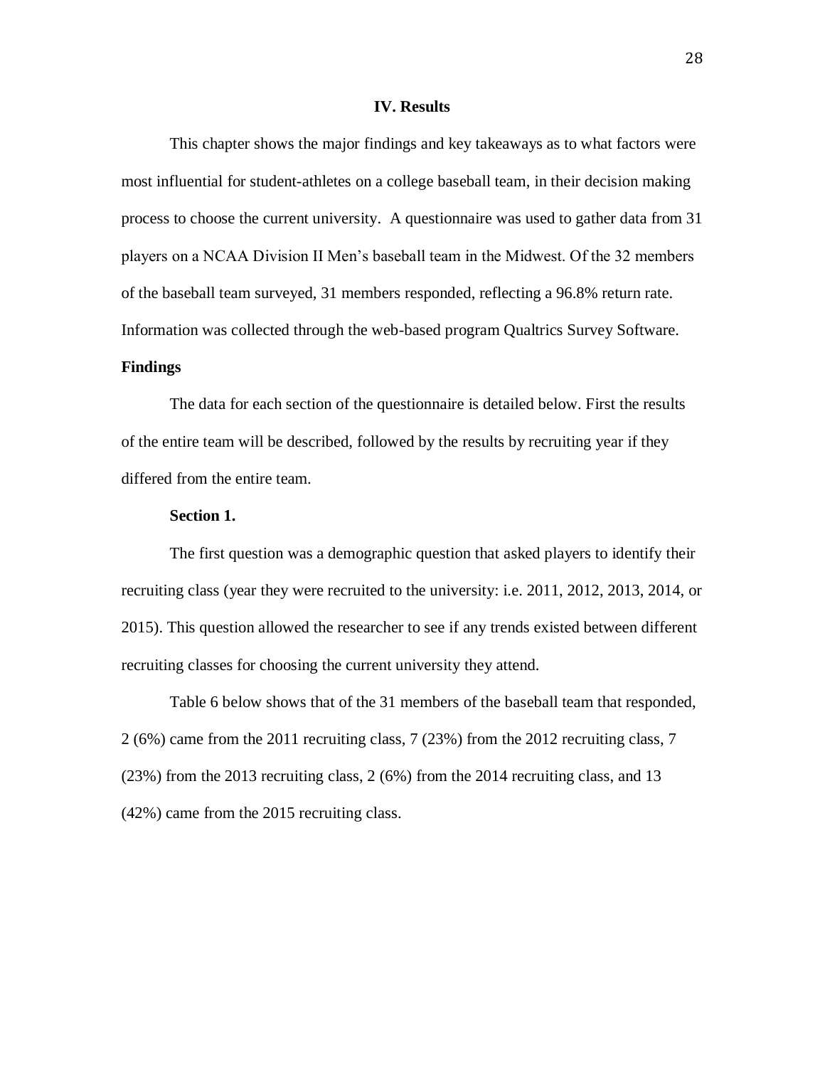# IV. Results

This chapter shows the major findings and key takeaways as to what factors were most influential for student-athletes on a college baseball team, in their decision making process to choose the current university. A questionnaire was used to gather data from 31 players on a NCAA Division II Men's baseball team in the Midwest. Of the 32 members of the baseball team surveyed, 31 members responded, reflecting a 96.8% return rate. Information was collected through the web-based program Qualtrics Survey Software.

## Findings

The data for each section of the questionnaire is detailed below. First the results of the entire team will be described, followed by the results by recruiting year if they differed from the entire team.

### Section 1.

The first question was a demographic question that asked players to identify their recruiting class (year they were recruited to the university: i.e. 2011, 2012, 2013, 2014, or 2015). This question allowed the researcher to see if any trends existed between different recruiting classes for choosing the current university they attend.

Table 6 below shows that of the 31 members of the baseball team that responded, 2 (6%) came from the 2011 recruiting class, 7 (23%) from the 2012 recruiting class, 7 (23%) from the 2013 recruiting class, 2 (6%) from the 2014 recruiting class, and 13 (42%) came from the 2015 recruiting class.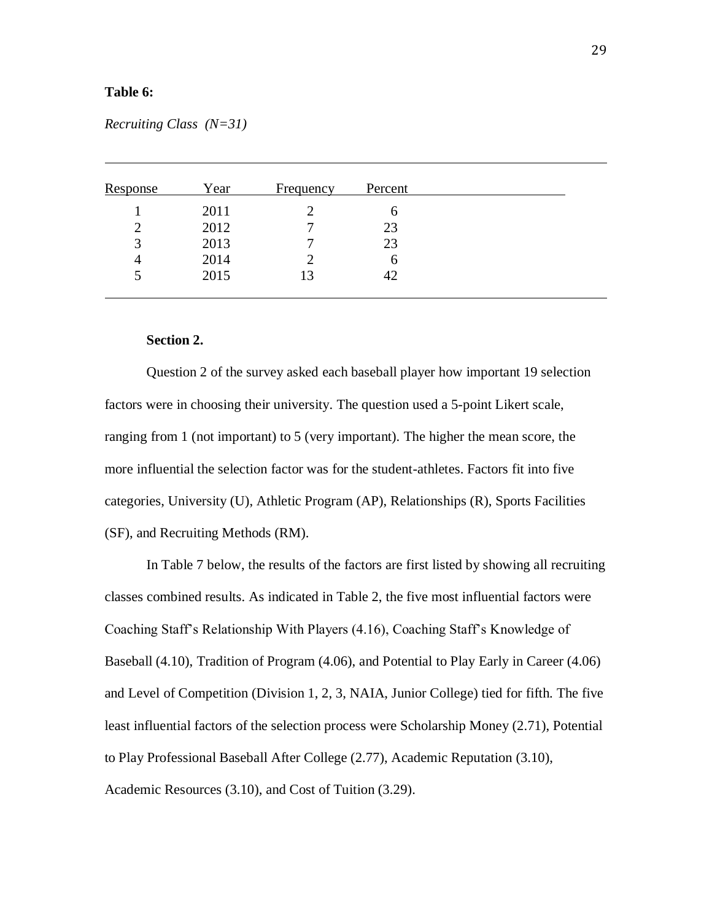**Table 6:**

*Recruiting Class (N=31)*

| Response | Year | Frequency | Percent |
|---|---|---|---|
| 1 | 2011 | 2 | 6 |
| 2 | 2012 | 7 | 23 |
| 3 | 2013 | 7 | 23 |
| 4 | 2014 | 2 | 6 |
| 5 | 2015 | 13 | 42 |

**Section 2.**

Question 2 of the survey asked each baseball player how important 19 selection factors were in choosing their university. The question used a 5-point Likert scale, ranging from 1 (not important) to 5 (very important). The higher the mean score, the more influential the selection factor was for the student-athletes. Factors fit into five categories, University (U), Athletic Program (AP), Relationships (R), Sports Facilities (SF), and Recruiting Methods (RM).

In Table 7 below, the results of the factors are first listed by showing all recruiting classes combined results. As indicated in Table 2, the five most influential factors were Coaching Staff's Relationship With Players (4.16), Coaching Staff's Knowledge of Baseball (4.10), Tradition of Program (4.06), and Potential to Play Early in Career (4.06) and Level of Competition (Division 1, 2, 3, NAIA, Junior College) tied for fifth. The five least influential factors of the selection process were Scholarship Money (2.71), Potential to Play Professional Baseball After College (2.77), Academic Reputation (3.10), Academic Resources (3.10), and Cost of Tuition (3.29).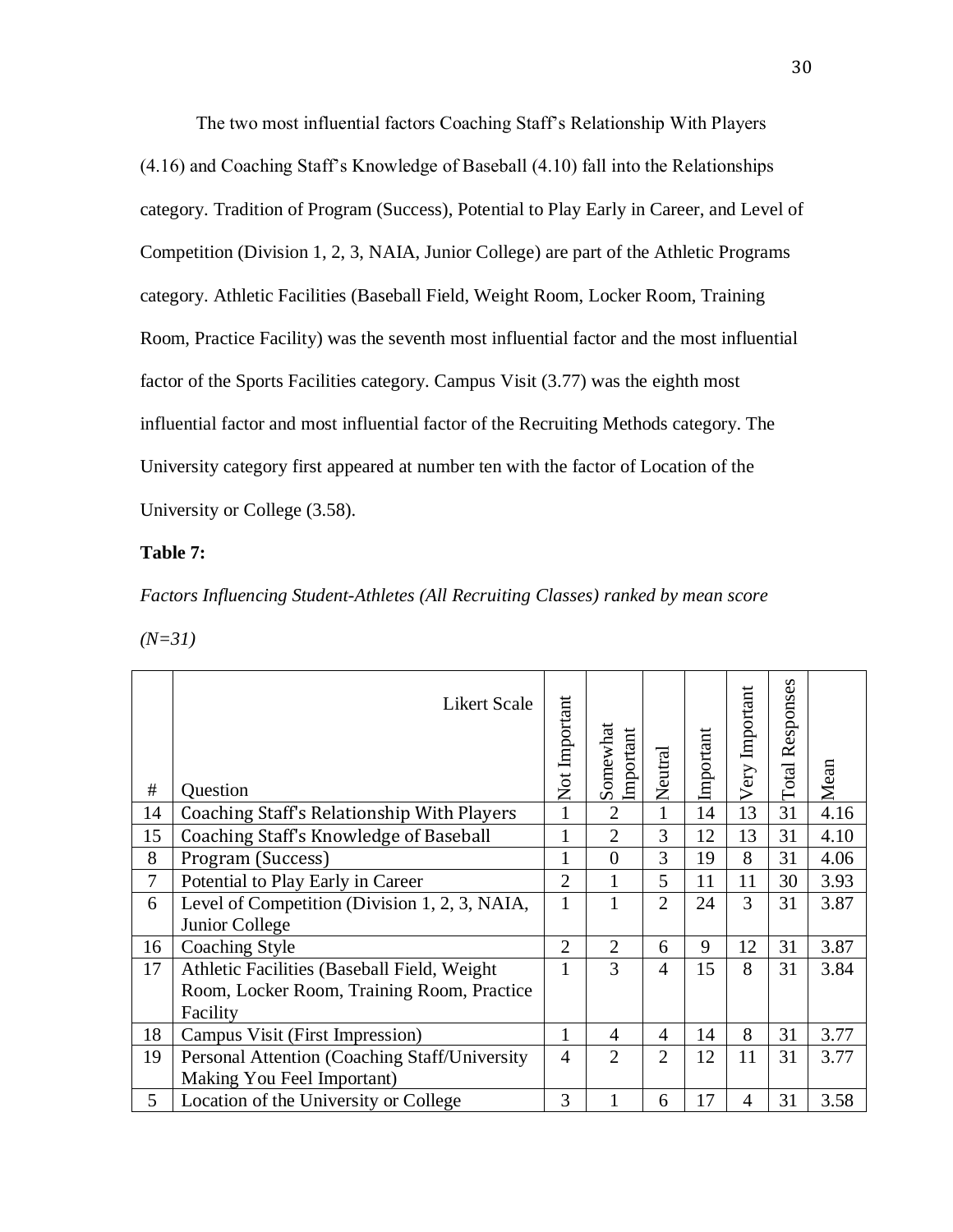The two most influential factors Coaching Staff's Relationship With Players (4.16) and Coaching Staff's Knowledge of Baseball (4.10) fall into the Relationships category. Tradition of Program (Success), Potential to Play Early in Career, and Level of Competition (Division 1, 2, 3, NAIA, Junior College) are part of the Athletic Programs category. Athletic Facilities (Baseball Field, Weight Room, Locker Room, Training Room, Practice Facility) was the seventh most influential factor and the most influential factor of the Sports Facilities category. Campus Visit (3.77) was the eighth most influential factor and most influential factor of the Recruiting Methods category. The University category first appeared at number ten with the factor of Location of the University or College (3.58).

**Table 7:**

*Factors Influencing Student-Athletes (All Recruiting Classes) ranked by mean score (N=31)*

| # | Likert Scale / Question | Not Important | Somewhat Important | Neutral | Important | Very Important | Total Responses | Mean |
|---|---|---|---|---|---|---|---|---|
| 14 | Coaching Staff's Relationship With Players | 1 | 2 | 1 | 14 | 13 | 31 | 4.16 |
| 15 | Coaching Staff's Knowledge of Baseball | 1 | 2 | 3 | 12 | 13 | 31 | 4.10 |
| 8 | Program (Success) | 1 | 0 | 3 | 19 | 8 | 31 | 4.06 |
| 7 | Potential to Play Early in Career | 2 | 1 | 5 | 11 | 11 | 30 | 3.93 |
| 6 | Level of Competition (Division 1, 2, 3, NAIA, Junior College | 1 | 1 | 2 | 24 | 3 | 31 | 3.87 |
| 16 | Coaching Style | 2 | 2 | 6 | 9 | 12 | 31 | 3.87 |
| 17 | Athletic Facilities (Baseball Field, Weight Room, Locker Room, Training Room, Practice Facility | 1 | 3 | 4 | 15 | 8 | 31 | 3.84 |
| 18 | Campus Visit (First Impression) | 1 | 4 | 4 | 14 | 8 | 31 | 3.77 |
| 19 | Personal Attention (Coaching Staff/University Making You Feel Important) | 4 | 2 | 2 | 12 | 11 | 31 | 3.77 |
| 5 | Location of the University or College | 3 | 1 | 6 | 17 | 4 | 31 | 3.58 |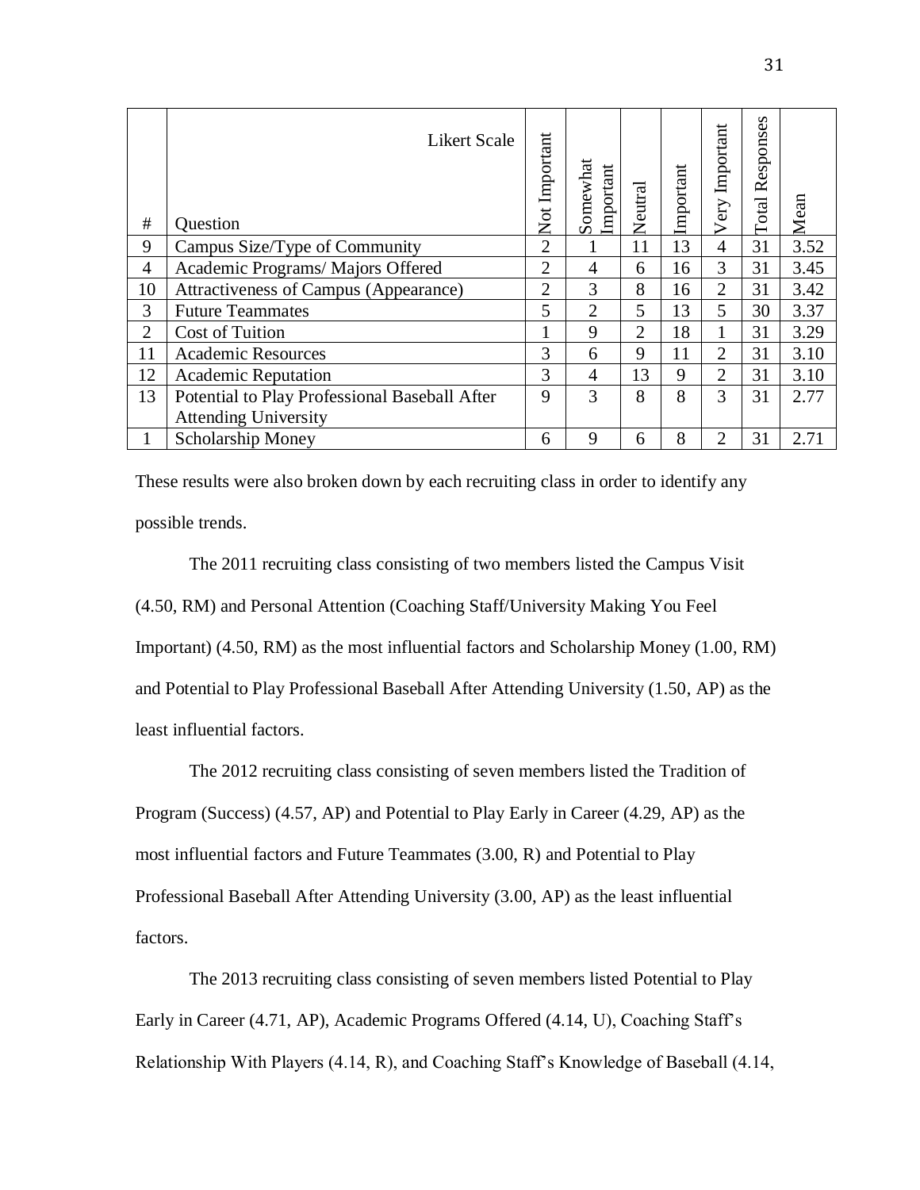| # | Likert Scale<br>Question | Not Important | Somewhat Important | Neutral | Important | Very Important | Total Responses | Mean |
|---|---|---|---|---|---|---|---|---|
| 9 | Campus Size/Type of Community | 2 | 1 | 11 | 13 | 4 | 31 | 3.52 |
| 4 | Academic Programs/ Majors Offered | 2 | 4 | 6 | 16 | 3 | 31 | 3.45 |
| 10 | Attractiveness of Campus (Appearance) | 2 | 3 | 8 | 16 | 2 | 31 | 3.42 |
| 3 | Future Teammates | 5 | 2 | 5 | 13 | 5 | 30 | 3.37 |
| 2 | Cost of Tuition | 1 | 9 | 2 | 18 | 1 | 31 | 3.29 |
| 11 | Academic Resources | 3 | 6 | 9 | 11 | 2 | 31 | 3.10 |
| 12 | Academic Reputation | 3 | 4 | 13 | 9 | 2 | 31 | 3.10 |
| 13 | Potential to Play Professional Baseball After Attending University | 9 | 3 | 8 | 8 | 3 | 31 | 2.77 |
| 1 | Scholarship Money | 6 | 9 | 6 | 8 | 2 | 31 | 2.71 |

These results were also broken down by each recruiting class in order to identify any possible trends.

The 2011 recruiting class consisting of two members listed the Campus Visit (4.50, RM) and Personal Attention (Coaching Staff/University Making You Feel Important) (4.50, RM) as the most influential factors and Scholarship Money (1.00, RM) and Potential to Play Professional Baseball After Attending University (1.50, AP) as the least influential factors.

The 2012 recruiting class consisting of seven members listed the Tradition of Program (Success) (4.57, AP) and Potential to Play Early in Career (4.29, AP) as the most influential factors and Future Teammates (3.00, R) and Potential to Play Professional Baseball After Attending University (3.00, AP) as the least influential factors.

The 2013 recruiting class consisting of seven members listed Potential to Play Early in Career (4.71, AP), Academic Programs Offered (4.14, U), Coaching Staff's Relationship With Players (4.14, R), and Coaching Staff's Knowledge of Baseball (4.14,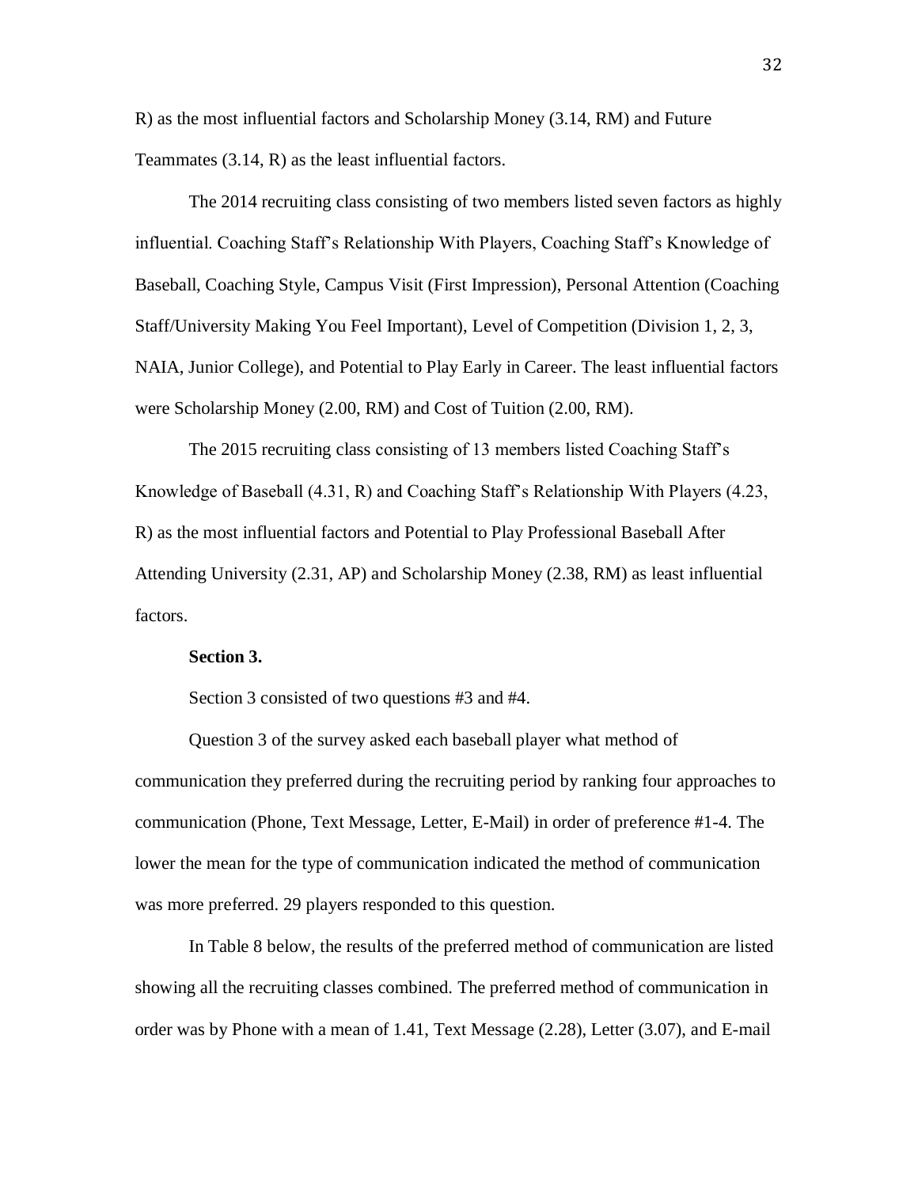R) as the most influential factors and Scholarship Money (3.14, RM) and Future Teammates (3.14, R) as the least influential factors.

The 2014 recruiting class consisting of two members listed seven factors as highly influential. Coaching Staff's Relationship With Players, Coaching Staff's Knowledge of Baseball, Coaching Style, Campus Visit (First Impression), Personal Attention (Coaching Staff/University Making You Feel Important), Level of Competition (Division 1, 2, 3, NAIA, Junior College), and Potential to Play Early in Career. The least influential factors were Scholarship Money (2.00, RM) and Cost of Tuition (2.00, RM).

The 2015 recruiting class consisting of 13 members listed Coaching Staff's Knowledge of Baseball (4.31, R) and Coaching Staff's Relationship With Players (4.23, R) as the most influential factors and Potential to Play Professional Baseball After Attending University (2.31, AP) and Scholarship Money (2.38, RM) as least influential factors.

**Section 3.**

Section 3 consisted of two questions #3 and #4.

Question 3 of the survey asked each baseball player what method of communication they preferred during the recruiting period by ranking four approaches to communication (Phone, Text Message, Letter, E-Mail) in order of preference #1-4. The lower the mean for the type of communication indicated the method of communication was more preferred. 29 players responded to this question.

In Table 8 below, the results of the preferred method of communication are listed showing all the recruiting classes combined. The preferred method of communication in order was by Phone with a mean of 1.41, Text Message (2.28), Letter (3.07), and E-mail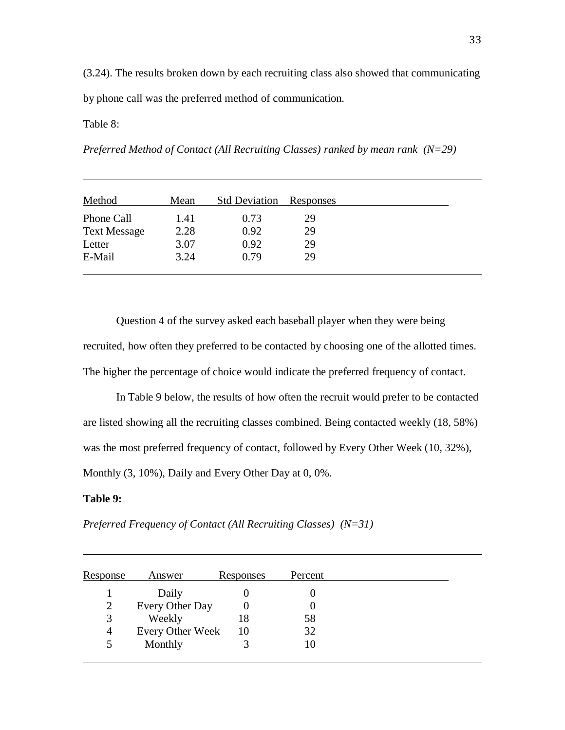(3.24). The results broken down by each recruiting class also showed that communicating by phone call was the preferred method of communication.

Table 8:

*Preferred Method of Contact (All Recruiting Classes) ranked by mean rank (N=29)*

| Method | Mean | Std Deviation | Responses |
|---|---|---|---|
| Phone Call | 1.41 | 0.73 | 29 |
| Text Message | 2.28 | 0.92 | 29 |
| Letter | 3.07 | 0.92 | 29 |
| E-Mail | 3.24 | 0.79 | 29 |

Question 4 of the survey asked each baseball player when they were being recruited, how often they preferred to be contacted by choosing one of the allotted times. The higher the percentage of choice would indicate the preferred frequency of contact.

In Table 9 below, the results of how often the recruit would prefer to be contacted are listed showing all the recruiting classes combined. Being contacted weekly (18, 58%) was the most preferred frequency of contact, followed by Every Other Week (10, 32%), Monthly (3, 10%), Daily and Every Other Day at 0, 0%.

**Table 9:**

*Preferred Frequency of Contact (All Recruiting Classes) (N=31)*

| Response | Answer | Responses | Percent |
|---|---|---|---|
| 1 | Daily | 0 | 0 |
| 2 | Every Other Day | 0 | 0 |
| 3 | Weekly | 18 | 58 |
| 4 | Every Other Week | 10 | 32 |
| 5 | Monthly | 3 | 10 |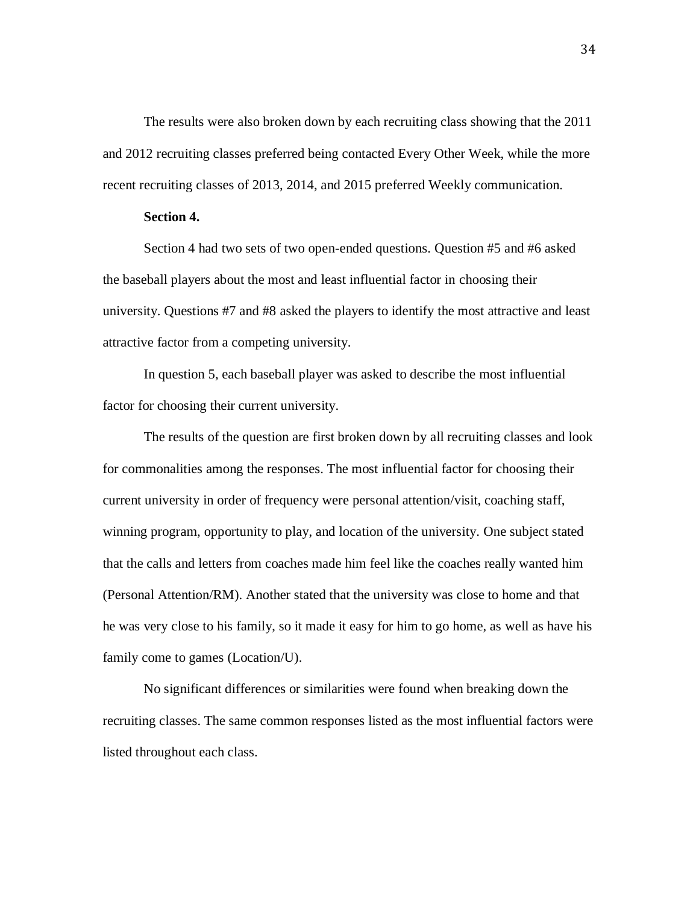The results were also broken down by each recruiting class showing that the 2011 and 2012 recruiting classes preferred being contacted Every Other Week, while the more recent recruiting classes of 2013, 2014, and 2015 preferred Weekly communication.

**Section 4.**

Section 4 had two sets of two open-ended questions. Question #5 and #6 asked the baseball players about the most and least influential factor in choosing their university. Questions #7 and #8 asked the players to identify the most attractive and least attractive factor from a competing university.

In question 5, each baseball player was asked to describe the most influential factor for choosing their current university.

The results of the question are first broken down by all recruiting classes and look for commonalities among the responses. The most influential factor for choosing their current university in order of frequency were personal attention/visit, coaching staff, winning program, opportunity to play, and location of the university. One subject stated that the calls and letters from coaches made him feel like the coaches really wanted him (Personal Attention/RM). Another stated that the university was close to home and that he was very close to his family, so it made it easy for him to go home, as well as have his family come to games (Location/U).

No significant differences or similarities were found when breaking down the recruiting classes. The same common responses listed as the most influential factors were listed throughout each class.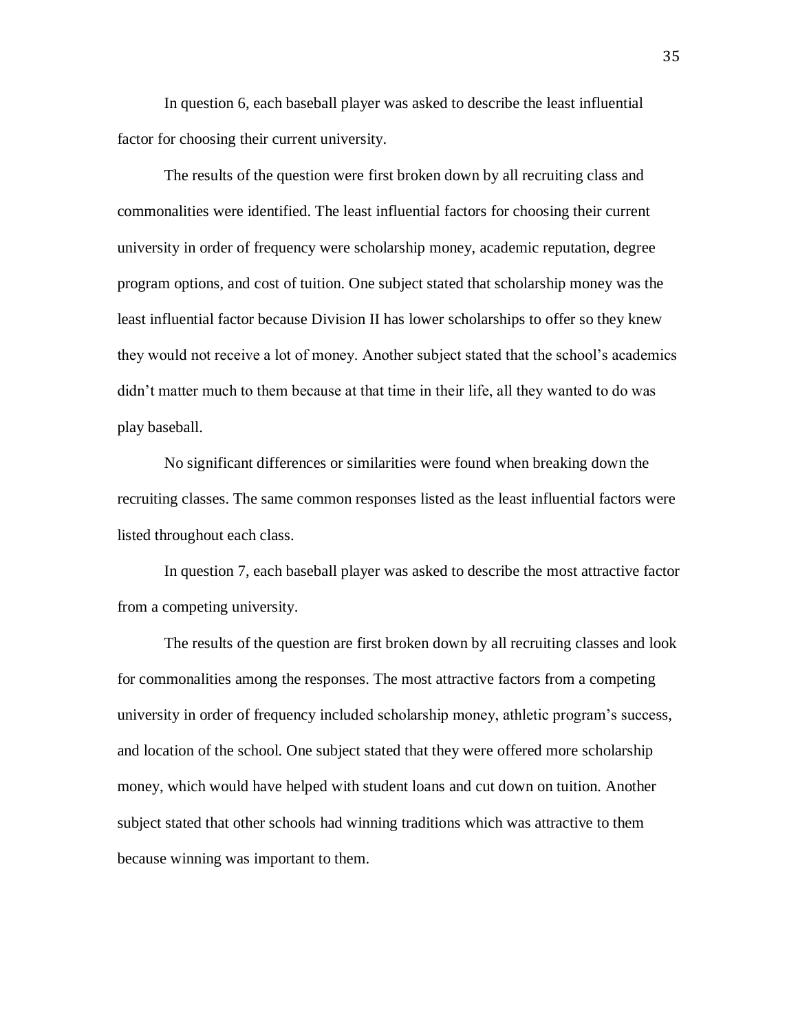In question 6, each baseball player was asked to describe the least influential factor for choosing their current university.

The results of the question were first broken down by all recruiting class and commonalities were identified. The least influential factors for choosing their current university in order of frequency were scholarship money, academic reputation, degree program options, and cost of tuition. One subject stated that scholarship money was the least influential factor because Division II has lower scholarships to offer so they knew they would not receive a lot of money. Another subject stated that the school's academics didn't matter much to them because at that time in their life, all they wanted to do was play baseball.

No significant differences or similarities were found when breaking down the recruiting classes. The same common responses listed as the least influential factors were listed throughout each class.

In question 7, each baseball player was asked to describe the most attractive factor from a competing university.

The results of the question are first broken down by all recruiting classes and look for commonalities among the responses. The most attractive factors from a competing university in order of frequency included scholarship money, athletic program's success, and location of the school. One subject stated that they were offered more scholarship money, which would have helped with student loans and cut down on tuition. Another subject stated that other schools had winning traditions which was attractive to them because winning was important to them.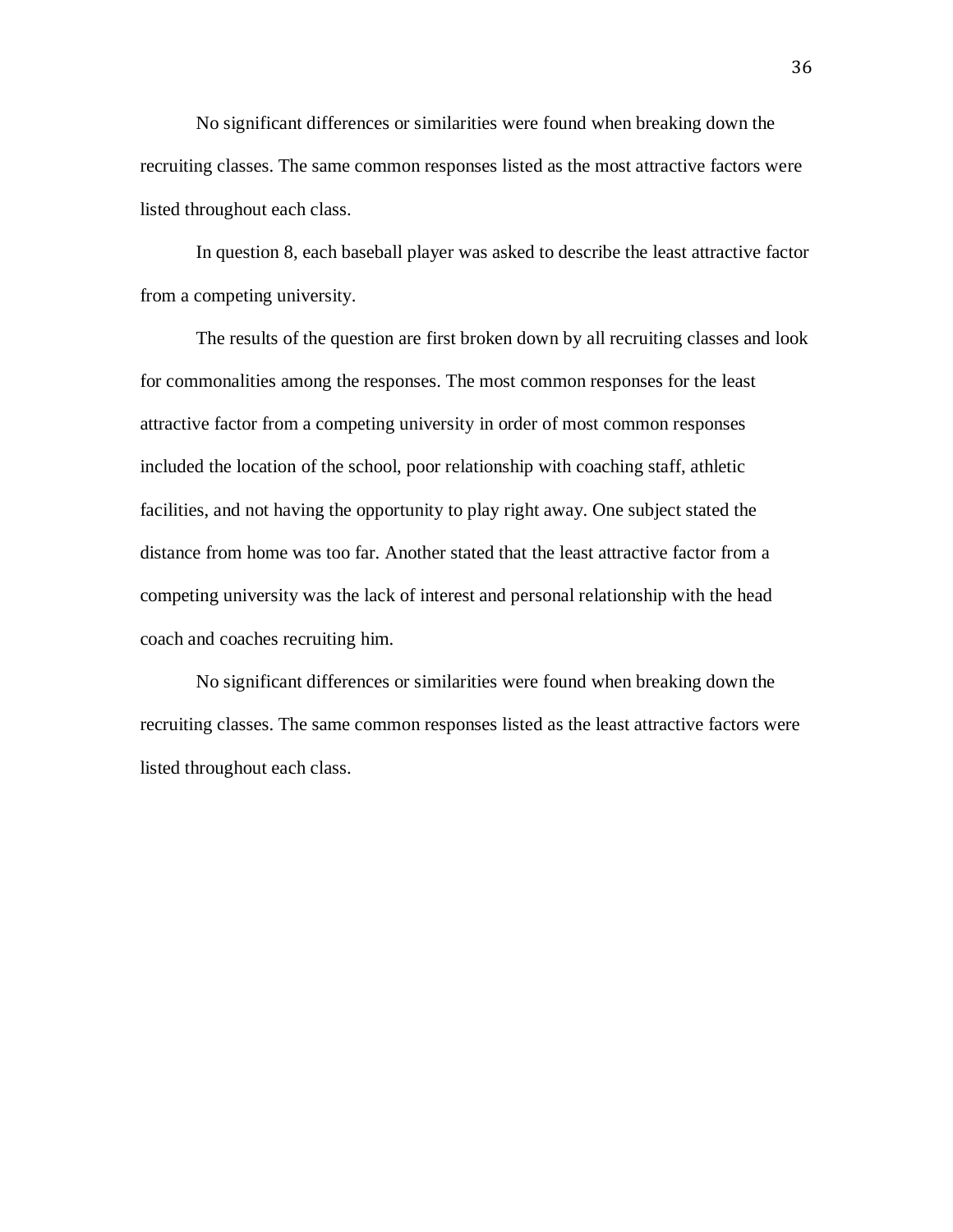No significant differences or similarities were found when breaking down the recruiting classes. The same common responses listed as the most attractive factors were listed throughout each class.

In question 8, each baseball player was asked to describe the least attractive factor from a competing university.

The results of the question are first broken down by all recruiting classes and look for commonalities among the responses. The most common responses for the least attractive factor from a competing university in order of most common responses included the location of the school, poor relationship with coaching staff, athletic facilities, and not having the opportunity to play right away. One subject stated the distance from home was too far. Another stated that the least attractive factor from a competing university was the lack of interest and personal relationship with the head coach and coaches recruiting him.

No significant differences or similarities were found when breaking down the recruiting classes. The same common responses listed as the least attractive factors were listed throughout each class.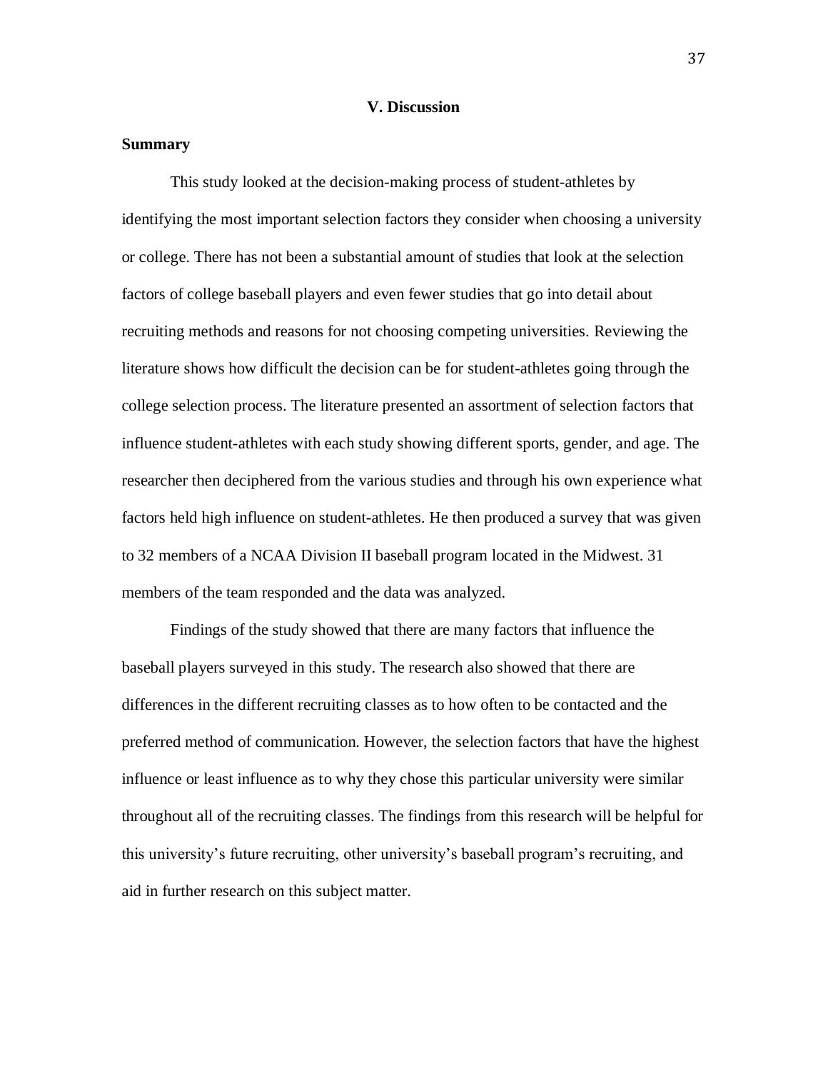## V. Discussion

### Summary

This study looked at the decision-making process of student-athletes by identifying the most important selection factors they consider when choosing a university or college. There has not been a substantial amount of studies that look at the selection factors of college baseball players and even fewer studies that go into detail about recruiting methods and reasons for not choosing competing universities. Reviewing the literature shows how difficult the decision can be for student-athletes going through the college selection process. The literature presented an assortment of selection factors that influence student-athletes with each study showing different sports, gender, and age. The researcher then deciphered from the various studies and through his own experience what factors held high influence on student-athletes. He then produced a survey that was given to 32 members of a NCAA Division II baseball program located in the Midwest. 31 members of the team responded and the data was analyzed.

Findings of the study showed that there are many factors that influence the baseball players surveyed in this study. The research also showed that there are differences in the different recruiting classes as to how often to be contacted and the preferred method of communication. However, the selection factors that have the highest influence or least influence as to why they chose this particular university were similar throughout all of the recruiting classes. The findings from this research will be helpful for this university's future recruiting, other university's baseball program's recruiting, and aid in further research on this subject matter.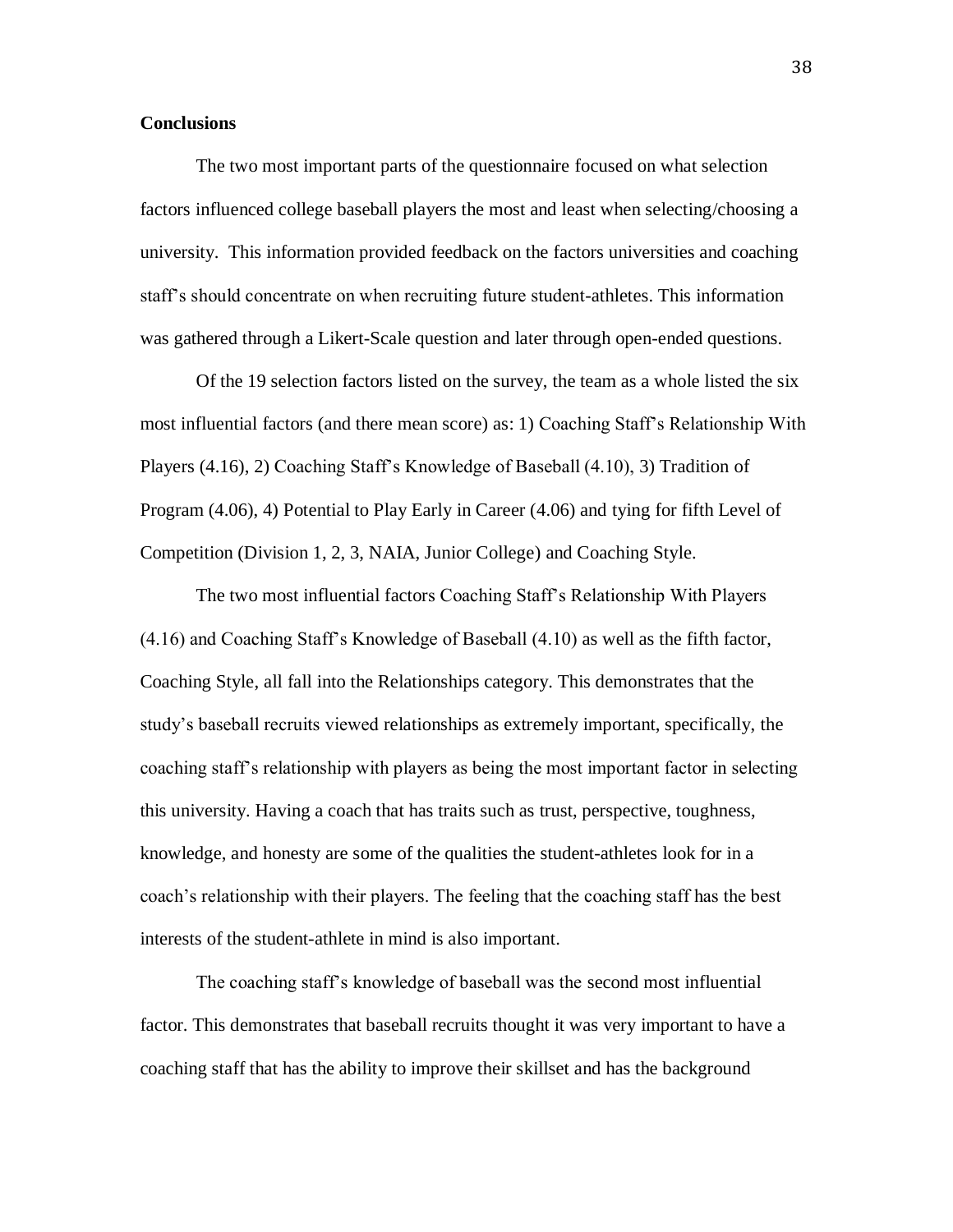**Conclusions**

The two most important parts of the questionnaire focused on what selection factors influenced college baseball players the most and least when selecting/choosing a university. This information provided feedback on the factors universities and coaching staff's should concentrate on when recruiting future student-athletes. This information was gathered through a Likert-Scale question and later through open-ended questions.

Of the 19 selection factors listed on the survey, the team as a whole listed the six most influential factors (and there mean score) as: 1) Coaching Staff's Relationship With Players (4.16), 2) Coaching Staff's Knowledge of Baseball (4.10), 3) Tradition of Program (4.06), 4) Potential to Play Early in Career (4.06) and tying for fifth Level of Competition (Division 1, 2, 3, NAIA, Junior College) and Coaching Style.

The two most influential factors Coaching Staff's Relationship With Players (4.16) and Coaching Staff's Knowledge of Baseball (4.10) as well as the fifth factor, Coaching Style, all fall into the Relationships category. This demonstrates that the study's baseball recruits viewed relationships as extremely important, specifically, the coaching staff's relationship with players as being the most important factor in selecting this university. Having a coach that has traits such as trust, perspective, toughness, knowledge, and honesty are some of the qualities the student-athletes look for in a coach's relationship with their players. The feeling that the coaching staff has the best interests of the student-athlete in mind is also important.

The coaching staff's knowledge of baseball was the second most influential factor. This demonstrates that baseball recruits thought it was very important to have a coaching staff that has the ability to improve their skillset and has the background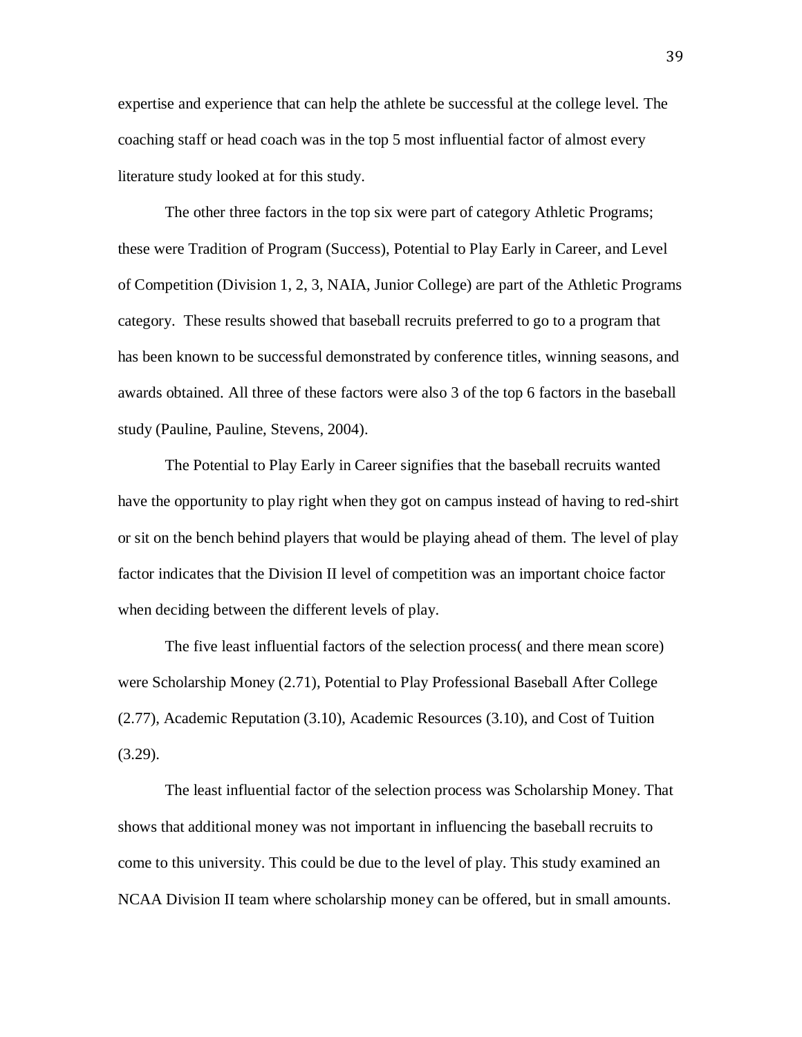expertise and experience that can help the athlete be successful at the college level. The coaching staff or head coach was in the top 5 most influential factor of almost every literature study looked at for this study.

The other three factors in the top six were part of category Athletic Programs; these were Tradition of Program (Success), Potential to Play Early in Career, and Level of Competition (Division 1, 2, 3, NAIA, Junior College) are part of the Athletic Programs category. These results showed that baseball recruits preferred to go to a program that has been known to be successful demonstrated by conference titles, winning seasons, and awards obtained. All three of these factors were also 3 of the top 6 factors in the baseball study (Pauline, Pauline, Stevens, 2004).

The Potential to Play Early in Career signifies that the baseball recruits wanted have the opportunity to play right when they got on campus instead of having to red-shirt or sit on the bench behind players that would be playing ahead of them. The level of play factor indicates that the Division II level of competition was an important choice factor when deciding between the different levels of play.

The five least influential factors of the selection process( and there mean score) were Scholarship Money (2.71), Potential to Play Professional Baseball After College (2.77), Academic Reputation (3.10), Academic Resources (3.10), and Cost of Tuition (3.29).

The least influential factor of the selection process was Scholarship Money. That shows that additional money was not important in influencing the baseball recruits to come to this university. This could be due to the level of play. This study examined an NCAA Division II team where scholarship money can be offered, but in small amounts.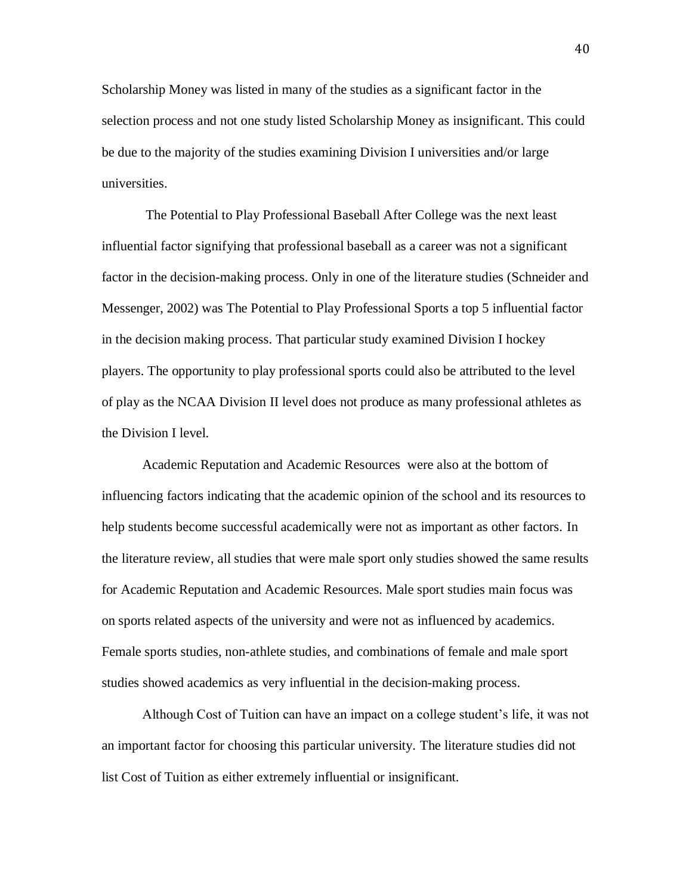Scholarship Money was listed in many of the studies as a significant factor in the selection process and not one study listed Scholarship Money as insignificant. This could be due to the majority of the studies examining Division I universities and/or large universities.

The Potential to Play Professional Baseball After College was the next least influential factor signifying that professional baseball as a career was not a significant factor in the decision-making process. Only in one of the literature studies (Schneider and Messenger, 2002) was The Potential to Play Professional Sports a top 5 influential factor in the decision making process. That particular study examined Division I hockey players. The opportunity to play professional sports could also be attributed to the level of play as the NCAA Division II level does not produce as many professional athletes as the Division I level.

Academic Reputation and Academic Resources were also at the bottom of influencing factors indicating that the academic opinion of the school and its resources to help students become successful academically were not as important as other factors. In the literature review, all studies that were male sport only studies showed the same results for Academic Reputation and Academic Resources. Male sport studies main focus was on sports related aspects of the university and were not as influenced by academics. Female sports studies, non-athlete studies, and combinations of female and male sport studies showed academics as very influential in the decision-making process.

Although Cost of Tuition can have an impact on a college student's life, it was not an important factor for choosing this particular university. The literature studies did not list Cost of Tuition as either extremely influential or insignificant.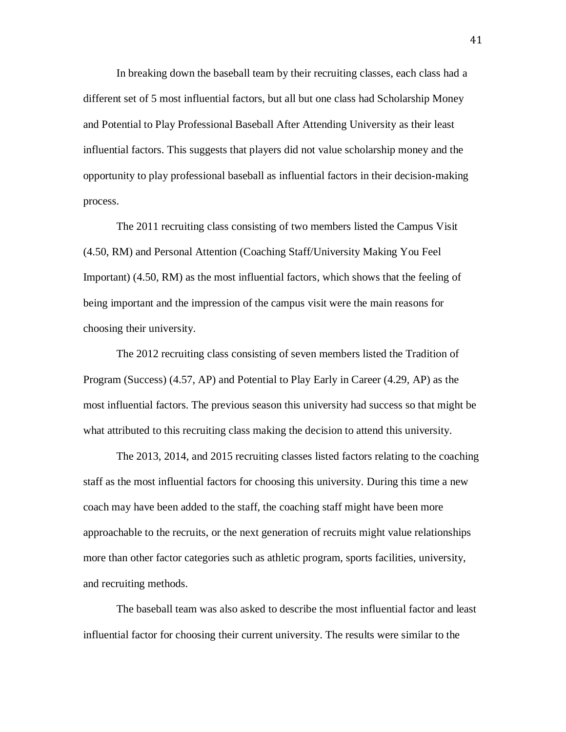In breaking down the baseball team by their recruiting classes, each class had a different set of 5 most influential factors, but all but one class had Scholarship Money and Potential to Play Professional Baseball After Attending University as their least influential factors. This suggests that players did not value scholarship money and the opportunity to play professional baseball as influential factors in their decision-making process.

The 2011 recruiting class consisting of two members listed the Campus Visit (4.50, RM) and Personal Attention (Coaching Staff/University Making You Feel Important) (4.50, RM) as the most influential factors, which shows that the feeling of being important and the impression of the campus visit were the main reasons for choosing their university.

The 2012 recruiting class consisting of seven members listed the Tradition of Program (Success) (4.57, AP) and Potential to Play Early in Career (4.29, AP) as the most influential factors. The previous season this university had success so that might be what attributed to this recruiting class making the decision to attend this university.

The 2013, 2014, and 2015 recruiting classes listed factors relating to the coaching staff as the most influential factors for choosing this university. During this time a new coach may have been added to the staff, the coaching staff might have been more approachable to the recruits, or the next generation of recruits might value relationships more than other factor categories such as athletic program, sports facilities, university, and recruiting methods.

The baseball team was also asked to describe the most influential factor and least influential factor for choosing their current university. The results were similar to the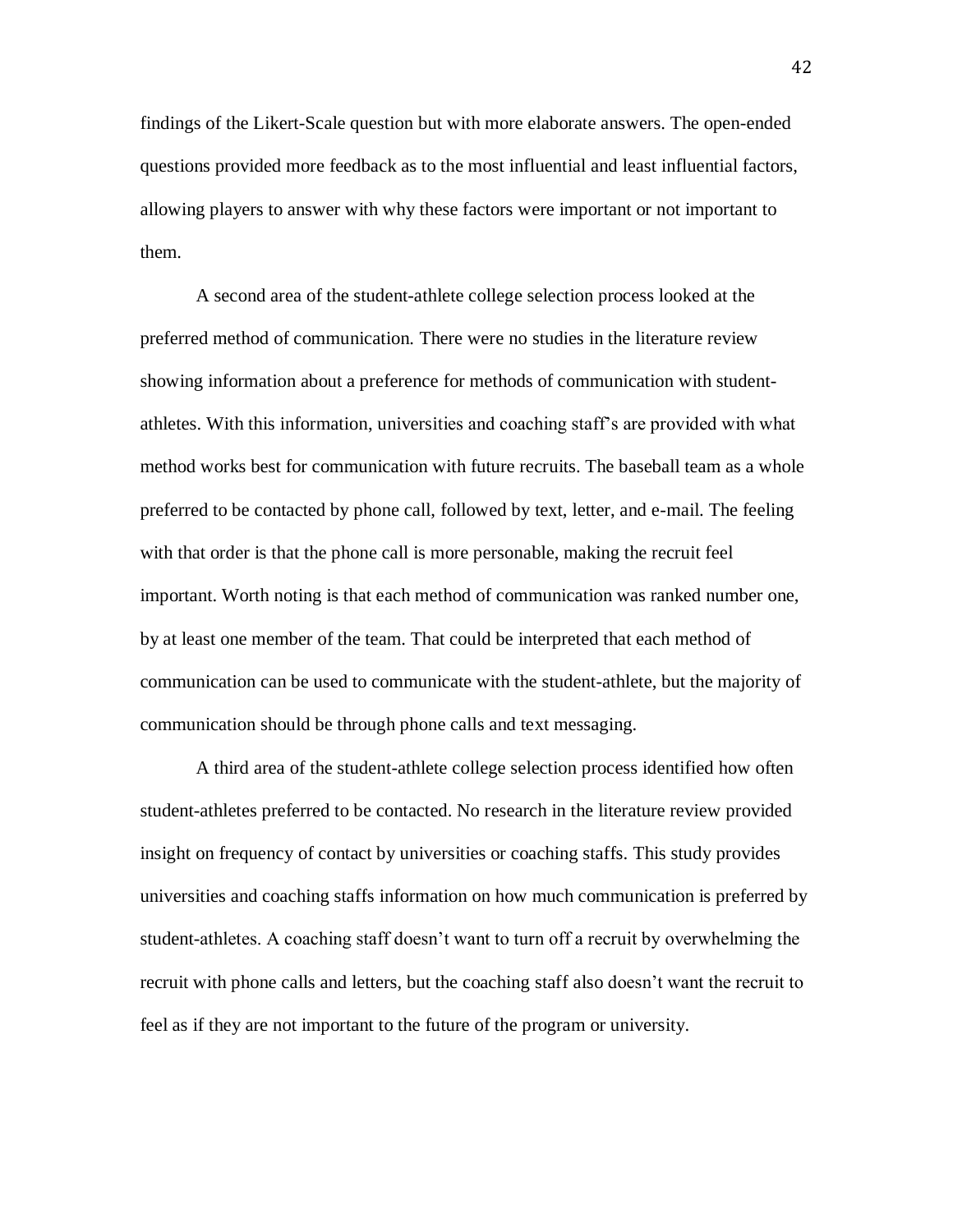findings of the Likert-Scale question but with more elaborate answers. The open-ended questions provided more feedback as to the most influential and least influential factors, allowing players to answer with why these factors were important or not important to them.

A second area of the student-athlete college selection process looked at the preferred method of communication. There were no studies in the literature review showing information about a preference for methods of communication with student-athletes. With this information, universities and coaching staff's are provided with what method works best for communication with future recruits. The baseball team as a whole preferred to be contacted by phone call, followed by text, letter, and e-mail. The feeling with that order is that the phone call is more personable, making the recruit feel important. Worth noting is that each method of communication was ranked number one, by at least one member of the team. That could be interpreted that each method of communication can be used to communicate with the student-athlete, but the majority of communication should be through phone calls and text messaging.

A third area of the student-athlete college selection process identified how often student-athletes preferred to be contacted. No research in the literature review provided insight on frequency of contact by universities or coaching staffs. This study provides universities and coaching staffs information on how much communication is preferred by student-athletes. A coaching staff doesn't want to turn off a recruit by overwhelming the recruit with phone calls and letters, but the coaching staff also doesn't want the recruit to feel as if they are not important to the future of the program or university.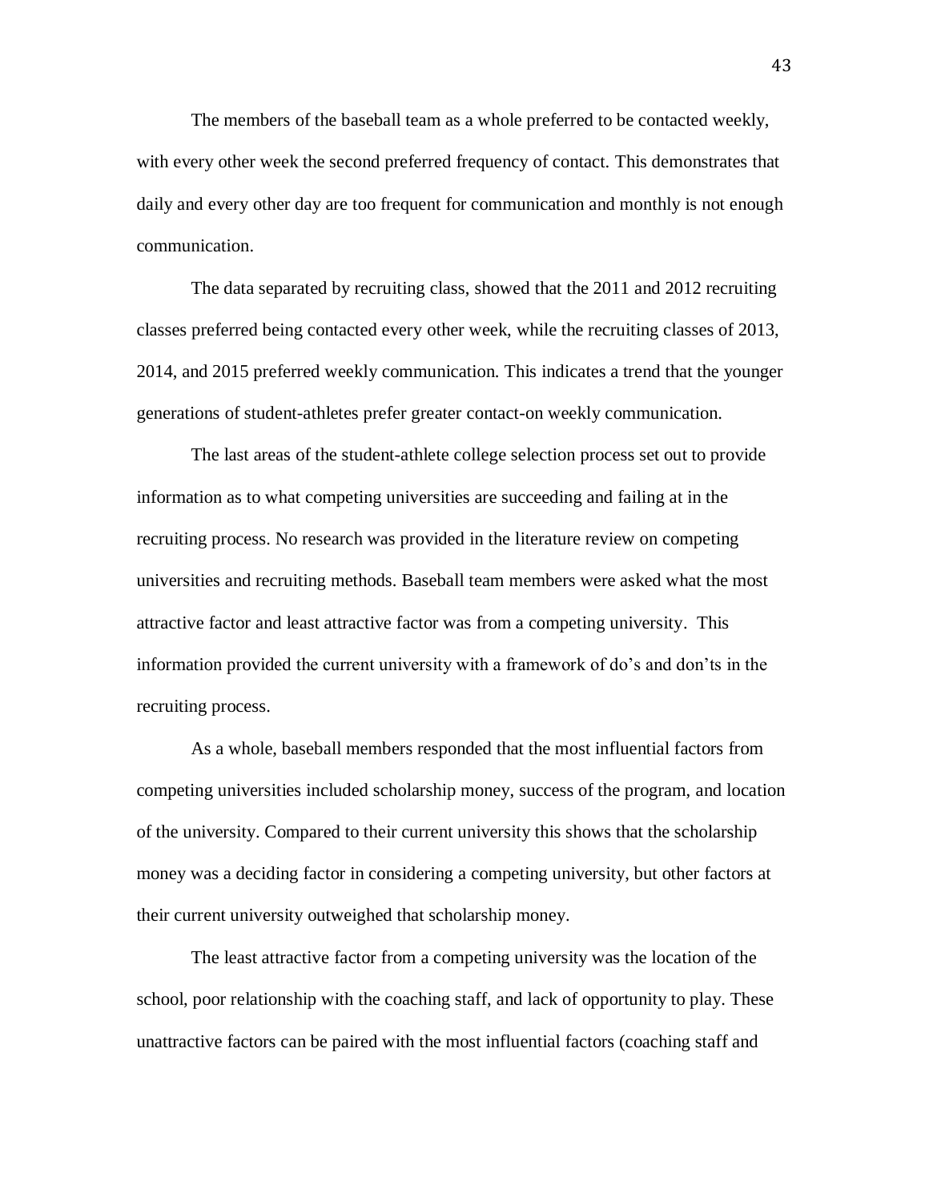The members of the baseball team as a whole preferred to be contacted weekly, with every other week the second preferred frequency of contact. This demonstrates that daily and every other day are too frequent for communication and monthly is not enough communication.

The data separated by recruiting class, showed that the 2011 and 2012 recruiting classes preferred being contacted every other week, while the recruiting classes of 2013, 2014, and 2015 preferred weekly communication. This indicates a trend that the younger generations of student-athletes prefer greater contact-on weekly communication.

The last areas of the student-athlete college selection process set out to provide information as to what competing universities are succeeding and failing at in the recruiting process. No research was provided in the literature review on competing universities and recruiting methods. Baseball team members were asked what the most attractive factor and least attractive factor was from a competing university. This information provided the current university with a framework of do's and don'ts in the recruiting process.

As a whole, baseball members responded that the most influential factors from competing universities included scholarship money, success of the program, and location of the university. Compared to their current university this shows that the scholarship money was a deciding factor in considering a competing university, but other factors at their current university outweighed that scholarship money.

The least attractive factor from a competing university was the location of the school, poor relationship with the coaching staff, and lack of opportunity to play. These unattractive factors can be paired with the most influential factors (coaching staff and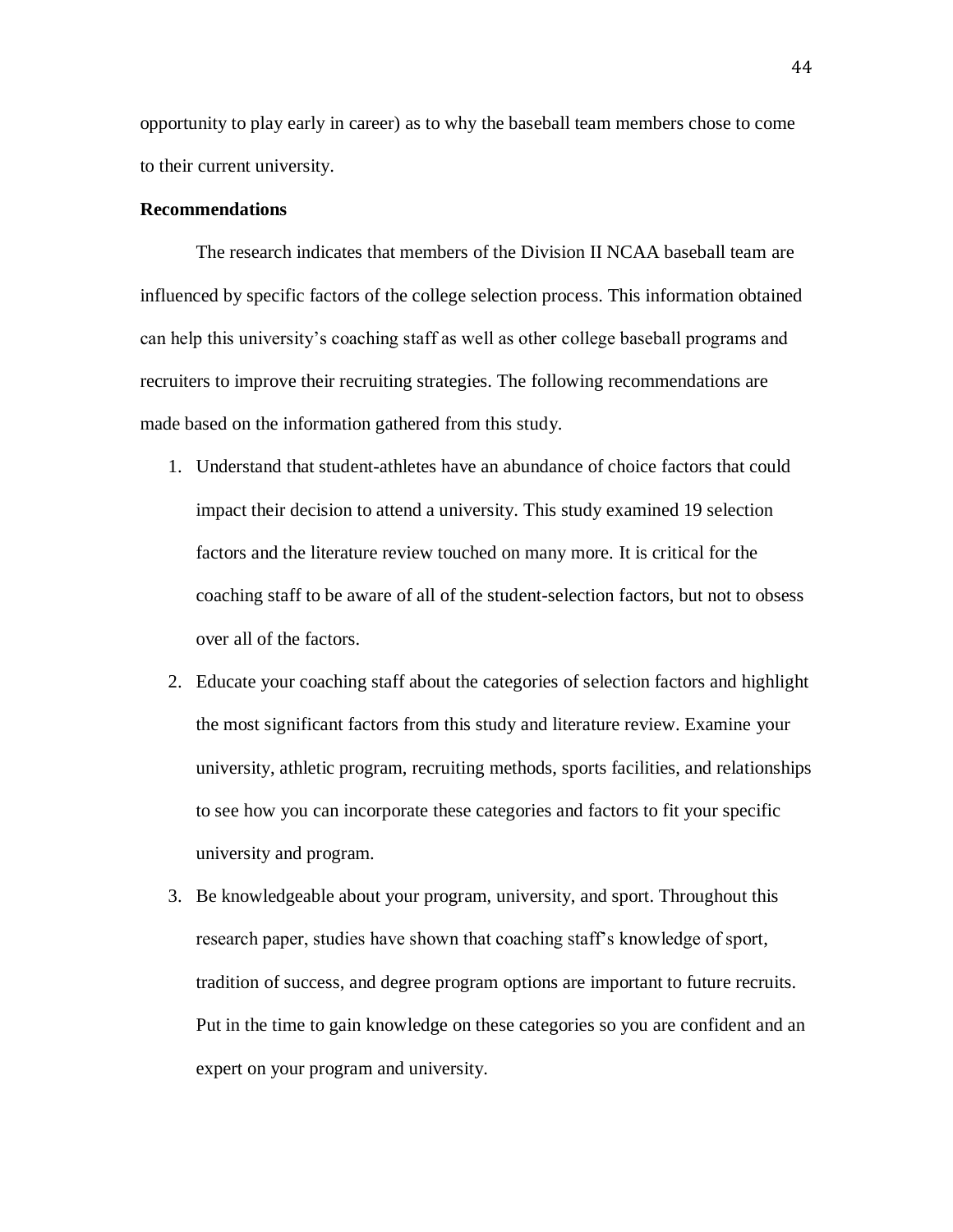opportunity to play early in career) as to why the baseball team members chose to come to their current university.

**Recommendations**

The research indicates that members of the Division II NCAA baseball team are influenced by specific factors of the college selection process. This information obtained can help this university's coaching staff as well as other college baseball programs and recruiters to improve their recruiting strategies. The following recommendations are made based on the information gathered from this study.

1. Understand that student-athletes have an abundance of choice factors that could impact their decision to attend a university. This study examined 19 selection factors and the literature review touched on many more. It is critical for the coaching staff to be aware of all of the student-selection factors, but not to obsess over all of the factors.
2. Educate your coaching staff about the categories of selection factors and highlight the most significant factors from this study and literature review. Examine your university, athletic program, recruiting methods, sports facilities, and relationships to see how you can incorporate these categories and factors to fit your specific university and program.
3. Be knowledgeable about your program, university, and sport. Throughout this research paper, studies have shown that coaching staff's knowledge of sport, tradition of success, and degree program options are important to future recruits. Put in the time to gain knowledge on these categories so you are confident and an expert on your program and university.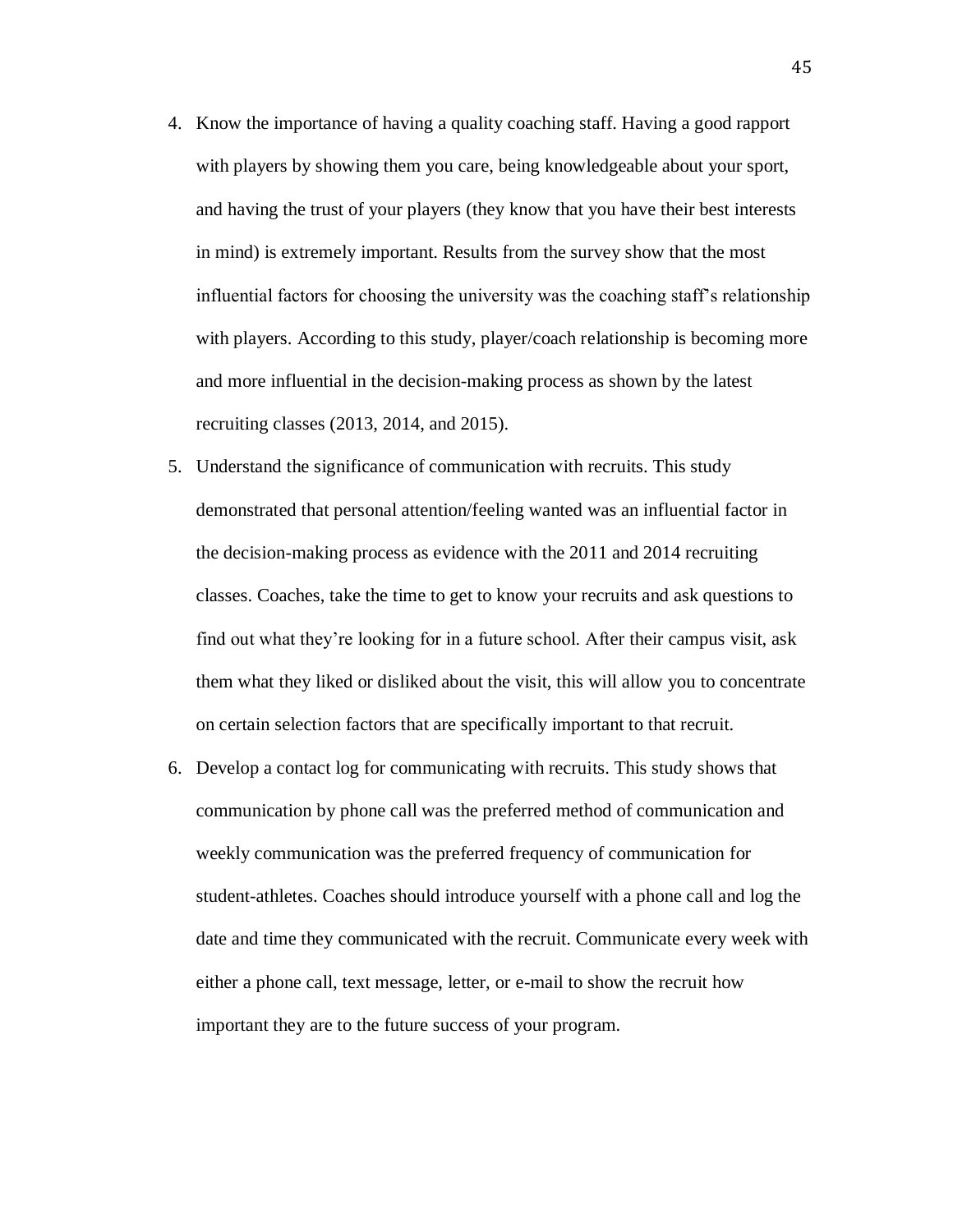4. Know the importance of having a quality coaching staff. Having a good rapport with players by showing them you care, being knowledgeable about your sport, and having the trust of your players (they know that you have their best interests in mind) is extremely important. Results from the survey show that the most influential factors for choosing the university was the coaching staff's relationship with players. According to this study, player/coach relationship is becoming more and more influential in the decision-making process as shown by the latest recruiting classes (2013, 2014, and 2015).
5. Understand the significance of communication with recruits. This study demonstrated that personal attention/feeling wanted was an influential factor in the decision-making process as evidence with the 2011 and 2014 recruiting classes. Coaches, take the time to get to know your recruits and ask questions to find out what they're looking for in a future school. After their campus visit, ask them what they liked or disliked about the visit, this will allow you to concentrate on certain selection factors that are specifically important to that recruit.
6. Develop a contact log for communicating with recruits. This study shows that communication by phone call was the preferred method of communication and weekly communication was the preferred frequency of communication for student-athletes. Coaches should introduce yourself with a phone call and log the date and time they communicated with the recruit. Communicate every week with either a phone call, text message, letter, or e-mail to show the recruit how important they are to the future success of your program.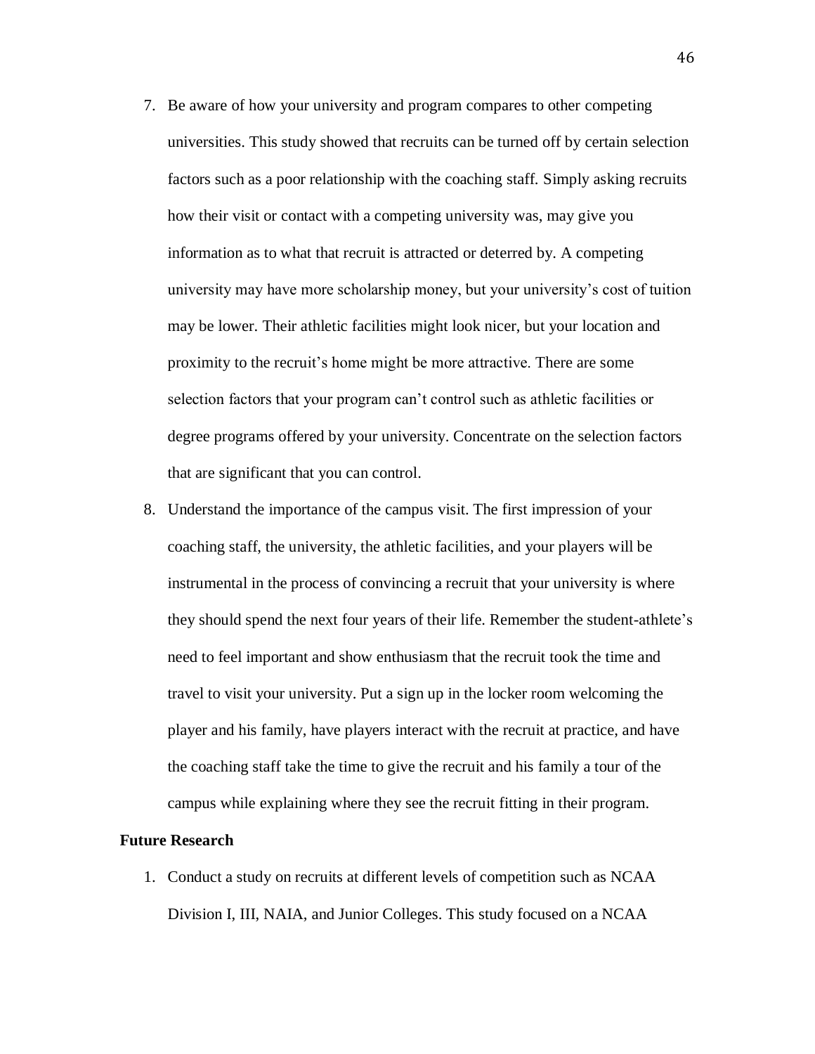7. Be aware of how your university and program compares to other competing universities. This study showed that recruits can be turned off by certain selection factors such as a poor relationship with the coaching staff. Simply asking recruits how their visit or contact with a competing university was, may give you information as to what that recruit is attracted or deterred by. A competing university may have more scholarship money, but your university's cost of tuition may be lower. Their athletic facilities might look nicer, but your location and proximity to the recruit's home might be more attractive. There are some selection factors that your program can't control such as athletic facilities or degree programs offered by your university. Concentrate on the selection factors that are significant that you can control.
8. Understand the importance of the campus visit. The first impression of your coaching staff, the university, the athletic facilities, and your players will be instrumental in the process of convincing a recruit that your university is where they should spend the next four years of their life. Remember the student-athlete's need to feel important and show enthusiasm that the recruit took the time and travel to visit your university. Put a sign up in the locker room welcoming the player and his family, have players interact with the recruit at practice, and have the coaching staff take the time to give the recruit and his family a tour of the campus while explaining where they see the recruit fitting in their program.

**Future Research**

1. Conduct a study on recruits at different levels of competition such as NCAA Division I, III, NAIA, and Junior Colleges. This study focused on a NCAA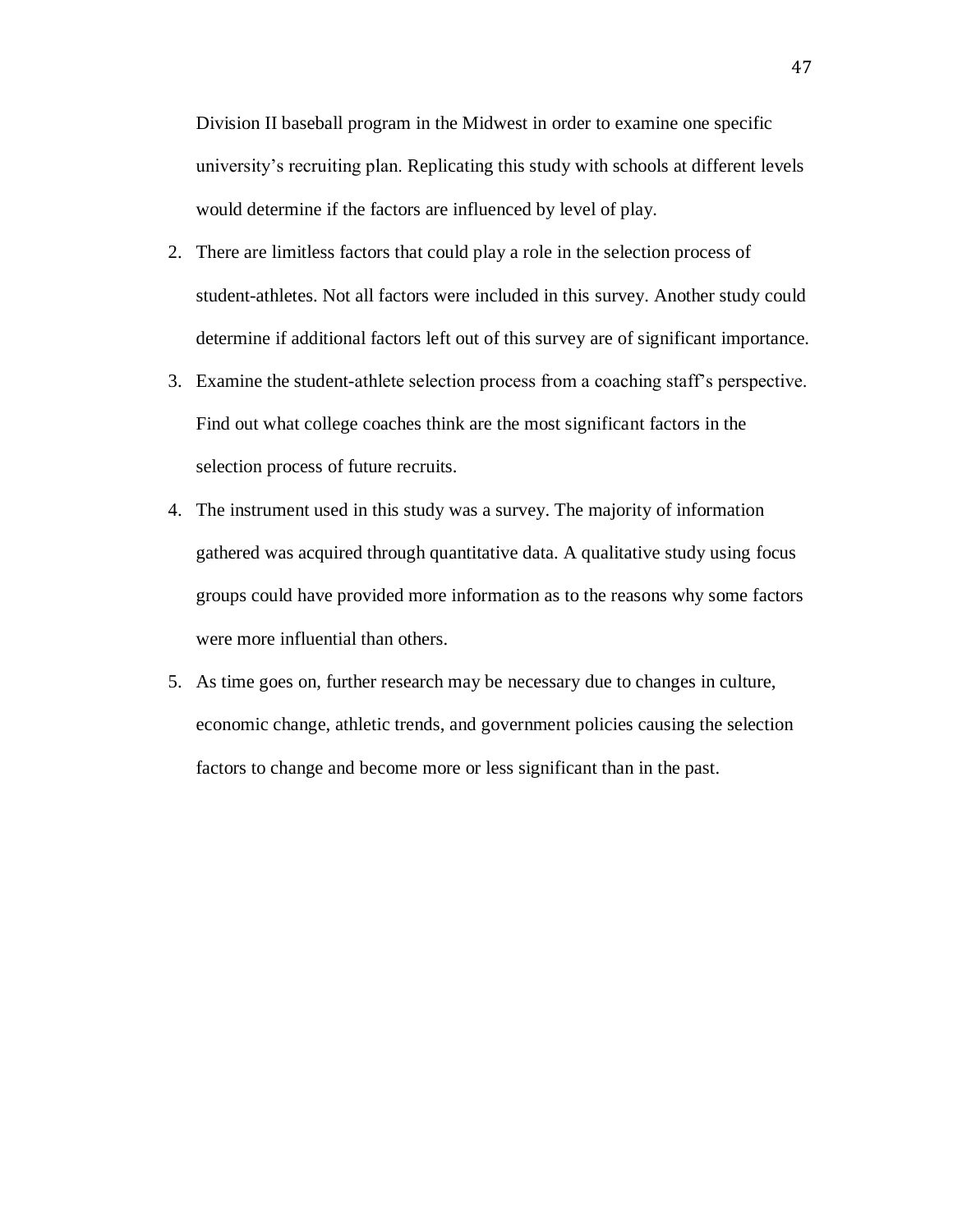Division II baseball program in the Midwest in order to examine one specific university's recruiting plan. Replicating this study with schools at different levels would determine if the factors are influenced by level of play.

2. There are limitless factors that could play a role in the selection process of student-athletes. Not all factors were included in this survey. Another study could determine if additional factors left out of this survey are of significant importance.
3. Examine the student-athlete selection process from a coaching staff's perspective. Find out what college coaches think are the most significant factors in the selection process of future recruits.
4. The instrument used in this study was a survey. The majority of information gathered was acquired through quantitative data. A qualitative study using focus groups could have provided more information as to the reasons why some factors were more influential than others.
5. As time goes on, further research may be necessary due to changes in culture, economic change, athletic trends, and government policies causing the selection factors to change and become more or less significant than in the past.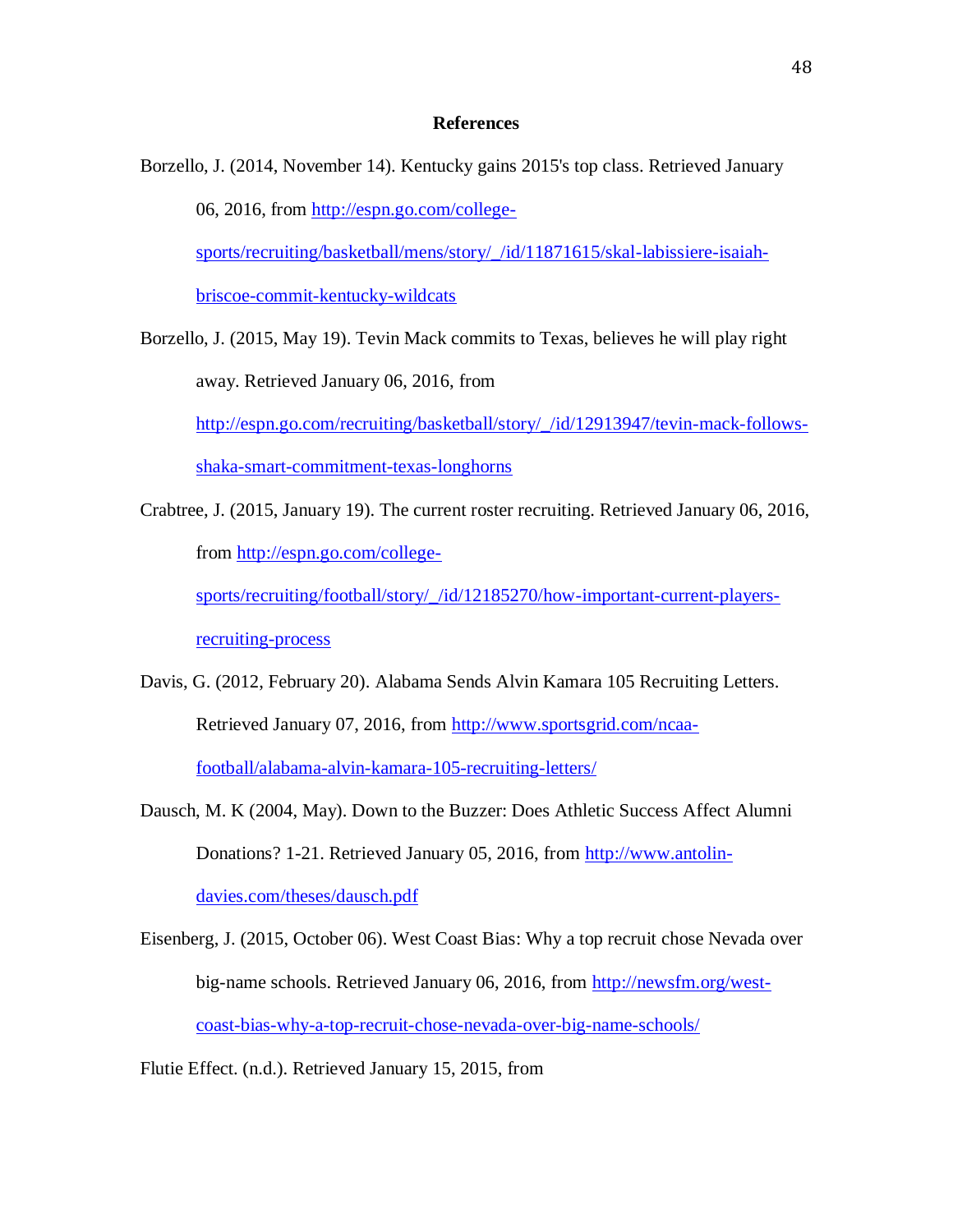**References**

Borzello, J. (2014, November 14). Kentucky gains 2015's top class. Retrieved January 06, 2016, from http://espn.go.com/college-sports/recruiting/basketball/mens/story/_/id/11871615/skal-labissiere-isaiah-briscoe-commit-kentucky-wildcats

Borzello, J. (2015, May 19). Tevin Mack commits to Texas, believes he will play right away. Retrieved January 06, 2016, from http://espn.go.com/recruiting/basketball/story/_/id/12913947/tevin-mack-follows-shaka-smart-commitment-texas-longhorns

Crabtree, J. (2015, January 19). The current roster recruiting. Retrieved January 06, 2016, from http://espn.go.com/college-sports/recruiting/football/story/_/id/12185270/how-important-current-players-recruiting-process

Davis, G. (2012, February 20). Alabama Sends Alvin Kamara 105 Recruiting Letters. Retrieved January 07, 2016, from http://www.sportsgrid.com/ncaa-football/alabama-alvin-kamara-105-recruiting-letters/

Dausch, M. K (2004, May). Down to the Buzzer: Does Athletic Success Affect Alumni Donations? 1-21. Retrieved January 05, 2016, from http://www.antolin-davies.com/theses/dausch.pdf

Eisenberg, J. (2015, October 06). West Coast Bias: Why a top recruit chose Nevada over big-name schools. Retrieved January 06, 2016, from http://newsfm.org/west-coast-bias-why-a-top-recruit-chose-nevada-over-big-name-schools/

Flutie Effect. (n.d.). Retrieved January 15, 2015, from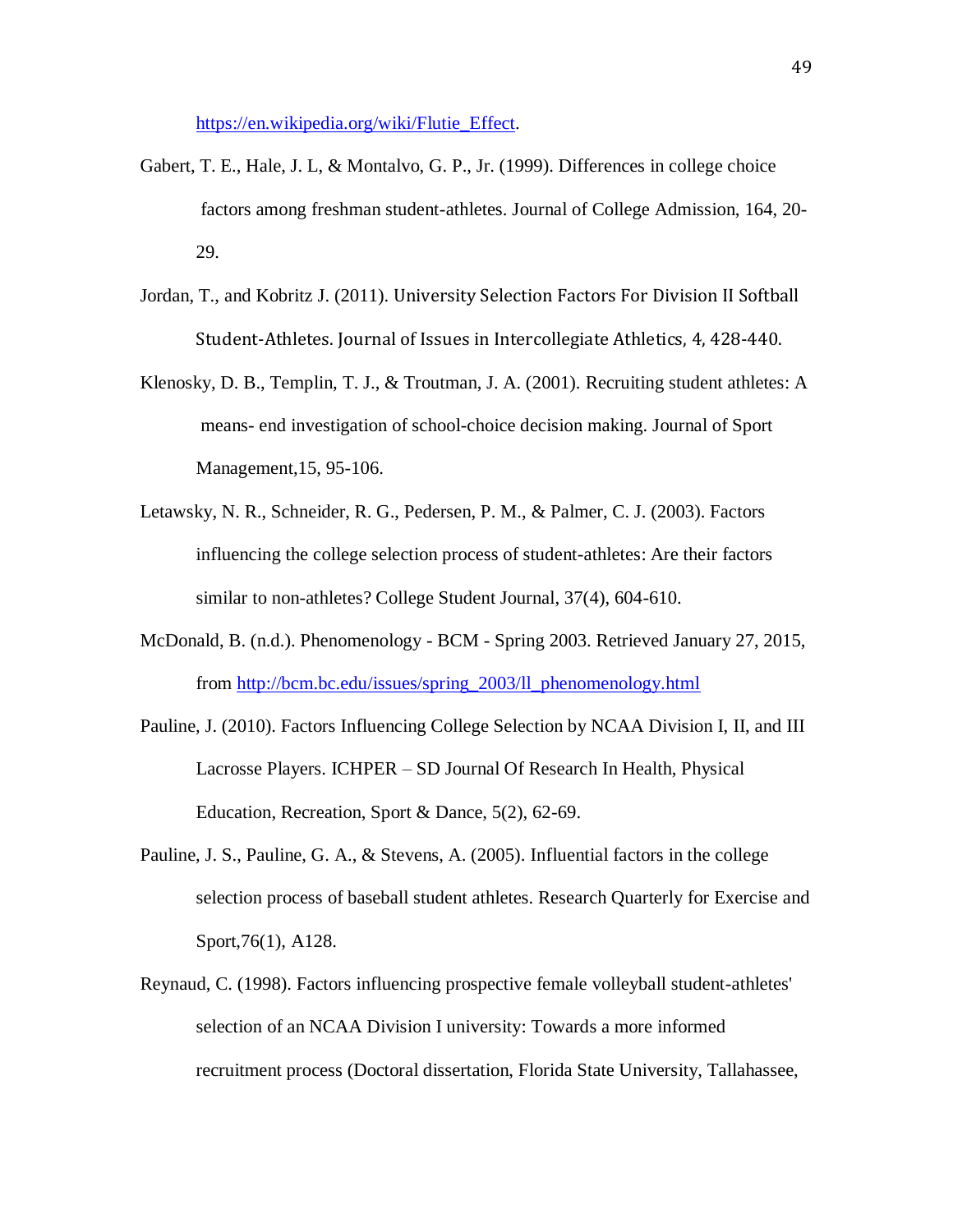https://en.wikipedia.org/wiki/Flutie_Effect.

Gabert, T. E., Hale, J. L, & Montalvo, G. P., Jr. (1999). Differences in college choice factors among freshman student-athletes. Journal of College Admission, 164, 20-29.

Jordan, T., and Kobritz J. (2011). University Selection Factors For Division II Softball Student-Athletes. Journal of Issues in Intercollegiate Athletics, 4, 428-440.

Klenosky, D. B., Templin, T. J., & Troutman, J. A. (2001). Recruiting student athletes: A means- end investigation of school-choice decision making. Journal of Sport Management,15, 95-106.

Letawsky, N. R., Schneider, R. G., Pedersen, P. M., & Palmer, C. J. (2003). Factors influencing the college selection process of student-athletes: Are their factors similar to non-athletes? College Student Journal, 37(4), 604-610.

McDonald, B. (n.d.). Phenomenology - BCM - Spring 2003. Retrieved January 27, 2015, from http://bcm.bc.edu/issues/spring_2003/ll_phenomenology.html

Pauline, J. (2010). Factors Influencing College Selection by NCAA Division I, II, and III Lacrosse Players. ICHPER – SD Journal Of Research In Health, Physical Education, Recreation, Sport & Dance, 5(2), 62-69.

Pauline, J. S., Pauline, G. A., & Stevens, A. (2005). Influential factors in the college selection process of baseball student athletes. Research Quarterly for Exercise and Sport,76(1), A128.

Reynaud, C. (1998). Factors influencing prospective female volleyball student-athletes' selection of an NCAA Division I university: Towards a more informed recruitment process (Doctoral dissertation, Florida State University, Tallahassee,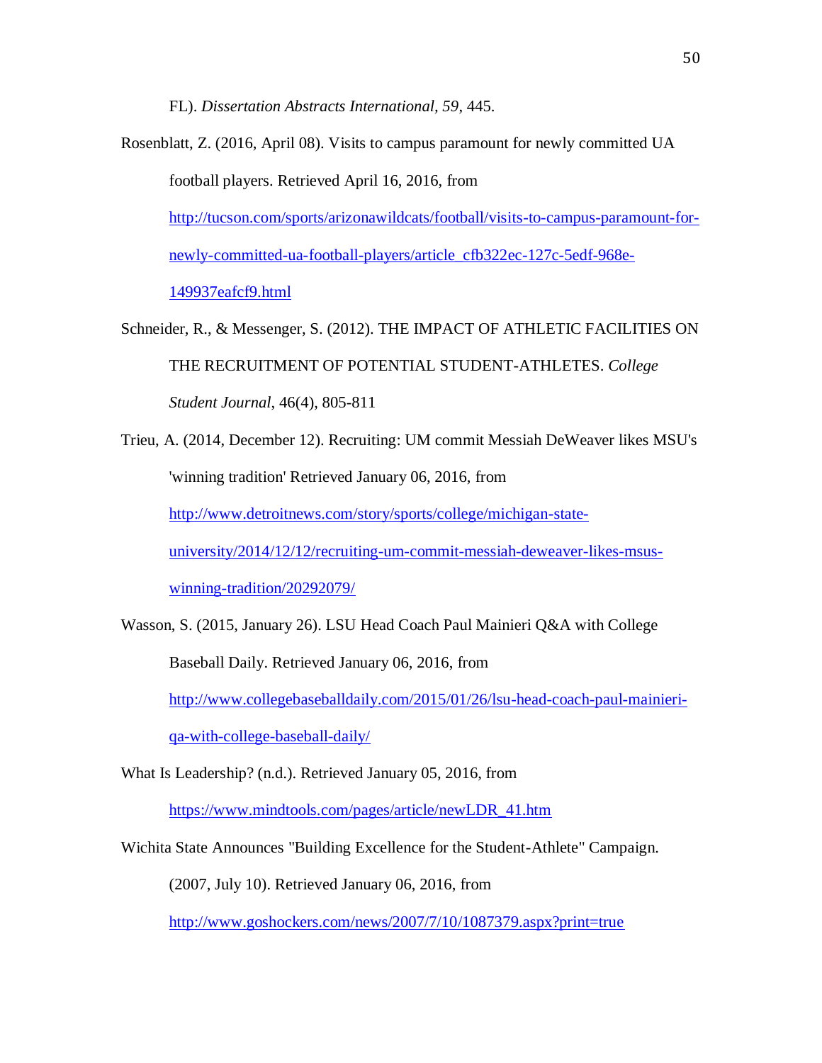FL). *Dissertation Abstracts International*, *59*, 445.

Rosenblatt, Z. (2016, April 08). Visits to campus paramount for newly committed UA football players. Retrieved April 16, 2016, from http://tucson.com/sports/arizonawildcats/football/visits-to-campus-paramount-for-newly-committed-ua-football-players/article_cfb322ec-127c-5edf-968e-149937eafcf9.html

Schneider, R., & Messenger, S. (2012). THE IMPACT OF ATHLETIC FACILITIES ON THE RECRUITMENT OF POTENTIAL STUDENT-ATHLETES. *College Student Journal*, 46(4), 805-811

Trieu, A. (2014, December 12). Recruiting: UM commit Messiah DeWeaver likes MSU's 'winning tradition' Retrieved January 06, 2016, from http://www.detroitnews.com/story/sports/college/michigan-state-university/2014/12/12/recruiting-um-commit-messiah-deweaver-likes-msus-winning-tradition/20292079/

Wasson, S. (2015, January 26). LSU Head Coach Paul Mainieri Q&A with College Baseball Daily. Retrieved January 06, 2016, from http://www.collegebaseballdaily.com/2015/01/26/lsu-head-coach-paul-mainieri-qa-with-college-baseball-daily/

What Is Leadership? (n.d.). Retrieved January 05, 2016, from https://www.mindtools.com/pages/article/newLDR_41.htm

Wichita State Announces "Building Excellence for the Student-Athlete" Campaign. (2007, July 10). Retrieved January 06, 2016, from http://www.goshockers.com/news/2007/7/10/1087379.aspx?print=true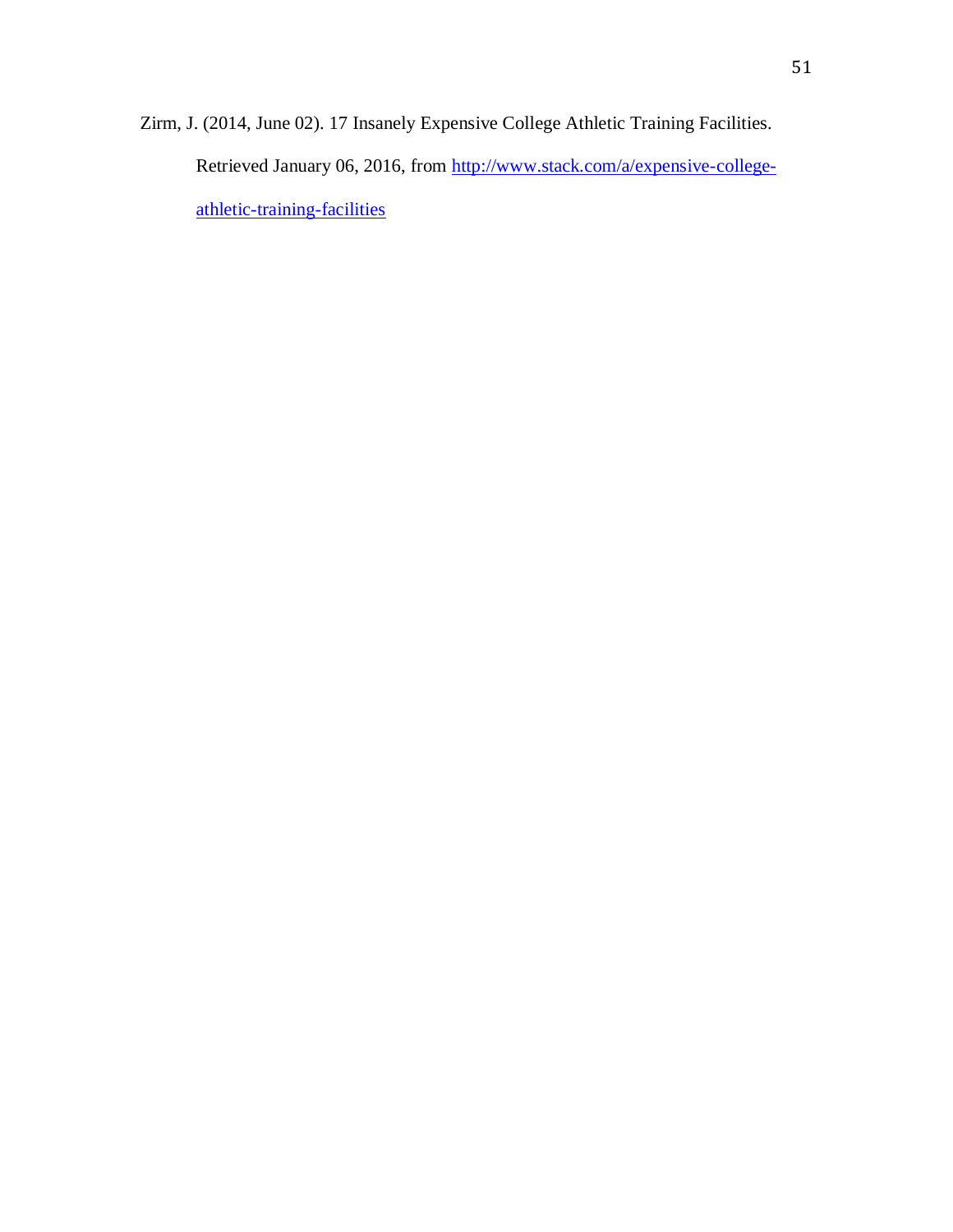Zirm, J. (2014, June 02). 17 Insanely Expensive College Athletic Training Facilities. Retrieved January 06, 2016, from http://www.stack.com/a/expensive-college-athletic-training-facilities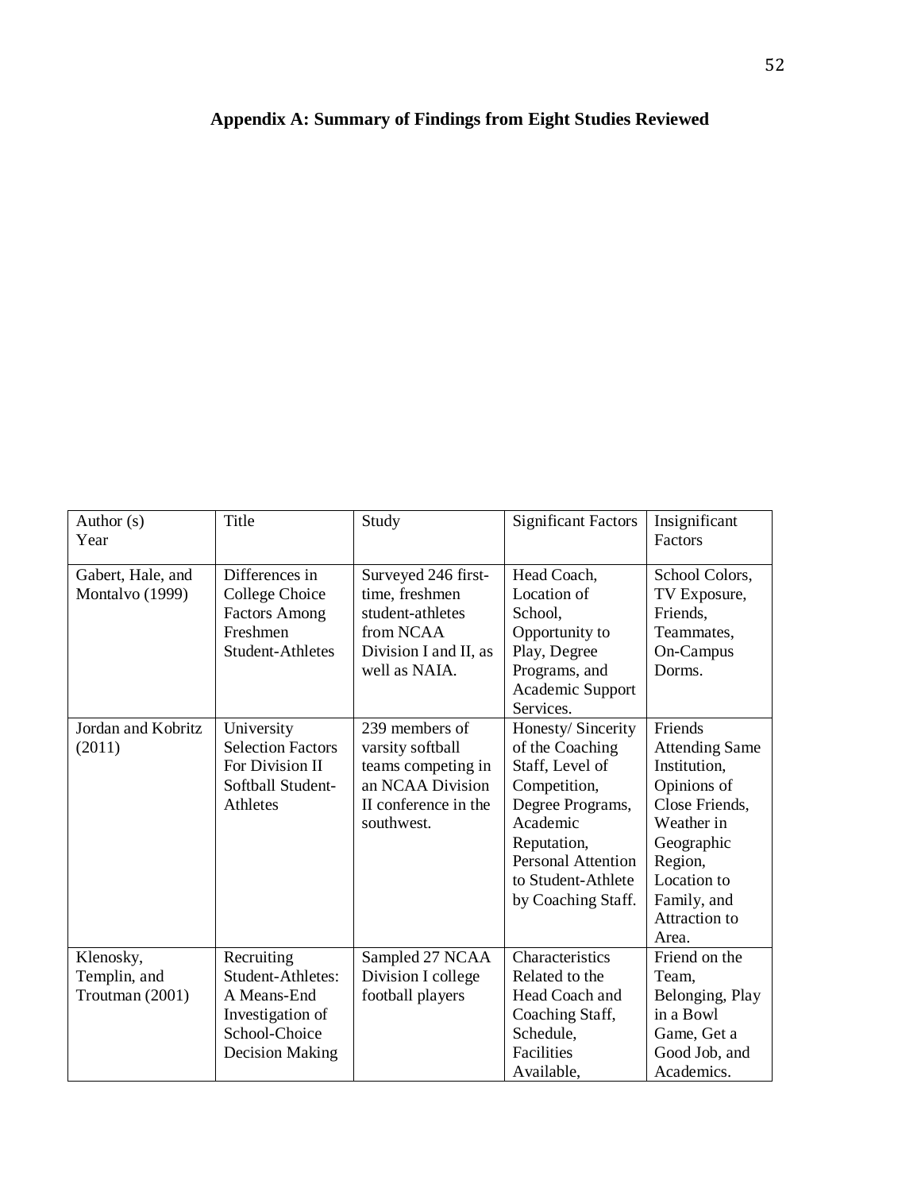## Appendix A: Summary of Findings from Eight Studies Reviewed

| Author (s) Year | Title | Study | Significant Factors | Insignificant Factors |
|---|---|---|---|---|
| Gabert, Hale, and Montalvo (1999) | Differences in College Choice Factors Among Freshmen Student-Athletes | Surveyed 246 first-time, freshmen student-athletes from NCAA Division I and II, as well as NAIA. | Head Coach, Location of School, Opportunity to Play, Degree Programs, and Academic Support Services. | School Colors, TV Exposure, Friends, Teammates, On-Campus Dorms. |
| Jordan and Kobritz (2011) | University Selection Factors For Division II Softball Student-Athletes | 239 members of varsity softball teams competing in an NCAA Division II conference in the southwest. | Honesty/ Sincerity of the Coaching Staff, Level of Competition, Degree Programs, Academic Reputation, Personal Attention to Student-Athlete by Coaching Staff. | Friends Attending Same Institution, Opinions of Close Friends, Weather in Geographic Region, Location to Family, and Attraction to Area. |
| Klenosky, Templin, and Troutman (2001) | Recruiting Student-Athletes: A Means-End Investigation of School-Choice Decision Making | Sampled 27 NCAA Division I college football players | Characteristics Related to the Head Coach and Coaching Staff, Schedule, Facilities Available, | Friend on the Team, Belonging, Play in a Bowl Game, Get a Good Job, and Academics. |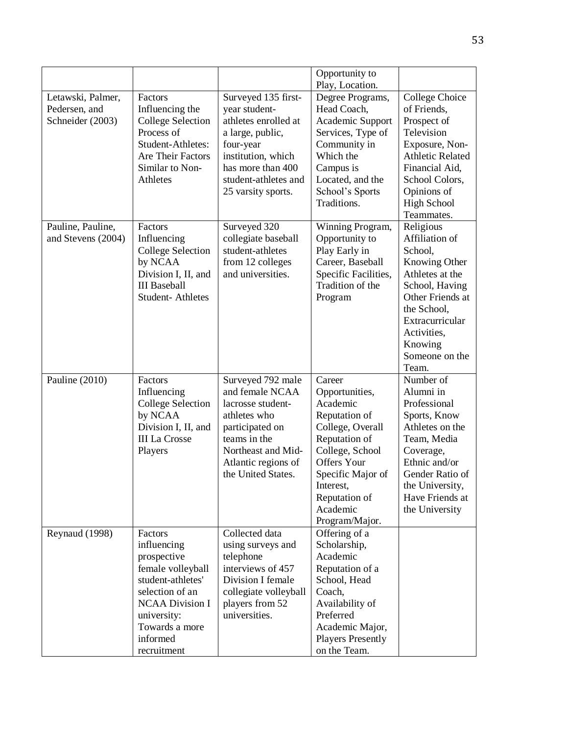| | | | Opportunity to Play, Location. | |
|---|---|---|---|---|
| Letawski, Palmer, Pedersen, and Schneider (2003) | Factors Influencing the College Selection Process of Student-Athletes: Are Their Factors Similar to Non-Athletes | Surveyed 135 first-year student-athletes enrolled at a large, public, four-year institution, which has more than 400 student-athletes and 25 varsity sports. | Degree Programs, Head Coach, Academic Support Services, Type of Community in Which the Campus is Located, and the School's Sports Traditions. | College Choice of Friends, Prospect of Television Exposure, Non-Athletic Related Financial Aid, School Colors, Opinions of High School Teammates. |
| Pauline, Pauline, and Stevens (2004) | Factors Influencing College Selection by NCAA Division I, II, and III Baseball Student- Athletes | Surveyed 320 collegiate baseball student-athletes from 12 colleges and universities. | Winning Program, Opportunity to Play Early in Career, Baseball Specific Facilities, Tradition of the Program | Religious Affiliation of School, Knowing Other Athletes at the School, Having Other Friends at the School, Extracurricular Activities, Knowing Someone on the Team. |
| Pauline (2010) | Factors Influencing College Selection by NCAA Division I, II, and III La Crosse Players | Surveyed 792 male and female NCAA lacrosse student-athletes who participated on teams in the Northeast and Mid-Atlantic regions of the United States. | Career Opportunities, Academic Reputation of College, Overall Reputation of College, School Offers Your Specific Major of Interest, Reputation of Academic Program/Major. | Number of Alumni in Professional Sports, Know Athletes on the Team, Media Coverage, Ethnic and/or Gender Ratio of the University, Have Friends at the University |
| Reynaud (1998) | Factors influencing prospective female volleyball student-athletes' selection of an NCAA Division I university: Towards a more informed recruitment | Collected data using surveys and telephone interviews of 457 Division I female collegiate volleyball players from 52 universities. | Offering of a Scholarship, Academic Reputation of a School, Head Coach, Availability of Preferred Academic Major, Players Presently on the Team. | |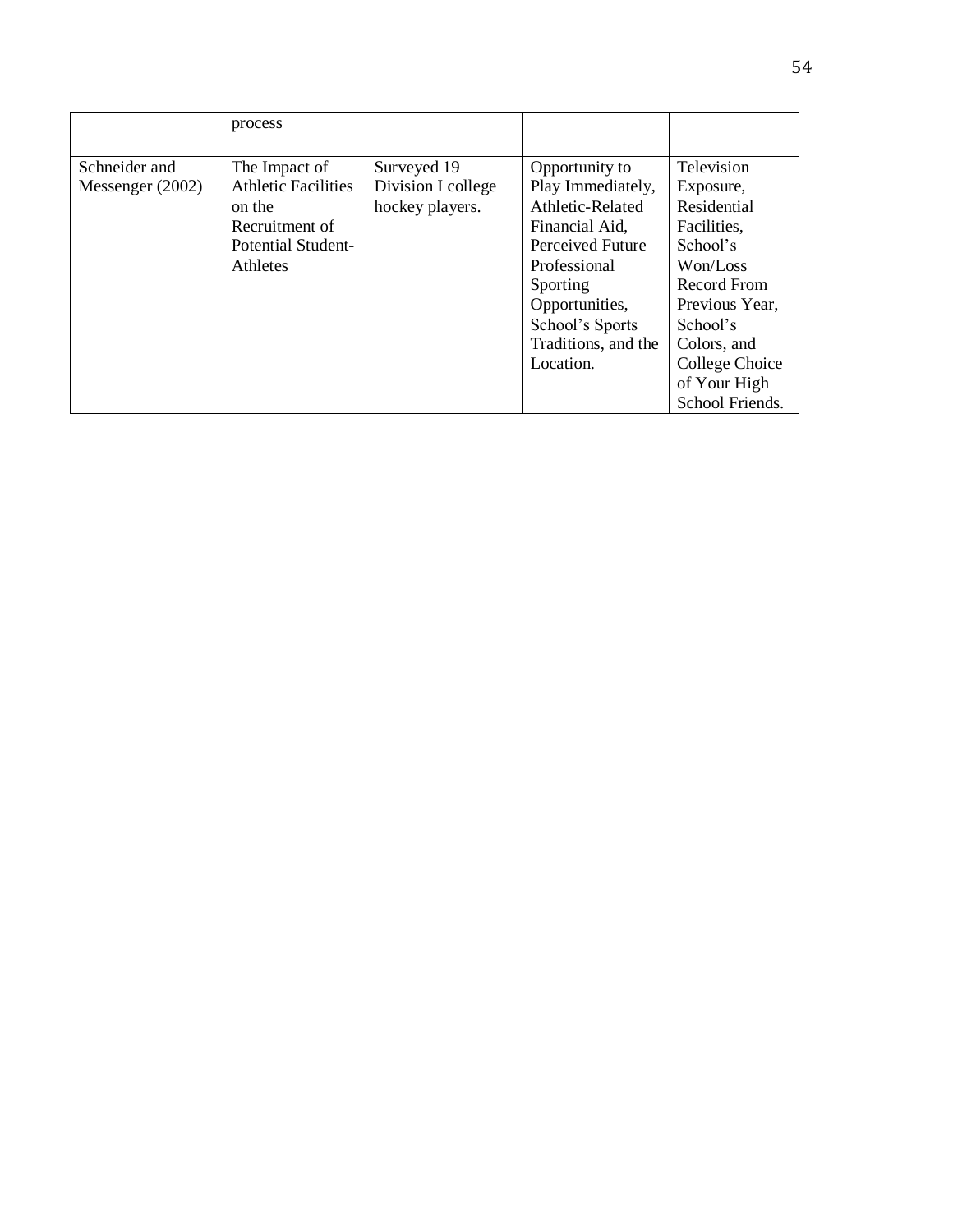| | | | | |
|---|---|---|---|---|
| | process | | | |
| Schneider and Messenger (2002) | The Impact of Athletic Facilities on the Recruitment of Potential Student-Athletes | Surveyed 19 Division I college hockey players. | Opportunity to Play Immediately, Athletic-Related Financial Aid, Perceived Future Professional Sporting Opportunities, School's Sports Traditions, and the Location. | Television Exposure, Residential Facilities, School's Won/Loss Record From Previous Year, School's Colors, and College Choice of Your High School Friends. |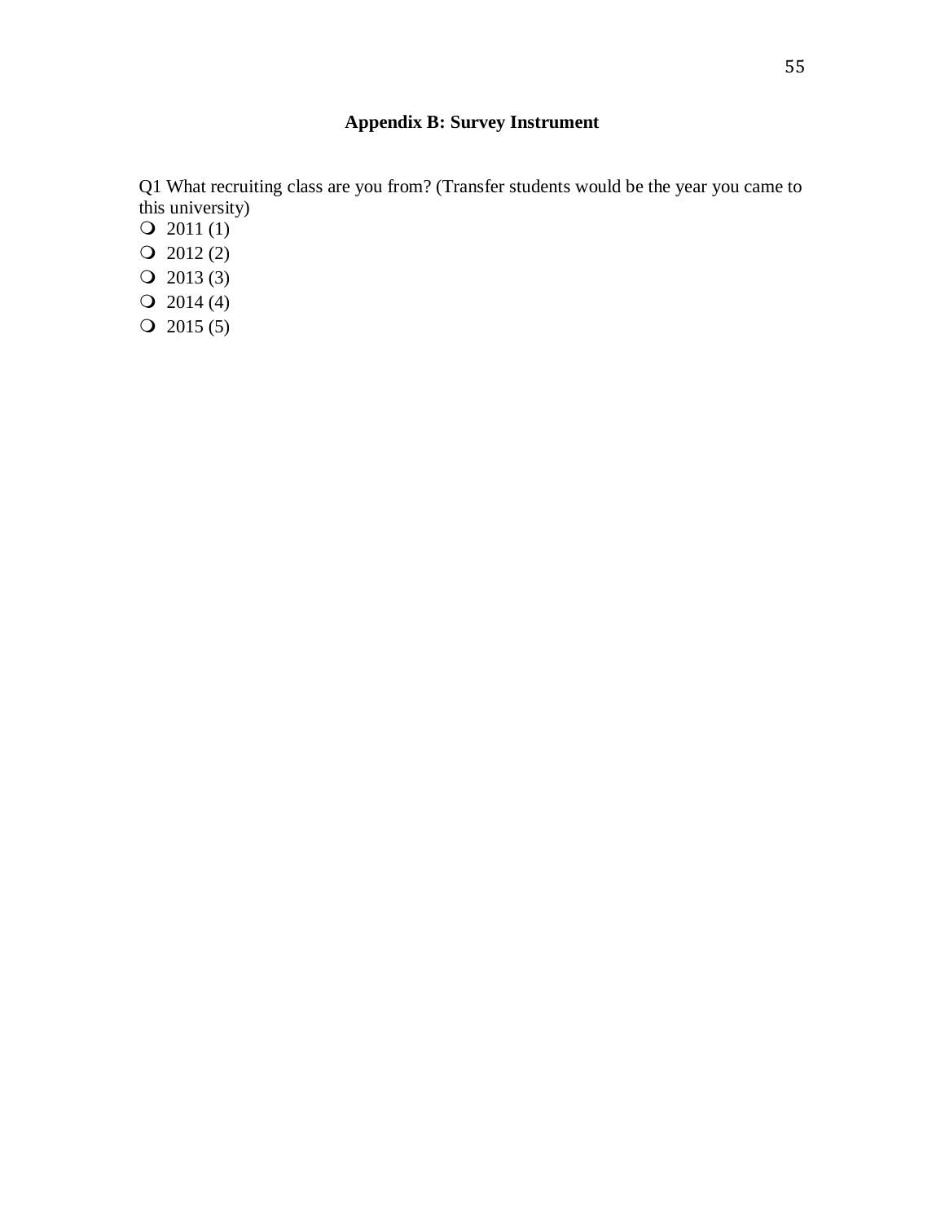## Appendix B: Survey Instrument

Q1 What recruiting class are you from? (Transfer students would be the year you came to this university)

- 2011 (1)
- 2012 (2)
- 2013 (3)
- 2014 (4)
- 2015 (5)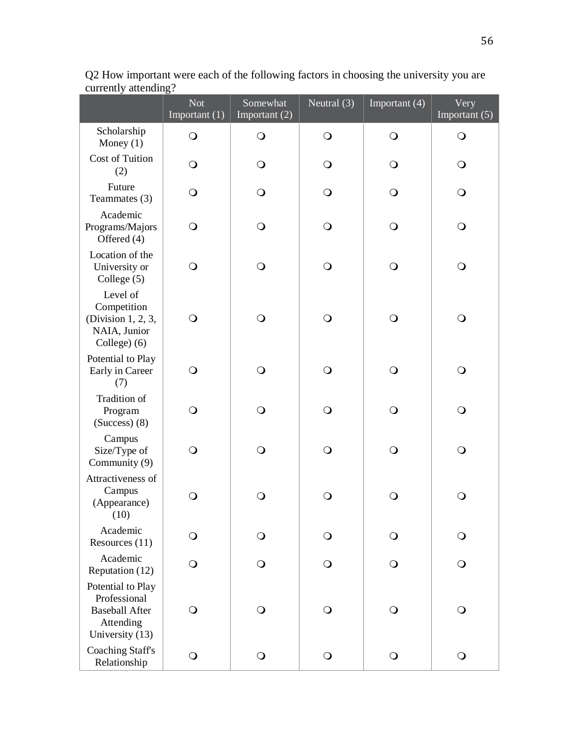Q2 How important were each of the following factors in choosing the university you are currently attending?

| | Not Important (1) | Somewhat Important (2) | Neutral (3) | Important (4) | Very Important (5) |
|---|---|---|---|---|---|
| Scholarship Money (1) | ❍ | ❍ | ❍ | ❍ | ❍ |
| Cost of Tuition (2) | ❍ | ❍ | ❍ | ❍ | ❍ |
| Future Teammates (3) | ❍ | ❍ | ❍ | ❍ | ❍ |
| Academic Programs/Majors Offered (4) | ❍ | ❍ | ❍ | ❍ | ❍ |
| Location of the University or College (5) | ❍ | ❍ | ❍ | ❍ | ❍ |
| Level of Competition (Division 1, 2, 3, NAIA, Junior College) (6) | ❍ | ❍ | ❍ | ❍ | ❍ |
| Potential to Play Early in Career (7) | ❍ | ❍ | ❍ | ❍ | ❍ |
| Tradition of Program (Success) (8) | ❍ | ❍ | ❍ | ❍ | ❍ |
| Campus Size/Type of Community (9) | ❍ | ❍ | ❍ | ❍ | ❍ |
| Attractiveness of Campus (Appearance) (10) | ❍ | ❍ | ❍ | ❍ | ❍ |
| Academic Resources (11) | ❍ | ❍ | ❍ | ❍ | ❍ |
| Academic Reputation (12) | ❍ | ❍ | ❍ | ❍ | ❍ |
| Potential to Play Professional Baseball After Attending University (13) | ❍ | ❍ | ❍ | ❍ | ❍ |
| Coaching Staff's Relationship | ❍ | ❍ | ❍ | ❍ | ❍ |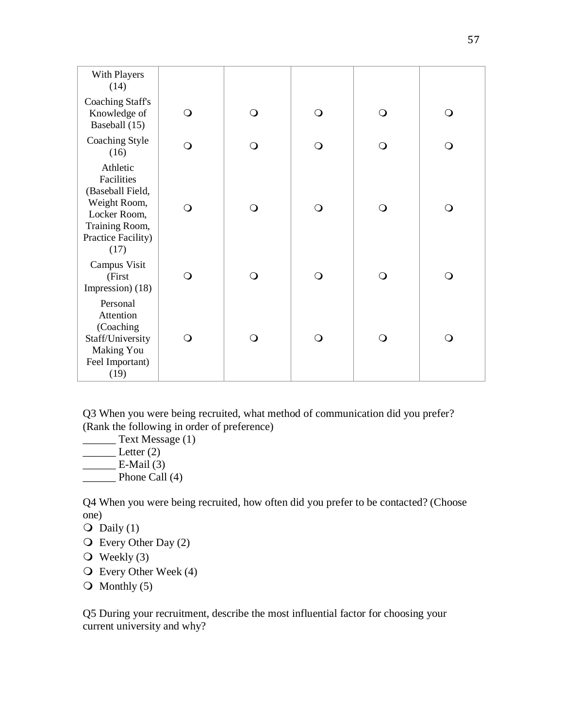| | | | | | |
|---|---|---|---|---|---|
| With Players (14) | | | | | |
| Coaching Staff's Knowledge of Baseball (15) | ❍ | ❍ | ❍ | ❍ | ❍ |
| Coaching Style (16) | ❍ | ❍ | ❍ | ❍ | ❍ |
| Athletic Facilities (Baseball Field, Weight Room, Locker Room, Training Room, Practice Facility) (17) | ❍ | ❍ | ❍ | ❍ | ❍ |
| Campus Visit (First Impression) (18) | ❍ | ❍ | ❍ | ❍ | ❍ |
| Personal Attention (Coaching Staff/University Making You Feel Important) (19) | ❍ | ❍ | ❍ | ❍ | ❍ |

Q3 When you were being recruited, what method of communication did you prefer? (Rank the following in order of preference)

______ Text Message (1)
______ Letter (2)
______ E-Mail (3)
______ Phone Call (4)

Q4 When you were being recruited, how often did you prefer to be contacted? (Choose one)

❍ Daily (1)
❍ Every Other Day (2)
❍ Weekly (3)
❍ Every Other Week (4)
❍ Monthly (5)

Q5 During your recruitment, describe the most influential factor for choosing your current university and why?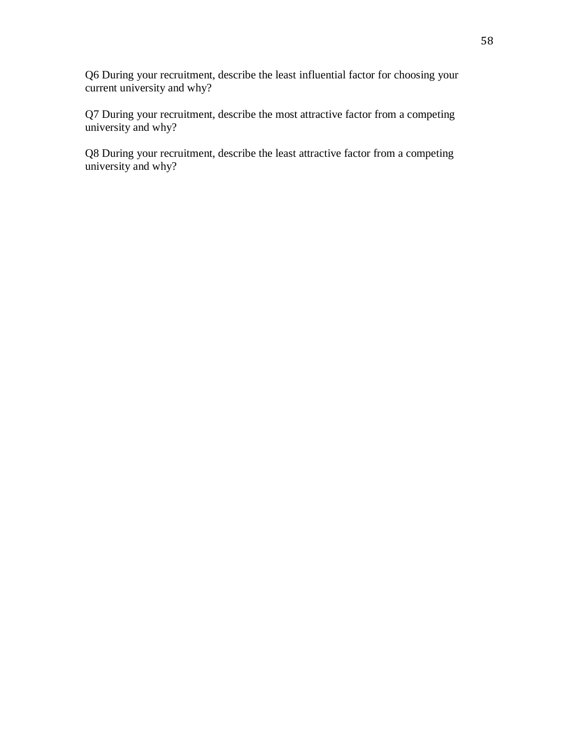Q6 During your recruitment, describe the least influential factor for choosing your current university and why?

Q7 During your recruitment, describe the most attractive factor from a competing university and why?

Q8 During your recruitment, describe the least attractive factor from a competing university and why?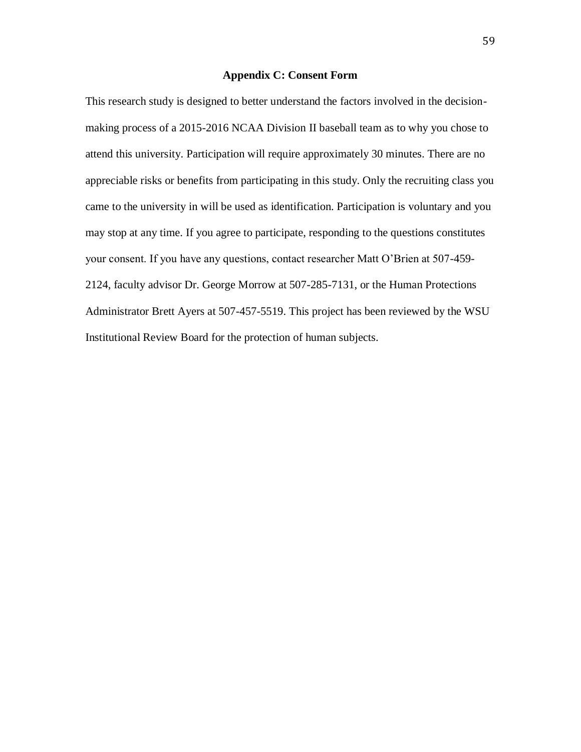## Appendix C: Consent Form

This research study is designed to better understand the factors involved in the decision-making process of a 2015-2016 NCAA Division II baseball team as to why you chose to attend this university. Participation will require approximately 30 minutes. There are no appreciable risks or benefits from participating in this study. Only the recruiting class you came to the university in will be used as identification. Participation is voluntary and you may stop at any time. If you agree to participate, responding to the questions constitutes your consent. If you have any questions, contact researcher Matt O'Brien at 507-459-2124, faculty advisor Dr. George Morrow at 507-285-7131, or the Human Protections Administrator Brett Ayers at 507-457-5519. This project has been reviewed by the WSU Institutional Review Board for the protection of human subjects.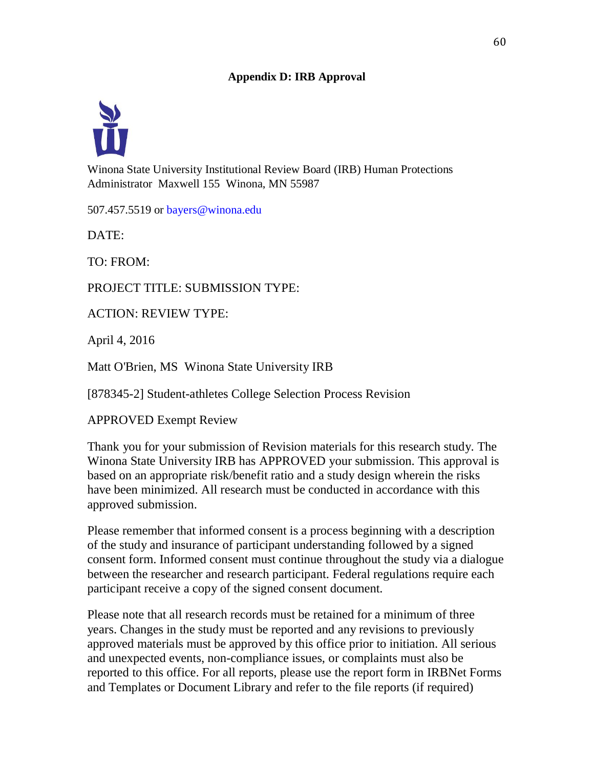**Appendix D: IRB Approval**

Winona State University Institutional Review Board (IRB) Human Protections Administrator Maxwell 155 Winona, MN 55987

507.457.5519 or bayers@winona.edu

DATE:

TO: FROM:

PROJECT TITLE: SUBMISSION TYPE:

ACTION: REVIEW TYPE:

April 4, 2016

Matt O'Brien, MS Winona State University IRB

[878345-2] Student-athletes College Selection Process Revision

APPROVED Exempt Review

Thank you for your submission of Revision materials for this research study. The Winona State University IRB has APPROVED your submission. This approval is based on an appropriate risk/benefit ratio and a study design wherein the risks have been minimized. All research must be conducted in accordance with this approved submission.

Please remember that informed consent is a process beginning with a description of the study and insurance of participant understanding followed by a signed consent form. Informed consent must continue throughout the study via a dialogue between the researcher and research participant. Federal regulations require each participant receive a copy of the signed consent document.

Please note that all research records must be retained for a minimum of three years. Changes in the study must be reported and any revisions to previously approved materials must be approved by this office prior to initiation. All serious and unexpected events, non-compliance issues, or complaints must also be reported to this office. For all reports, please use the report form in IRBNet Forms and Templates or Document Library and refer to the file reports (if required)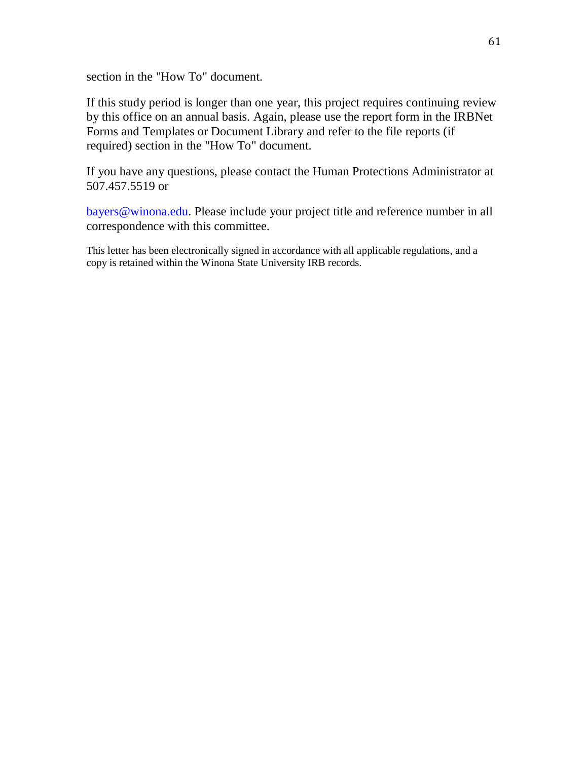section in the "How To" document.

If this study period is longer than one year, this project requires continuing review by this office on an annual basis. Again, please use the report form in the IRBNet Forms and Templates or Document Library and refer to the file reports (if required) section in the "How To" document.

If you have any questions, please contact the Human Protections Administrator at 507.457.5519 or

bayers@winona.edu. Please include your project title and reference number in all correspondence with this committee.

This letter has been electronically signed in accordance with all applicable regulations, and a copy is retained within the Winona State University IRB records.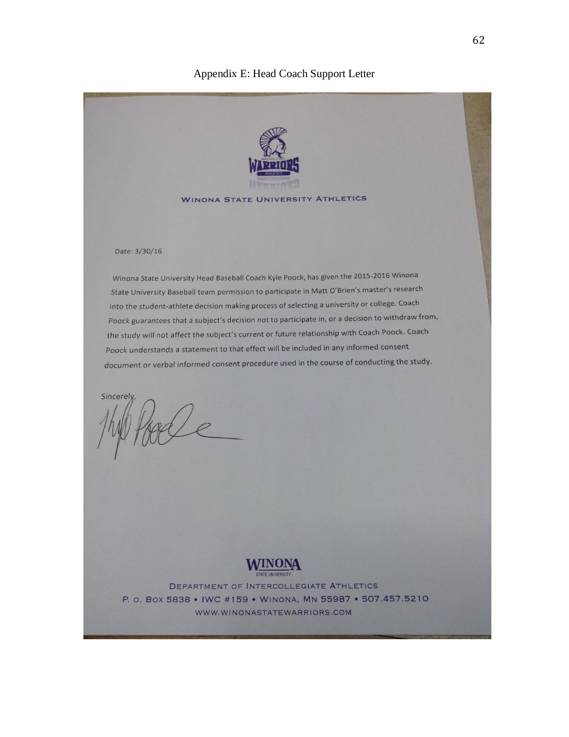## Appendix E: Head Coach Support Letter

WINONA STATE UNIVERSITY ATHLETICS

Date: 3/30/16

Winona State University Head Baseball Coach Kyle Poock, has given the 2015-2016 Winona State University Baseball team permission to participate in Matt O'Brien's master's research into the student-athlete decision making process of selecting a university or college. Coach Poock guarantees that a subject's decision not to participate in, or a decision to withdraw from, the study will not affect the subject's current or future relationship with Coach Poock. Coach Poock understands a statement to that effect will be included in any informed consent document or verbal informed consent procedure used in the course of conducting the study.

Sincerely,

WINONA STATE UNIVERSITY

DEPARTMENT OF INTERCOLLEGIATE ATHLETICS
P. O. BOX 5838 • IWC #159 • WINONA, MN 55987 • 507.457.5210
WWW.WINONASTATEWARRIORS.COM